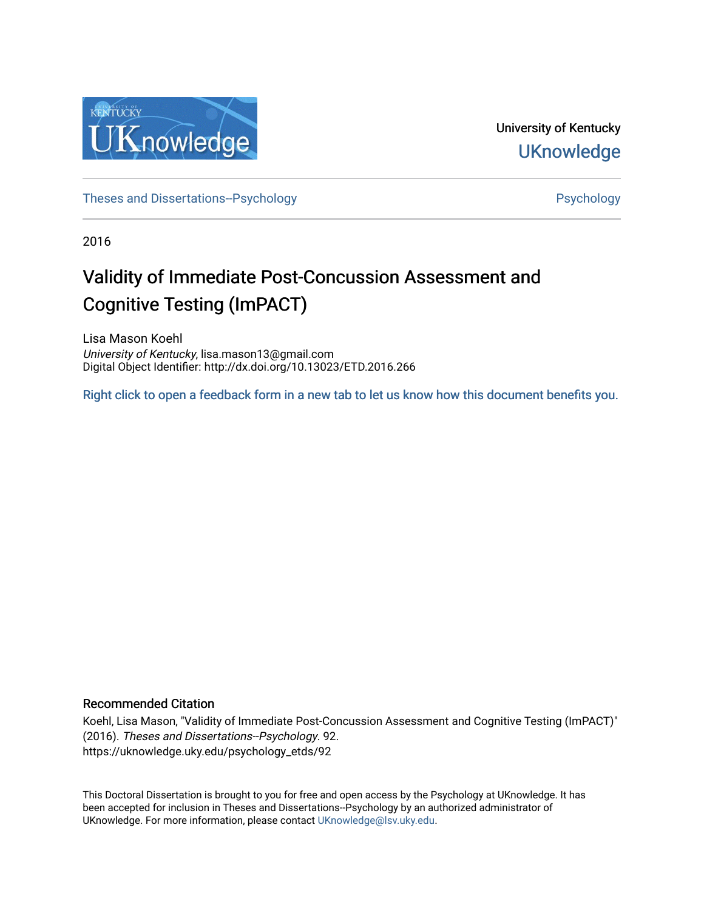University of Kentucky

UKnowledge

Theses and Dissertations--Psychology

Psychology

2016

# Validity of Immediate Post-Concussion Assessment and Cognitive Testing (ImPACT)

Lisa Mason Koehl
*University of Kentucky*, lisa.mason13@gmail.com
Digital Object Identifier: http://dx.doi.org/10.13023/ETD.2016.266

Right click to open a feedback form in a new tab to let us know how this document benefits you.

## Recommended Citation

Koehl, Lisa Mason, "Validity of Immediate Post-Concussion Assessment and Cognitive Testing (ImPACT)" (2016). *Theses and Dissertations--Psychology*. 92.
https://uknowledge.uky.edu/psychology_etds/92

This Doctoral Dissertation is brought to you for free and open access by the Psychology at UKnowledge. It has been accepted for inclusion in Theses and Dissertations--Psychology by an authorized administrator of UKnowledge. For more information, please contact UKnowledge@lsv.uky.edu.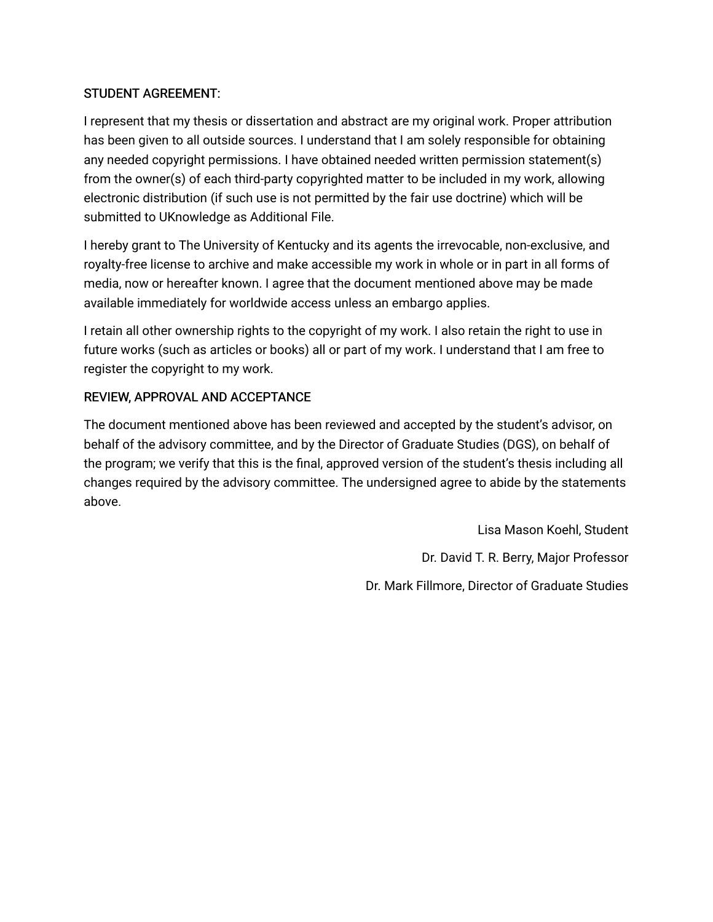STUDENT AGREEMENT:

I represent that my thesis or dissertation and abstract are my original work. Proper attribution has been given to all outside sources. I understand that I am solely responsible for obtaining any needed copyright permissions. I have obtained needed written permission statement(s) from the owner(s) of each third-party copyrighted matter to be included in my work, allowing electronic distribution (if such use is not permitted by the fair use doctrine) which will be submitted to UKnowledge as Additional File.

I hereby grant to The University of Kentucky and its agents the irrevocable, non-exclusive, and royalty-free license to archive and make accessible my work in whole or in part in all forms of media, now or hereafter known. I agree that the document mentioned above may be made available immediately for worldwide access unless an embargo applies.

I retain all other ownership rights to the copyright of my work. I also retain the right to use in future works (such as articles or books) all or part of my work. I understand that I am free to register the copyright to my work.

REVIEW, APPROVAL AND ACCEPTANCE

The document mentioned above has been reviewed and accepted by the student's advisor, on behalf of the advisory committee, and by the Director of Graduate Studies (DGS), on behalf of the program; we verify that this is the final, approved version of the student's thesis including all changes required by the advisory committee. The undersigned agree to abide by the statements above.

Lisa Mason Koehl, Student

Dr. David T. R. Berry, Major Professor

Dr. Mark Fillmore, Director of Graduate Studies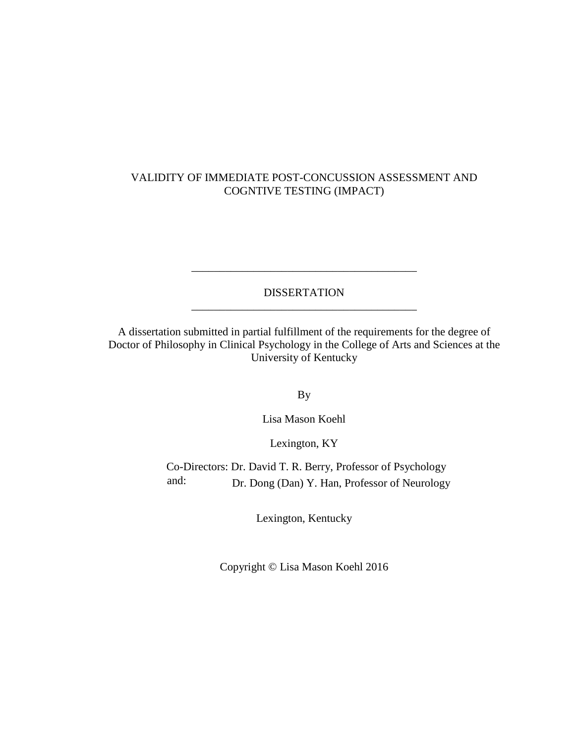VALIDITY OF IMMEDIATE POST-CONCUSSION ASSESSMENT AND COGNTIVE TESTING (IMPACT)

---

DISSERTATION

---

A dissertation submitted in partial fulfillment of the requirements for the degree of Doctor of Philosophy in Clinical Psychology in the College of Arts and Sciences at the University of Kentucky

By

Lisa Mason Koehl

Lexington, KY

Co-Directors: Dr. David T. R. Berry, Professor of Psychology
and: Dr. Dong (Dan) Y. Han, Professor of Neurology

Lexington, Kentucky

Copyright © Lisa Mason Koehl 2016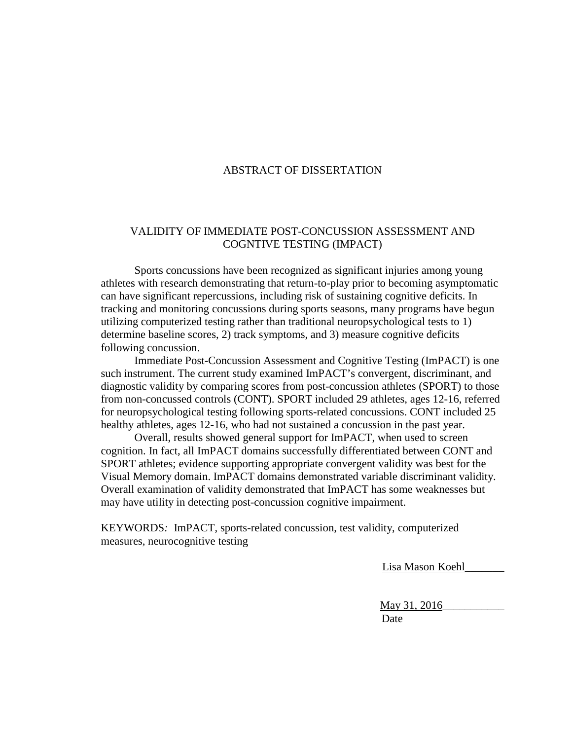# ABSTRACT OF DISSERTATION

## VALIDITY OF IMMEDIATE POST-CONCUSSION ASSESSMENT AND COGNTIVE TESTING (IMPACT)

Sports concussions have been recognized as significant injuries among young athletes with research demonstrating that return-to-play prior to becoming asymptomatic can have significant repercussions, including risk of sustaining cognitive deficits. In tracking and monitoring concussions during sports seasons, many programs have begun utilizing computerized testing rather than traditional neuropsychological tests to 1) determine baseline scores, 2) track symptoms, and 3) measure cognitive deficits following concussion.

Immediate Post-Concussion Assessment and Cognitive Testing (ImPACT) is one such instrument. The current study examined ImPACT's convergent, discriminant, and diagnostic validity by comparing scores from post-concussion athletes (SPORT) to those from non-concussed controls (CONT). SPORT included 29 athletes, ages 12-16, referred for neuropsychological testing following sports-related concussions. CONT included 25 healthy athletes, ages 12-16, who had not sustained a concussion in the past year.

Overall, results showed general support for ImPACT, when used to screen cognition. In fact, all ImPACT domains successfully differentiated between CONT and SPORT athletes; evidence supporting appropriate convergent validity was best for the Visual Memory domain. ImPACT domains demonstrated variable discriminant validity. Overall examination of validity demonstrated that ImPACT has some weaknesses but may have utility in detecting post-concussion cognitive impairment.

KEYWORDS*:* ImPACT, sports-related concussion, test validity, computerized measures, neurocognitive testing

Lisa Mason Koehl

May 31, 2016

Date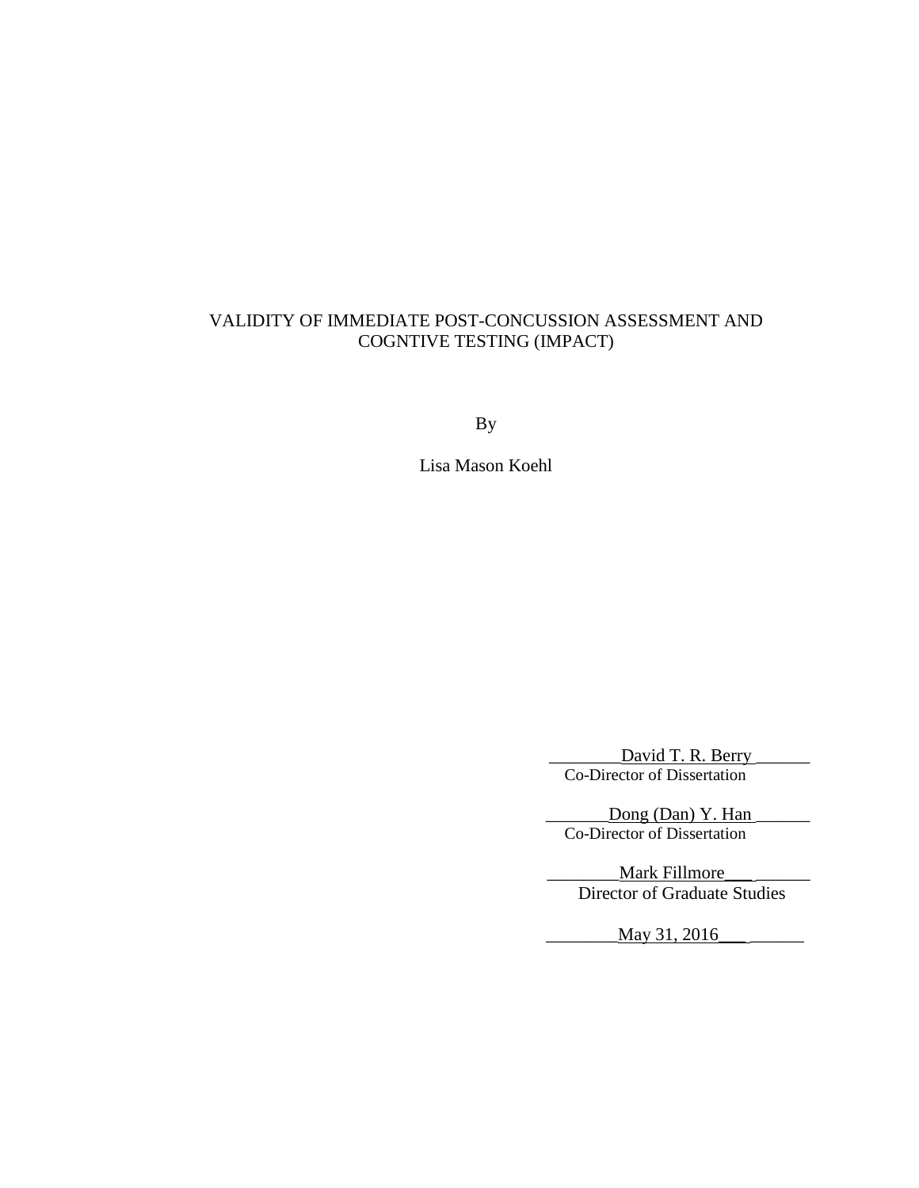VALIDITY OF IMMEDIATE POST-CONCUSSION ASSESSMENT AND COGNTIVE TESTING (IMPACT)

By

Lisa Mason Koehl

David T. R. Berry
Co-Director of Dissertation

Dong (Dan) Y. Han
Co-Director of Dissertation

Mark Fillmore
Director of Graduate Studies

May 31, 2016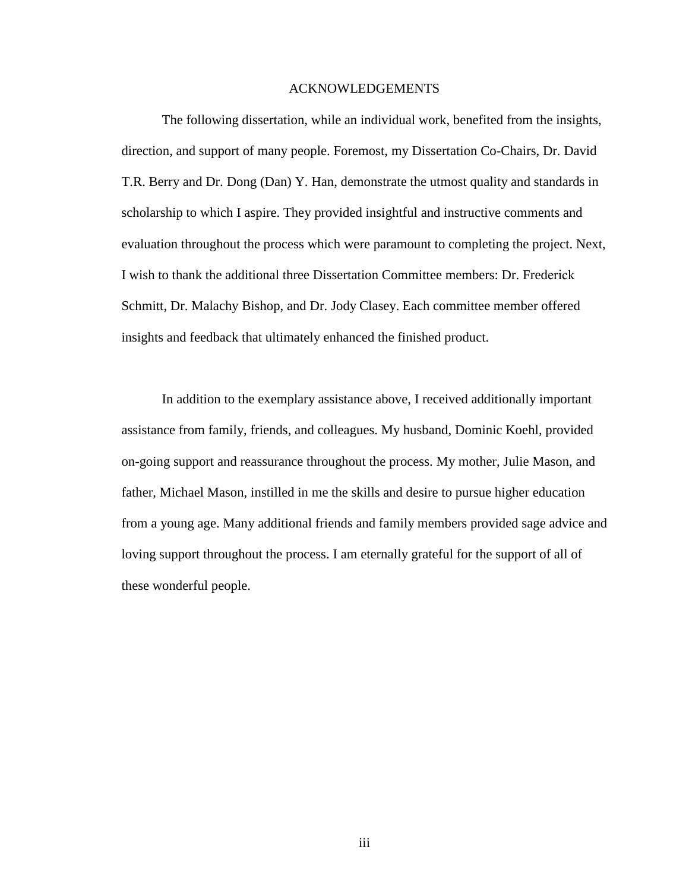# ACKNOWLEDGEMENTS

The following dissertation, while an individual work, benefited from the insights, direction, and support of many people. Foremost, my Dissertation Co-Chairs, Dr. David T.R. Berry and Dr. Dong (Dan) Y. Han, demonstrate the utmost quality and standards in scholarship to which I aspire. They provided insightful and instructive comments and evaluation throughout the process which were paramount to completing the project. Next, I wish to thank the additional three Dissertation Committee members: Dr. Frederick Schmitt, Dr. Malachy Bishop, and Dr. Jody Clasey. Each committee member offered insights and feedback that ultimately enhanced the finished product.

In addition to the exemplary assistance above, I received additionally important assistance from family, friends, and colleagues. My husband, Dominic Koehl, provided on-going support and reassurance throughout the process. My mother, Julie Mason, and father, Michael Mason, instilled in me the skills and desire to pursue higher education from a young age. Many additional friends and family members provided sage advice and loving support throughout the process. I am eternally grateful for the support of all of these wonderful people.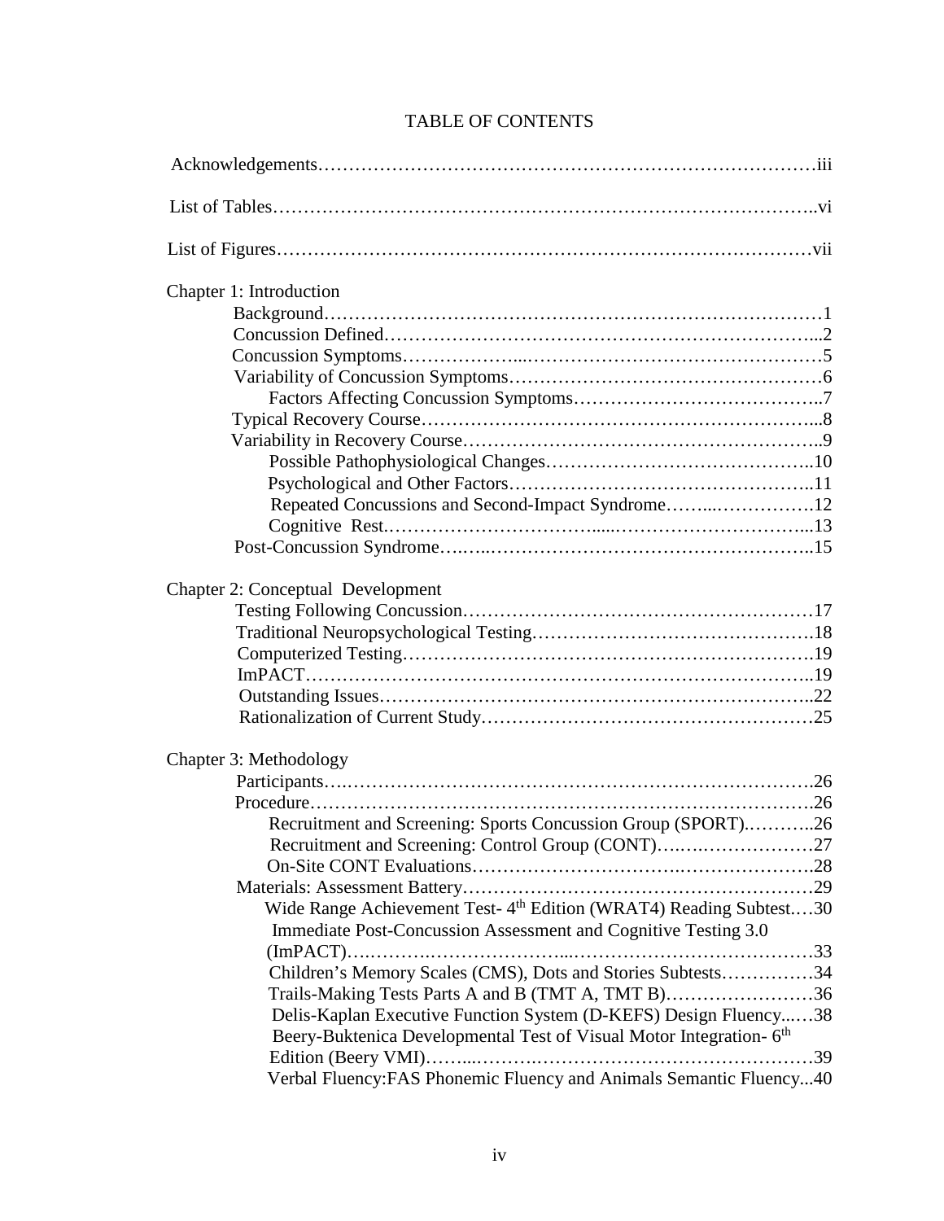# TABLE OF CONTENTS

Acknowledgements……………………………………………………………………iii

List of Tables…………………………………………………………………………..vi

List of Figures…………………………………………………………………………vii

Chapter 1: Introduction

- Background……………………………………………………………………1
- Concussion Defined…………………………………………………………...2
- Concussion Symptoms………………...………………………………………5
- Variability of Concussion Symptoms…………………………………………6
  - Factors Affecting Concussion Symptoms………………………………..7
- Typical Recovery Course……………………………………………………...8
- Variability in Recovery Course………………………………………………..9
  - Possible Pathophysiological Changes……………………………………..10
  - Psychological and Other Factors…………………………………………..11
  - Repeated Concussions and Second-Impact Syndrome……...…………….12
  - Cognitive Rest.…………………………......…………………………...13
- Post-Concussion Syndrome….…..……………………………………………..15

Chapter 2: Conceptual Development

- Testing Following Concussion…………………………………………………17
- Traditional Neuropsychological Testing……………………………………….18
- Computerized Testing………………………………………………………….19
- ImPACT………………………………………………………………………..19
- Outstanding Issues……………………………………………………………..22
- Rationalization of Current Study………………………………………………25

Chapter 3: Methodology

- Participants….………………………………………………………………….26
- Procedure……………………………………………………………………….26
  - Recruitment and Screening: Sports Concussion Group (SPORT).………..26
  - Recruitment and Screening: Control Group (CONT)….….………………27
  - On-Site CONT Evaluations……………………………….……………….28
- Materials: Assessment Battery…………………………………………………29
  - Wide Range Achievement Test- 4th Edition (WRAT4) Reading Subtest.…30
  - Immediate Post-Concussion Assessment and Cognitive Testing 3.0 (ImPACT)….………….…………………...………………………………33
  - Children's Memory Scales (CMS), Dots and Stories Subtests……………34
  - Trails-Making Tests Parts A and B (TMT A, TMT B)……………………36
  - Delis-Kaplan Executive Function System (D-KEFS) Design Fluency...…38
  - Beery-Buktenica Developmental Test of Visual Motor Integration- 6th Edition (Beery VMI)……..……….……………………………………….39
  - Verbal Fluency:FAS Phonemic Fluency and Animals Semantic Fluency...40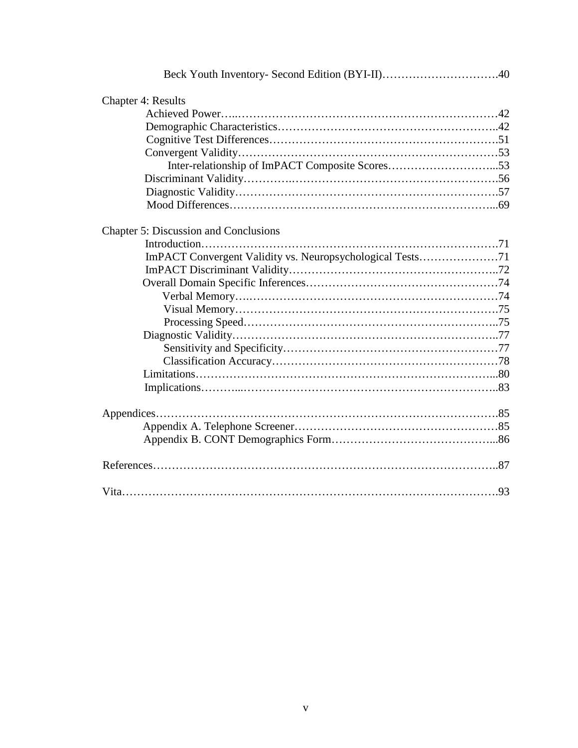Beck Youth Inventory- Second Edition (BYI-II)…………………………40

Chapter 4: Results

- Achieved Power…………………………………………………………42
- Demographic Characteristics……………………………………………42
- Cognitive Test Differences………………………………………………51
- Convergent Validity………………………………………………………53
  - Inter-relationship of ImPACT Composite Scores…………………………53
- Discriminant Validity……………………………………………………56
- Diagnostic Validity………………………………………………………57
- Mood Differences…………………………………………………………69

Chapter 5: Discussion and Conclusions

- Introduction………………………………………………………………71
- ImPACT Convergent Validity vs. Neuropsychological Tests…………………71
- ImPACT Discriminant Validity……………………………………………72
- Overall Domain Specific Inferences………………………………………74
  - Verbal Memory……………………………………………………………74
  - Visual Memory……………………………………………………………75
  - Processing Speed…………………………………………………………75
- Diagnostic Validity………………………………………………………77
  - Sensitivity and Specificity………………………………………………77
  - Classification Accuracy…………………………………………………78
- Limitations…………………………………………………………………80
- Implications………………………………………………………………83

Appendices…………………………………………………………………………85

- Appendix A. Telephone Screener…………………………………………85
- Appendix B. CONT Demographics Form…………………………………86

References…………………………………………………………………………87

Vita…………………………………………………………………………………93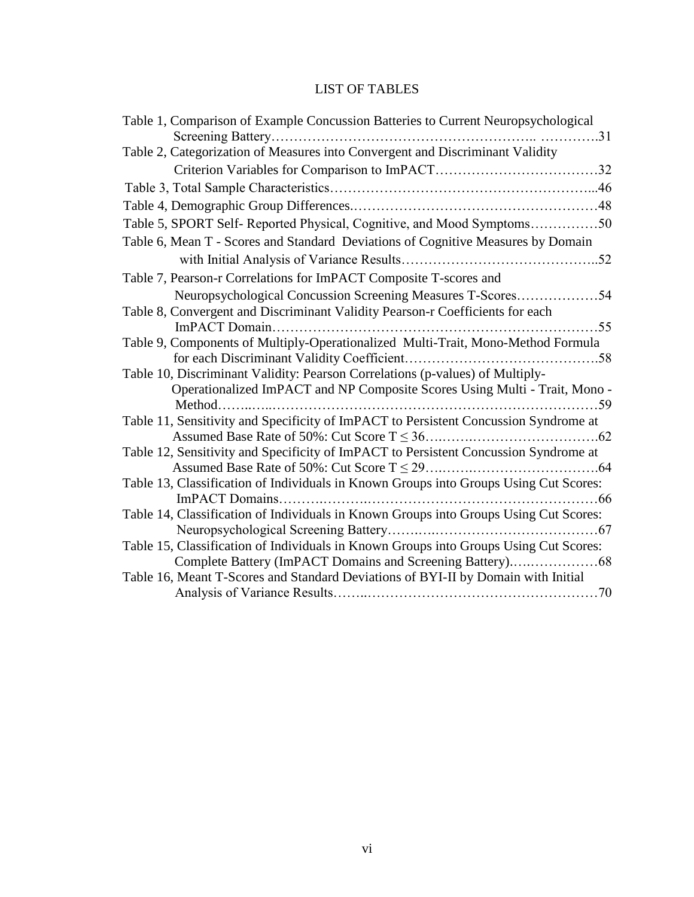# LIST OF TABLES

Table 1, Comparison of Example Concussion Batteries to Current Neuropsychological Screening Battery………………………………………………….. ………….31

Table 2, Categorization of Measures into Convergent and Discriminant Validity Criterion Variables for Comparison to ImPACT………………………………32

Table 3, Total Sample Characteristics………………………………………………...46

Table 4, Demographic Group Differences.……………………………………………48

Table 5, SPORT Self- Reported Physical, Cognitive, and Mood Symptoms……………50

Table 6, Mean T - Scores and Standard Deviations of Cognitive Measures by Domain with Initial Analysis of Variance Results……………………………………..52

Table 7, Pearson-r Correlations for ImPACT Composite T-scores and Neuropsychological Concussion Screening Measures T-Scores………………54

Table 8, Convergent and Discriminant Validity Pearson-r Coefficients for each ImPACT Domain……………………………………………………………55

Table 9, Components of Multiply-Operationalized Multi-Trait, Mono-Method Formula for each Discriminant Validity Coefficient……………………………………58

Table 10, Discriminant Validity: Pearson Correlations (p-values) of Multiply-Operationalized ImPACT and NP Composite Scores Using Multi - Trait, Mono - Method……..…………………………………………………………………59

Table 11, Sensitivity and Specificity of ImPACT to Persistent Concussion Syndrome at Assumed Base Rate of 50%: Cut Score $T \leq 36$…..…….……………………….62

Table 12, Sensitivity and Specificity of ImPACT to Persistent Concussion Syndrome at Assumed Base Rate of 50%: Cut Score $T \leq 29$…..…….………………………64

Table 13, Classification of Individuals in Known Groups into Groups Using Cut Scores: ImPACT Domains……….……….……………………………….……………66

Table 14, Classification of Individuals in Known Groups into Groups Using Cut Scores: Neuropsychological Screening Battery……….………………………………67

Table 15, Classification of Individuals in Known Groups into Groups Using Cut Scores: Complete Battery (ImPACT Domains and Screening Battery).…..……………68

Table 16, Meant T-Scores and Standard Deviations of BYI-II by Domain with Initial Analysis of Variance Results……..……………………………………………70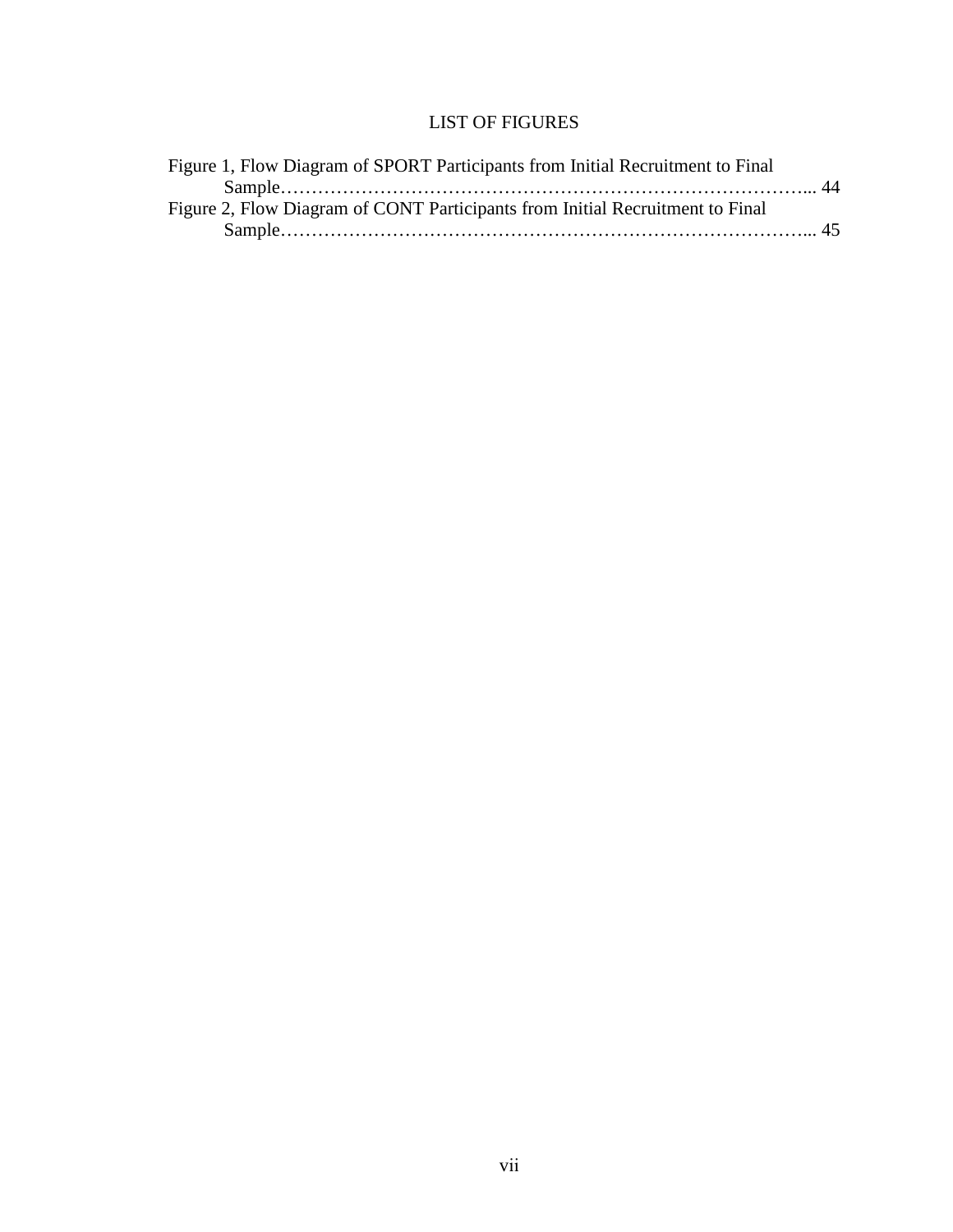# LIST OF FIGURES

Figure 1, Flow Diagram of SPORT Participants from Initial Recruitment to Final Sample…………………………………………………………………………... 44

Figure 2, Flow Diagram of CONT Participants from Initial Recruitment to Final Sample…………………………………………………………………………... 45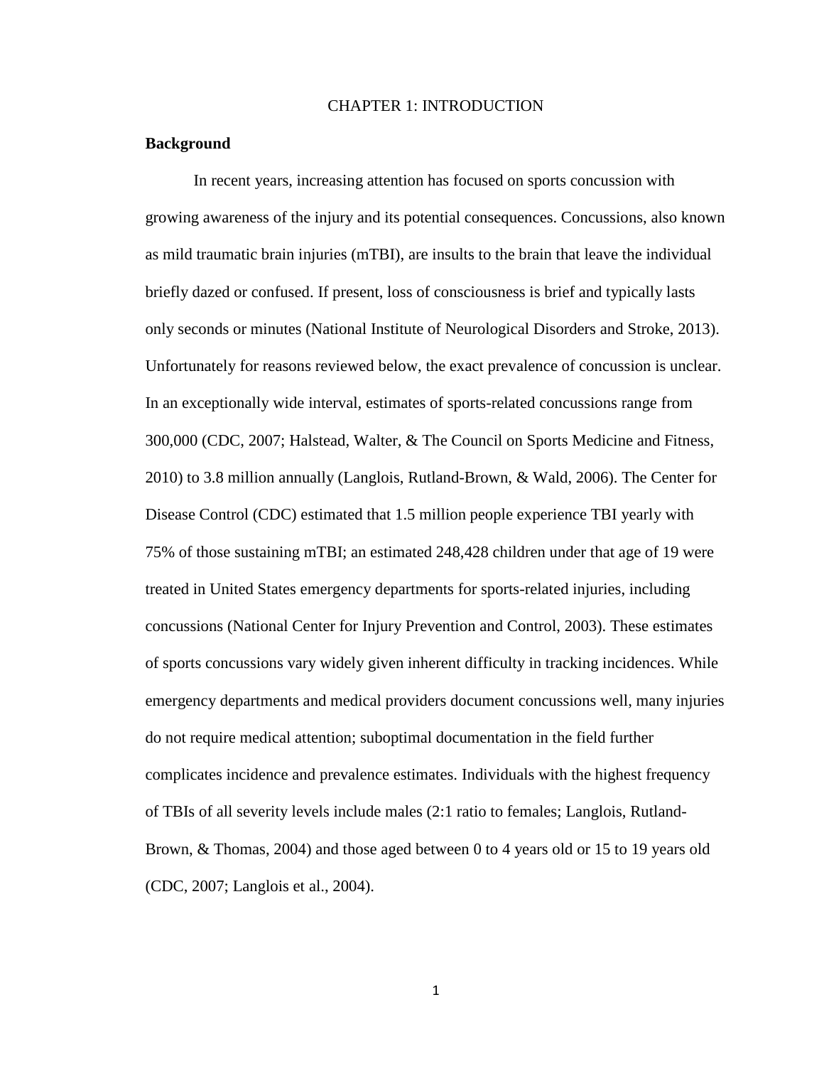# CHAPTER 1: INTRODUCTION

## Background

In recent years, increasing attention has focused on sports concussion with growing awareness of the injury and its potential consequences. Concussions, also known as mild traumatic brain injuries (mTBI), are insults to the brain that leave the individual briefly dazed or confused. If present, loss of consciousness is brief and typically lasts only seconds or minutes (National Institute of Neurological Disorders and Stroke, 2013). Unfortunately for reasons reviewed below, the exact prevalence of concussion is unclear. In an exceptionally wide interval, estimates of sports-related concussions range from 300,000 (CDC, 2007; Halstead, Walter, & The Council on Sports Medicine and Fitness, 2010) to 3.8 million annually (Langlois, Rutland-Brown, & Wald, 2006). The Center for Disease Control (CDC) estimated that 1.5 million people experience TBI yearly with 75% of those sustaining mTBI; an estimated 248,428 children under that age of 19 were treated in United States emergency departments for sports-related injuries, including concussions (National Center for Injury Prevention and Control, 2003). These estimates of sports concussions vary widely given inherent difficulty in tracking incidences. While emergency departments and medical providers document concussions well, many injuries do not require medical attention; suboptimal documentation in the field further complicates incidence and prevalence estimates. Individuals with the highest frequency of TBIs of all severity levels include males (2:1 ratio to females; Langlois, Rutland-Brown, & Thomas, 2004) and those aged between 0 to 4 years old or 15 to 19 years old (CDC, 2007; Langlois et al., 2004).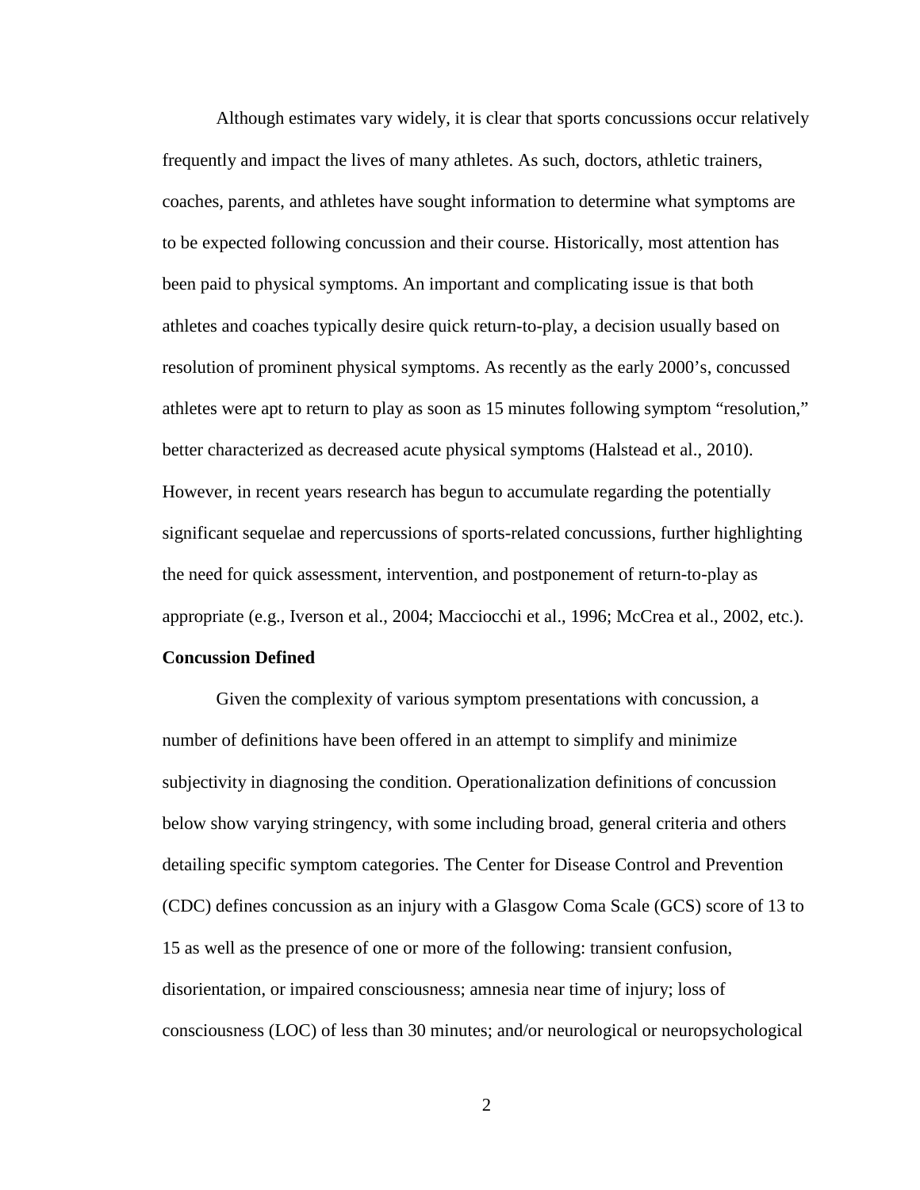Although estimates vary widely, it is clear that sports concussions occur relatively frequently and impact the lives of many athletes. As such, doctors, athletic trainers, coaches, parents, and athletes have sought information to determine what symptoms are to be expected following concussion and their course. Historically, most attention has been paid to physical symptoms. An important and complicating issue is that both athletes and coaches typically desire quick return-to-play, a decision usually based on resolution of prominent physical symptoms. As recently as the early 2000's, concussed athletes were apt to return to play as soon as 15 minutes following symptom "resolution," better characterized as decreased acute physical symptoms (Halstead et al., 2010). However, in recent years research has begun to accumulate regarding the potentially significant sequelae and repercussions of sports-related concussions, further highlighting the need for quick assessment, intervention, and postponement of return-to-play as appropriate (e.g., Iverson et al., 2004; Macciocchi et al., 1996; McCrea et al., 2002, etc.).

**Concussion Defined**

Given the complexity of various symptom presentations with concussion, a number of definitions have been offered in an attempt to simplify and minimize subjectivity in diagnosing the condition. Operationalization definitions of concussion below show varying stringency, with some including broad, general criteria and others detailing specific symptom categories. The Center for Disease Control and Prevention (CDC) defines concussion as an injury with a Glasgow Coma Scale (GCS) score of 13 to 15 as well as the presence of one or more of the following: transient confusion, disorientation, or impaired consciousness; amnesia near time of injury; loss of consciousness (LOC) of less than 30 minutes; and/or neurological or neuropsychological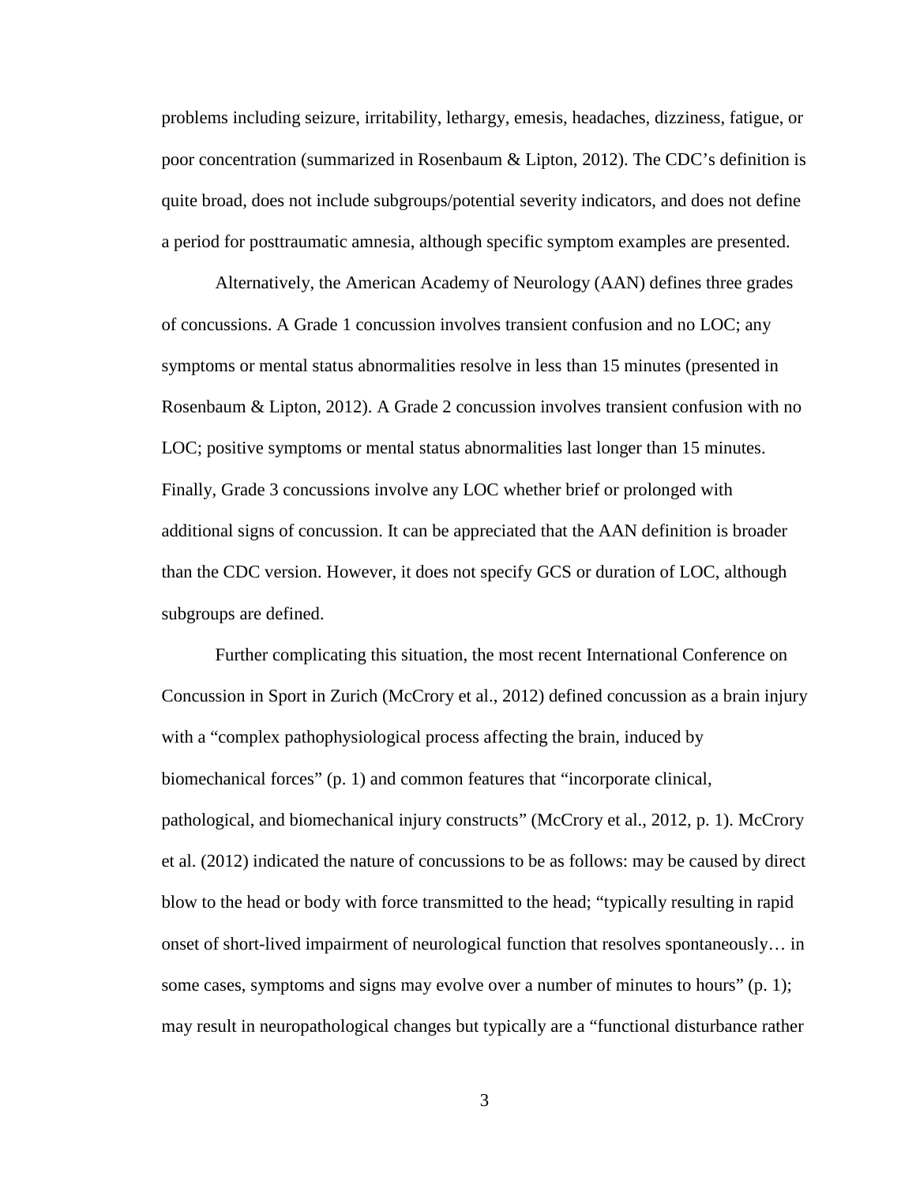problems including seizure, irritability, lethargy, emesis, headaches, dizziness, fatigue, or poor concentration (summarized in Rosenbaum & Lipton, 2012). The CDC's definition is quite broad, does not include subgroups/potential severity indicators, and does not define a period for posttraumatic amnesia, although specific symptom examples are presented.

Alternatively, the American Academy of Neurology (AAN) defines three grades of concussions. A Grade 1 concussion involves transient confusion and no LOC; any symptoms or mental status abnormalities resolve in less than 15 minutes (presented in Rosenbaum & Lipton, 2012). A Grade 2 concussion involves transient confusion with no LOC; positive symptoms or mental status abnormalities last longer than 15 minutes. Finally, Grade 3 concussions involve any LOC whether brief or prolonged with additional signs of concussion. It can be appreciated that the AAN definition is broader than the CDC version. However, it does not specify GCS or duration of LOC, although subgroups are defined.

Further complicating this situation, the most recent International Conference on Concussion in Sport in Zurich (McCrory et al., 2012) defined concussion as a brain injury with a "complex pathophysiological process affecting the brain, induced by biomechanical forces" (p. 1) and common features that "incorporate clinical, pathological, and biomechanical injury constructs" (McCrory et al., 2012, p. 1). McCrory et al. (2012) indicated the nature of concussions to be as follows: may be caused by direct blow to the head or body with force transmitted to the head; "typically resulting in rapid onset of short-lived impairment of neurological function that resolves spontaneously… in some cases, symptoms and signs may evolve over a number of minutes to hours" (p. 1); may result in neuropathological changes but typically are a "functional disturbance rather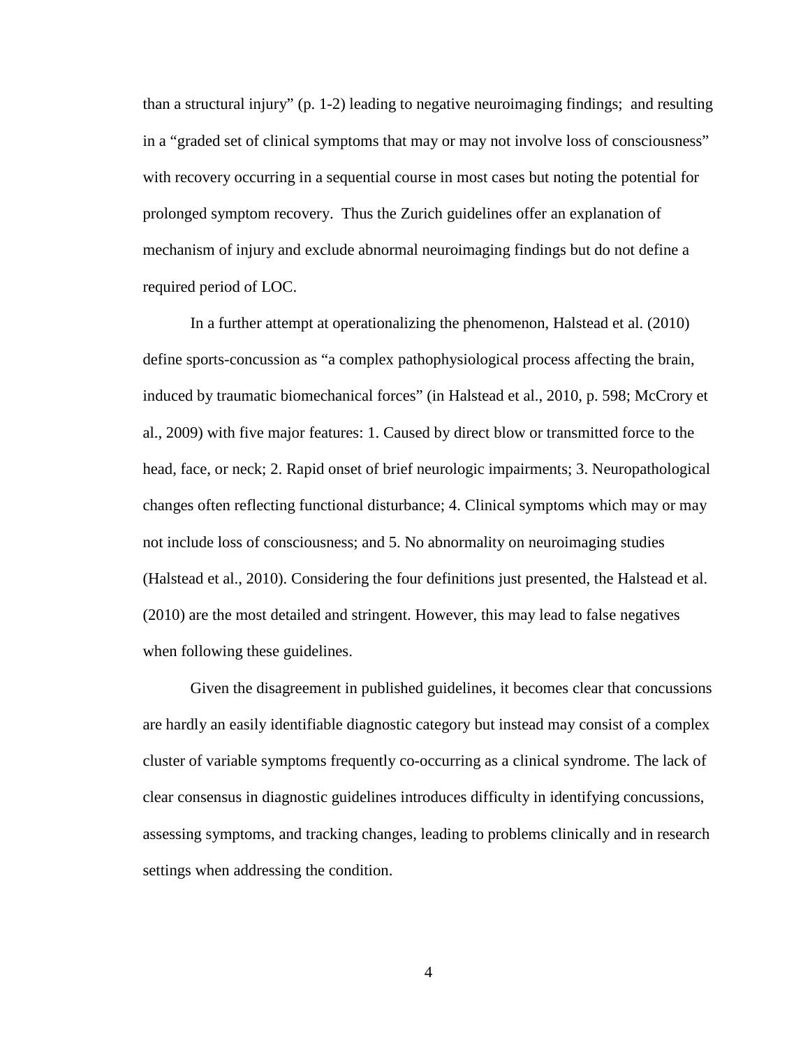than a structural injury" (p. 1-2) leading to negative neuroimaging findings; and resulting in a "graded set of clinical symptoms that may or may not involve loss of consciousness" with recovery occurring in a sequential course in most cases but noting the potential for prolonged symptom recovery. Thus the Zurich guidelines offer an explanation of mechanism of injury and exclude abnormal neuroimaging findings but do not define a required period of LOC.

In a further attempt at operationalizing the phenomenon, Halstead et al. (2010) define sports-concussion as "a complex pathophysiological process affecting the brain, induced by traumatic biomechanical forces" (in Halstead et al., 2010, p. 598; McCrory et al., 2009) with five major features: 1. Caused by direct blow or transmitted force to the head, face, or neck; 2. Rapid onset of brief neurologic impairments; 3. Neuropathological changes often reflecting functional disturbance; 4. Clinical symptoms which may or may not include loss of consciousness; and 5. No abnormality on neuroimaging studies (Halstead et al., 2010). Considering the four definitions just presented, the Halstead et al. (2010) are the most detailed and stringent. However, this may lead to false negatives when following these guidelines.

Given the disagreement in published guidelines, it becomes clear that concussions are hardly an easily identifiable diagnostic category but instead may consist of a complex cluster of variable symptoms frequently co-occurring as a clinical syndrome. The lack of clear consensus in diagnostic guidelines introduces difficulty in identifying concussions, assessing symptoms, and tracking changes, leading to problems clinically and in research settings when addressing the condition.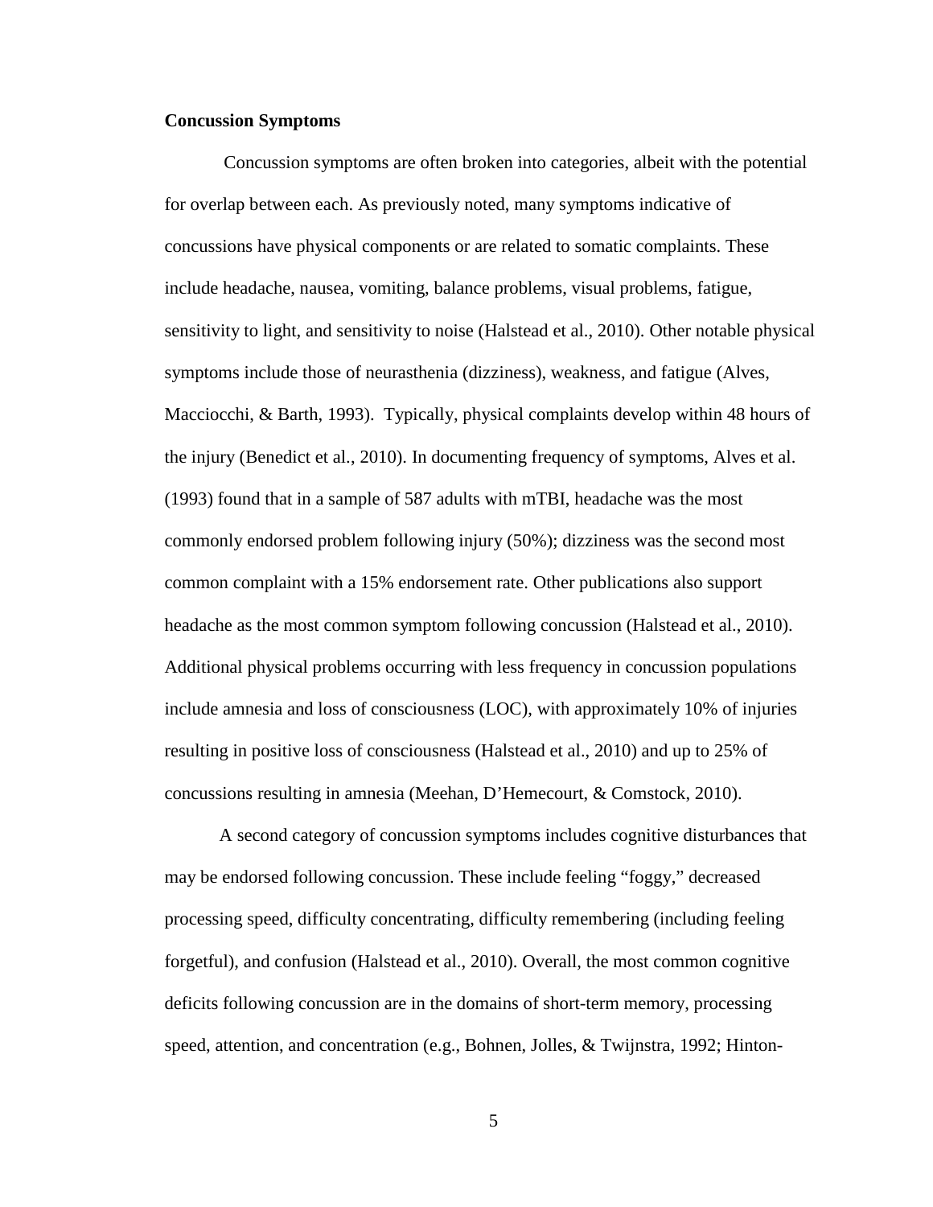**Concussion Symptoms**

Concussion symptoms are often broken into categories, albeit with the potential for overlap between each. As previously noted, many symptoms indicative of concussions have physical components or are related to somatic complaints. These include headache, nausea, vomiting, balance problems, visual problems, fatigue, sensitivity to light, and sensitivity to noise (Halstead et al., 2010). Other notable physical symptoms include those of neurasthenia (dizziness), weakness, and fatigue (Alves, Macciocchi, & Barth, 1993). Typically, physical complaints develop within 48 hours of the injury (Benedict et al., 2010). In documenting frequency of symptoms, Alves et al. (1993) found that in a sample of 587 adults with mTBI, headache was the most commonly endorsed problem following injury (50%); dizziness was the second most common complaint with a 15% endorsement rate. Other publications also support headache as the most common symptom following concussion (Halstead et al., 2010). Additional physical problems occurring with less frequency in concussion populations include amnesia and loss of consciousness (LOC), with approximately 10% of injuries resulting in positive loss of consciousness (Halstead et al., 2010) and up to 25% of concussions resulting in amnesia (Meehan, D'Hemecourt, & Comstock, 2010).

A second category of concussion symptoms includes cognitive disturbances that may be endorsed following concussion. These include feeling "foggy," decreased processing speed, difficulty concentrating, difficulty remembering (including feeling forgetful), and confusion (Halstead et al., 2010). Overall, the most common cognitive deficits following concussion are in the domains of short-term memory, processing speed, attention, and concentration (e.g., Bohnen, Jolles, & Twijnstra, 1992; Hinton-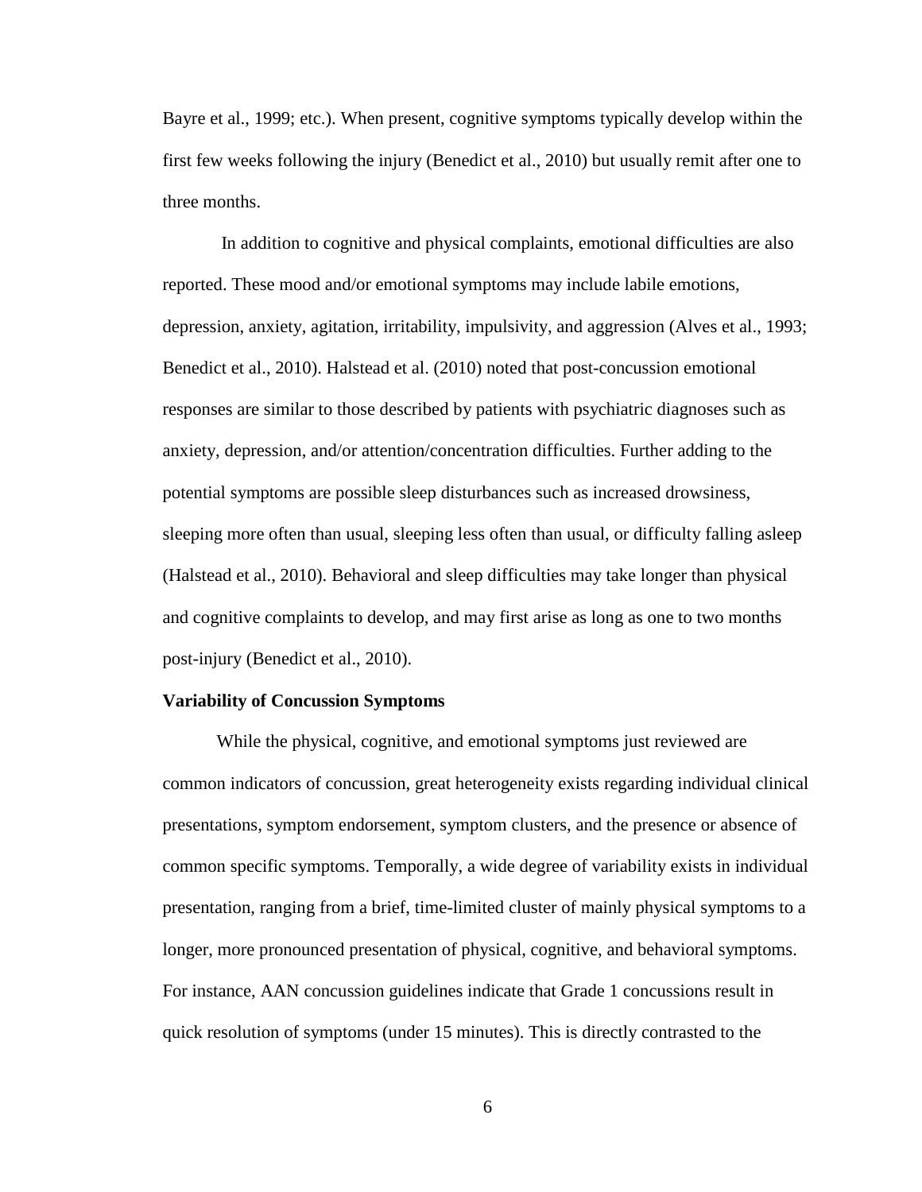Bayre et al., 1999; etc.). When present, cognitive symptoms typically develop within the first few weeks following the injury (Benedict et al., 2010) but usually remit after one to three months.

In addition to cognitive and physical complaints, emotional difficulties are also reported. These mood and/or emotional symptoms may include labile emotions, depression, anxiety, agitation, irritability, impulsivity, and aggression (Alves et al., 1993; Benedict et al., 2010). Halstead et al. (2010) noted that post-concussion emotional responses are similar to those described by patients with psychiatric diagnoses such as anxiety, depression, and/or attention/concentration difficulties. Further adding to the potential symptoms are possible sleep disturbances such as increased drowsiness, sleeping more often than usual, sleeping less often than usual, or difficulty falling asleep (Halstead et al., 2010). Behavioral and sleep difficulties may take longer than physical and cognitive complaints to develop, and may first arise as long as one to two months post-injury (Benedict et al., 2010).

**Variability of Concussion Symptoms**

While the physical, cognitive, and emotional symptoms just reviewed are common indicators of concussion, great heterogeneity exists regarding individual clinical presentations, symptom endorsement, symptom clusters, and the presence or absence of common specific symptoms. Temporally, a wide degree of variability exists in individual presentation, ranging from a brief, time-limited cluster of mainly physical symptoms to a longer, more pronounced presentation of physical, cognitive, and behavioral symptoms. For instance, AAN concussion guidelines indicate that Grade 1 concussions result in quick resolution of symptoms (under 15 minutes). This is directly contrasted to the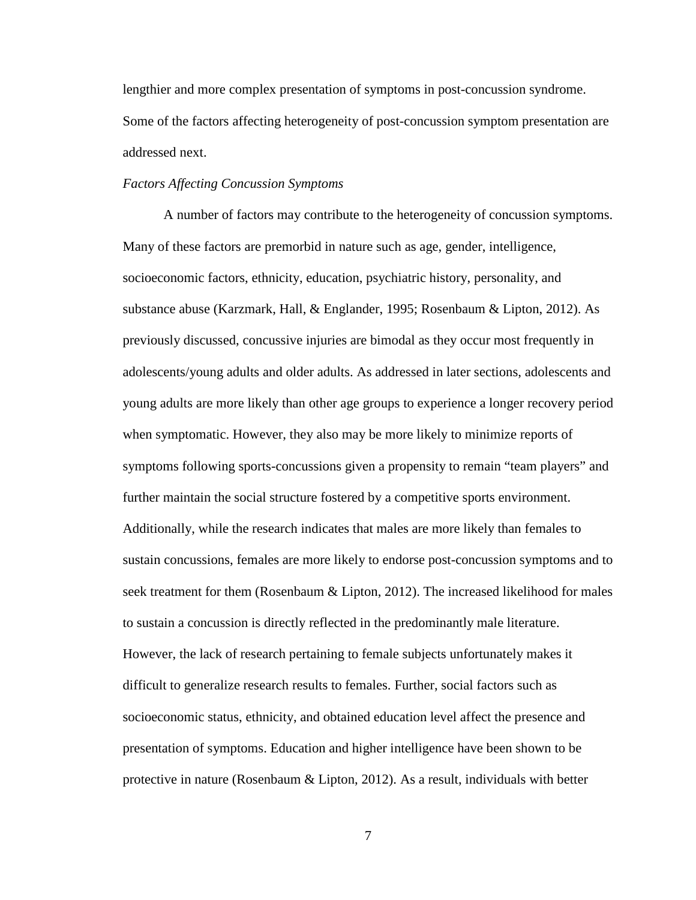lengthier and more complex presentation of symptoms in post-concussion syndrome. Some of the factors affecting heterogeneity of post-concussion symptom presentation are addressed next.

*Factors Affecting Concussion Symptoms*

A number of factors may contribute to the heterogeneity of concussion symptoms. Many of these factors are premorbid in nature such as age, gender, intelligence, socioeconomic factors, ethnicity, education, psychiatric history, personality, and substance abuse (Karzmark, Hall, & Englander, 1995; Rosenbaum & Lipton, 2012). As previously discussed, concussive injuries are bimodal as they occur most frequently in adolescents/young adults and older adults. As addressed in later sections, adolescents and young adults are more likely than other age groups to experience a longer recovery period when symptomatic. However, they also may be more likely to minimize reports of symptoms following sports-concussions given a propensity to remain "team players" and further maintain the social structure fostered by a competitive sports environment. Additionally, while the research indicates that males are more likely than females to sustain concussions, females are more likely to endorse post-concussion symptoms and to seek treatment for them (Rosenbaum & Lipton, 2012). The increased likelihood for males to sustain a concussion is directly reflected in the predominantly male literature. However, the lack of research pertaining to female subjects unfortunately makes it difficult to generalize research results to females. Further, social factors such as socioeconomic status, ethnicity, and obtained education level affect the presence and presentation of symptoms. Education and higher intelligence have been shown to be protective in nature (Rosenbaum & Lipton, 2012). As a result, individuals with better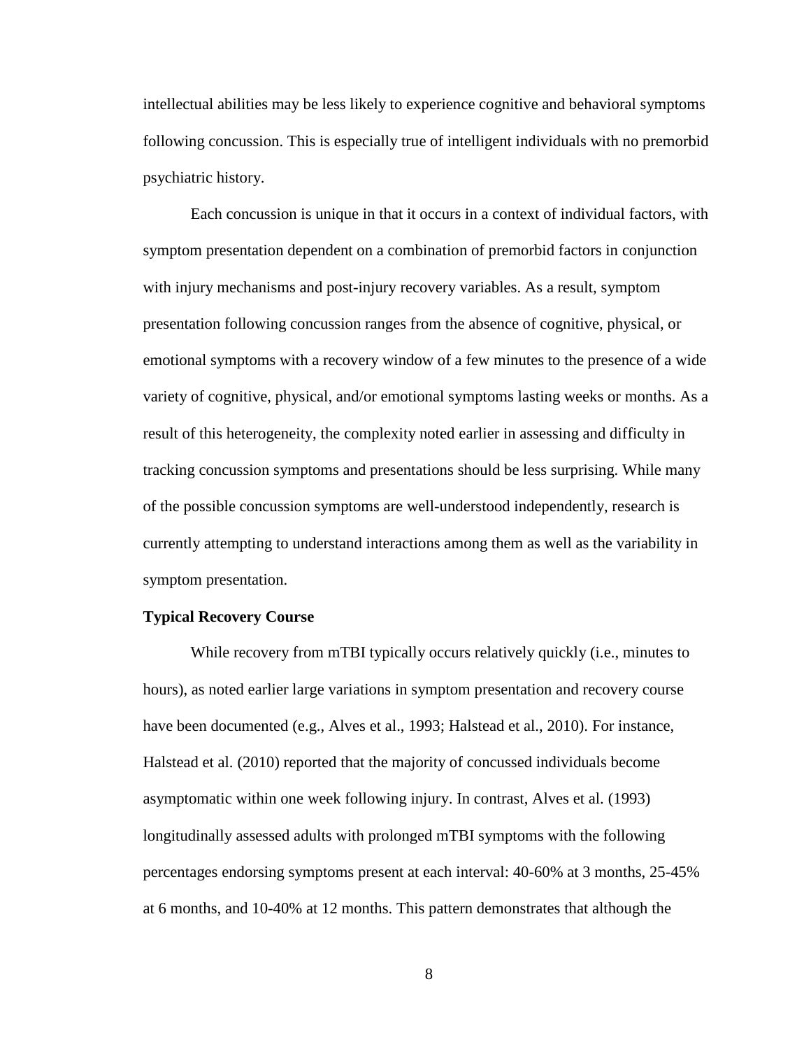intellectual abilities may be less likely to experience cognitive and behavioral symptoms following concussion. This is especially true of intelligent individuals with no premorbid psychiatric history.

Each concussion is unique in that it occurs in a context of individual factors, with symptom presentation dependent on a combination of premorbid factors in conjunction with injury mechanisms and post-injury recovery variables. As a result, symptom presentation following concussion ranges from the absence of cognitive, physical, or emotional symptoms with a recovery window of a few minutes to the presence of a wide variety of cognitive, physical, and/or emotional symptoms lasting weeks or months. As a result of this heterogeneity, the complexity noted earlier in assessing and difficulty in tracking concussion symptoms and presentations should be less surprising. While many of the possible concussion symptoms are well-understood independently, research is currently attempting to understand interactions among them as well as the variability in symptom presentation.

**Typical Recovery Course**

While recovery from mTBI typically occurs relatively quickly (i.e., minutes to hours), as noted earlier large variations in symptom presentation and recovery course have been documented (e.g., Alves et al., 1993; Halstead et al., 2010). For instance, Halstead et al. (2010) reported that the majority of concussed individuals become asymptomatic within one week following injury. In contrast, Alves et al. (1993) longitudinally assessed adults with prolonged mTBI symptoms with the following percentages endorsing symptoms present at each interval: 40-60% at 3 months, 25-45% at 6 months, and 10-40% at 12 months. This pattern demonstrates that although the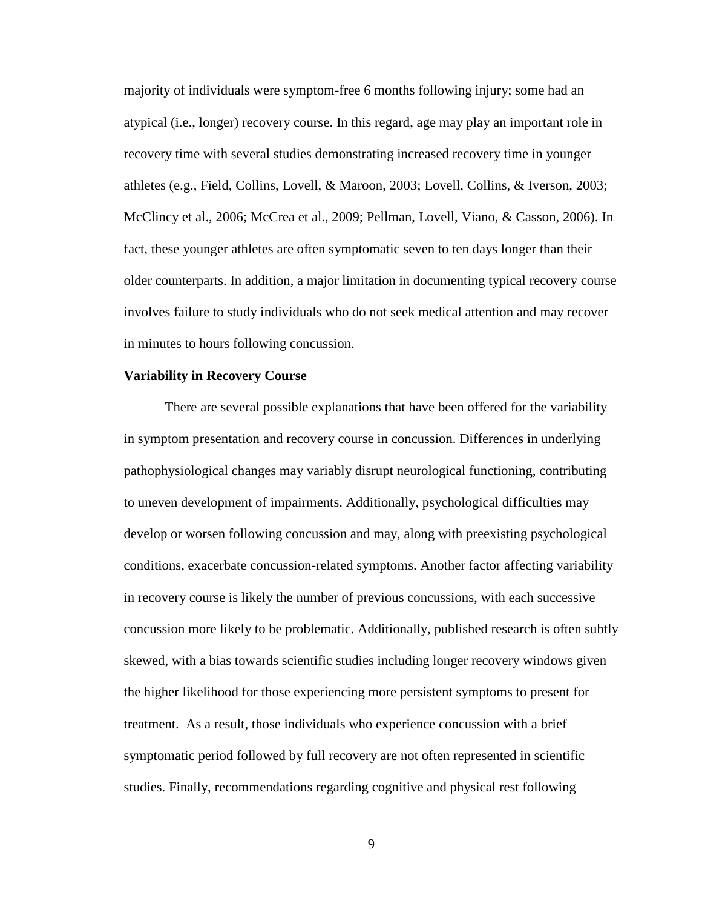majority of individuals were symptom-free 6 months following injury; some had an atypical (i.e., longer) recovery course. In this regard, age may play an important role in recovery time with several studies demonstrating increased recovery time in younger athletes (e.g., Field, Collins, Lovell, & Maroon, 2003; Lovell, Collins, & Iverson, 2003; McClincy et al., 2006; McCrea et al., 2009; Pellman, Lovell, Viano, & Casson, 2006). In fact, these younger athletes are often symptomatic seven to ten days longer than their older counterparts. In addition, a major limitation in documenting typical recovery course involves failure to study individuals who do not seek medical attention and may recover in minutes to hours following concussion.

**Variability in Recovery Course**

There are several possible explanations that have been offered for the variability in symptom presentation and recovery course in concussion. Differences in underlying pathophysiological changes may variably disrupt neurological functioning, contributing to uneven development of impairments. Additionally, psychological difficulties may develop or worsen following concussion and may, along with preexisting psychological conditions, exacerbate concussion-related symptoms. Another factor affecting variability in recovery course is likely the number of previous concussions, with each successive concussion more likely to be problematic. Additionally, published research is often subtly skewed, with a bias towards scientific studies including longer recovery windows given the higher likelihood for those experiencing more persistent symptoms to present for treatment. As a result, those individuals who experience concussion with a brief symptomatic period followed by full recovery are not often represented in scientific studies. Finally, recommendations regarding cognitive and physical rest following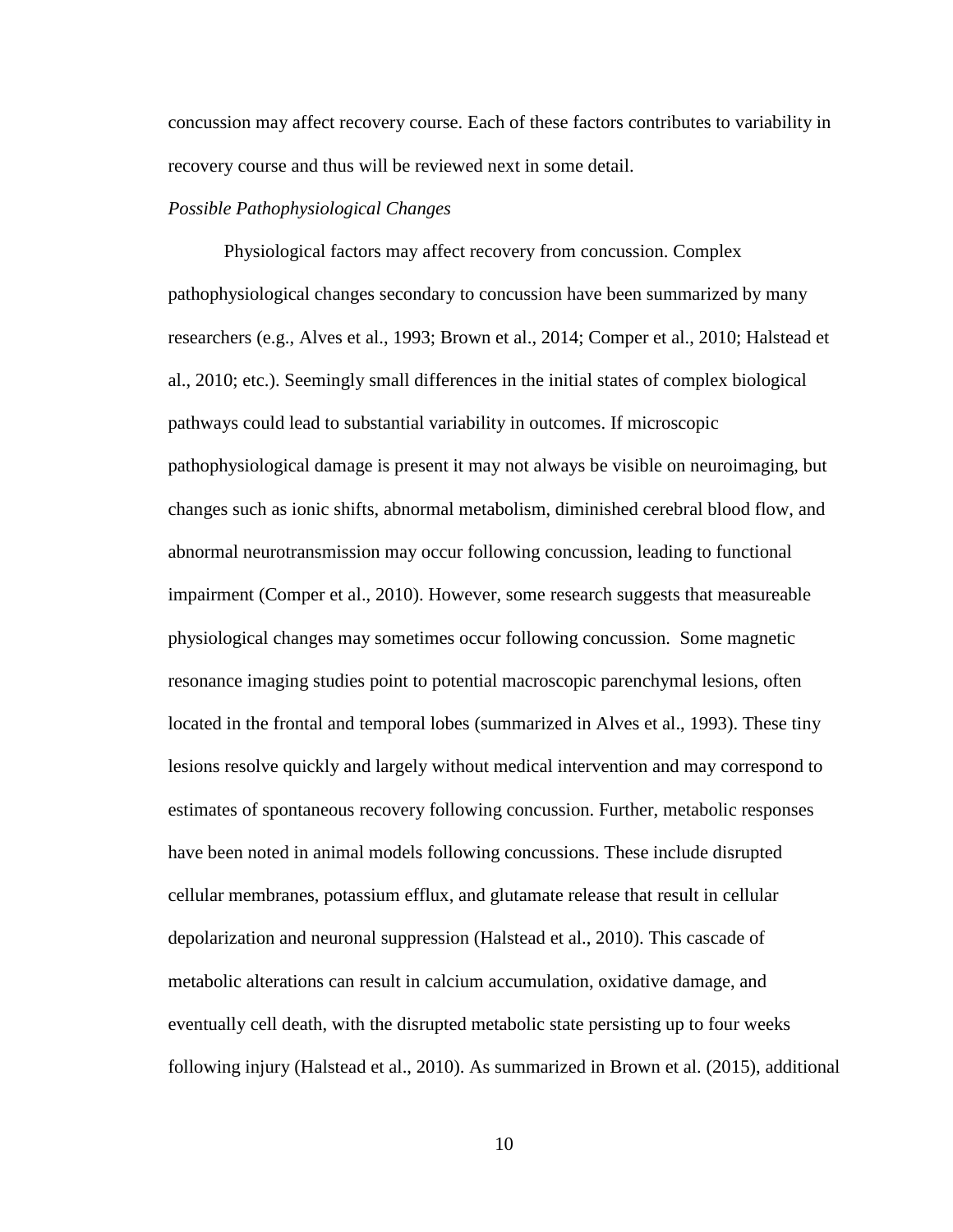concussion may affect recovery course. Each of these factors contributes to variability in recovery course and thus will be reviewed next in some detail.

*Possible Pathophysiological Changes*

Physiological factors may affect recovery from concussion. Complex pathophysiological changes secondary to concussion have been summarized by many researchers (e.g., Alves et al., 1993; Brown et al., 2014; Comper et al., 2010; Halstead et al., 2010; etc.). Seemingly small differences in the initial states of complex biological pathways could lead to substantial variability in outcomes. If microscopic pathophysiological damage is present it may not always be visible on neuroimaging, but changes such as ionic shifts, abnormal metabolism, diminished cerebral blood flow, and abnormal neurotransmission may occur following concussion, leading to functional impairment (Comper et al., 2010). However, some research suggests that measureable physiological changes may sometimes occur following concussion. Some magnetic resonance imaging studies point to potential macroscopic parenchymal lesions, often located in the frontal and temporal lobes (summarized in Alves et al., 1993). These tiny lesions resolve quickly and largely without medical intervention and may correspond to estimates of spontaneous recovery following concussion. Further, metabolic responses have been noted in animal models following concussions. These include disrupted cellular membranes, potassium efflux, and glutamate release that result in cellular depolarization and neuronal suppression (Halstead et al., 2010). This cascade of metabolic alterations can result in calcium accumulation, oxidative damage, and eventually cell death, with the disrupted metabolic state persisting up to four weeks following injury (Halstead et al., 2010). As summarized in Brown et al. (2015), additional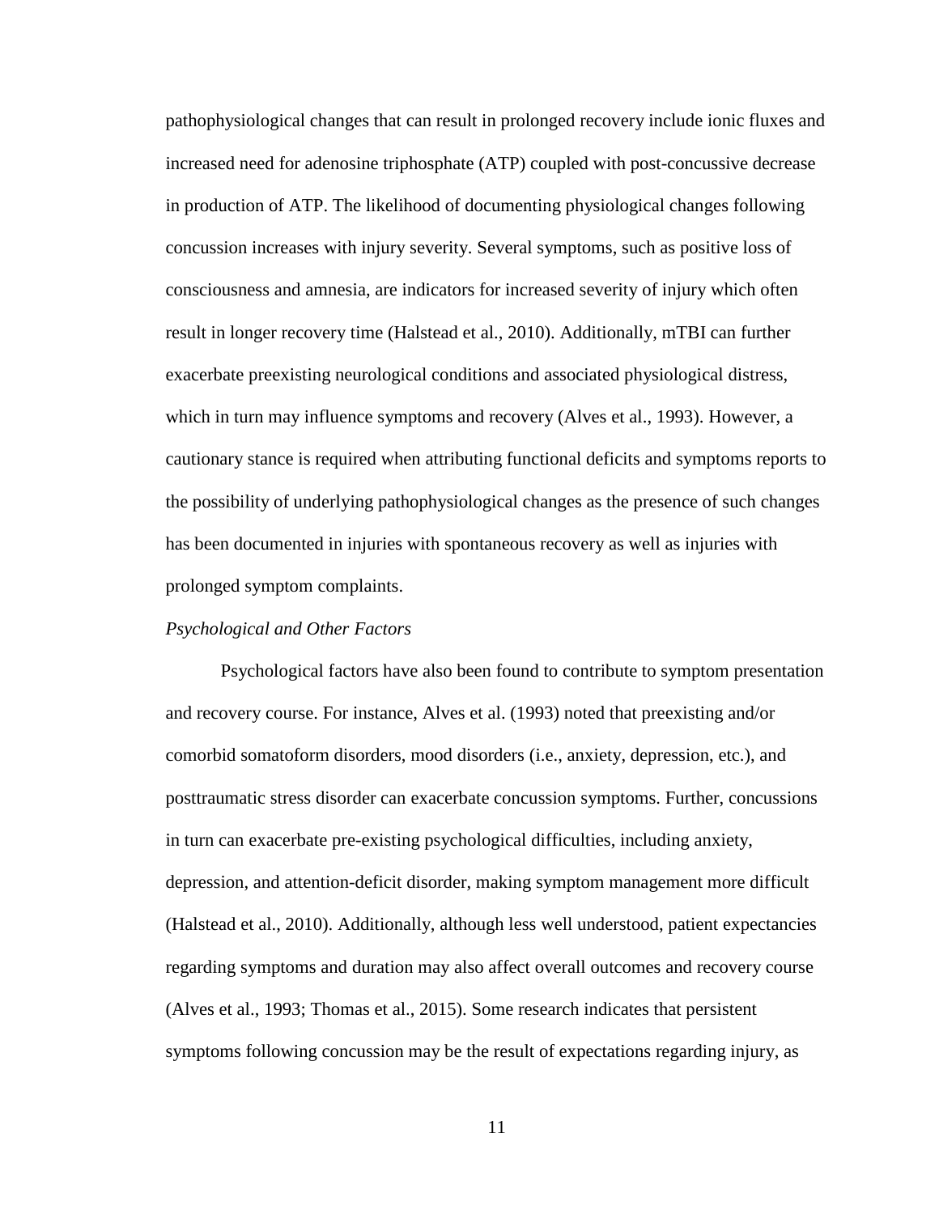pathophysiological changes that can result in prolonged recovery include ionic fluxes and increased need for adenosine triphosphate (ATP) coupled with post-concussive decrease in production of ATP. The likelihood of documenting physiological changes following concussion increases with injury severity. Several symptoms, such as positive loss of consciousness and amnesia, are indicators for increased severity of injury which often result in longer recovery time (Halstead et al., 2010). Additionally, mTBI can further exacerbate preexisting neurological conditions and associated physiological distress, which in turn may influence symptoms and recovery (Alves et al., 1993). However, a cautionary stance is required when attributing functional deficits and symptoms reports to the possibility of underlying pathophysiological changes as the presence of such changes has been documented in injuries with spontaneous recovery as well as injuries with prolonged symptom complaints.

*Psychological and Other Factors*

Psychological factors have also been found to contribute to symptom presentation and recovery course. For instance, Alves et al. (1993) noted that preexisting and/or comorbid somatoform disorders, mood disorders (i.e., anxiety, depression, etc.), and posttraumatic stress disorder can exacerbate concussion symptoms. Further, concussions in turn can exacerbate pre-existing psychological difficulties, including anxiety, depression, and attention-deficit disorder, making symptom management more difficult (Halstead et al., 2010). Additionally, although less well understood, patient expectancies regarding symptoms and duration may also affect overall outcomes and recovery course (Alves et al., 1993; Thomas et al., 2015). Some research indicates that persistent symptoms following concussion may be the result of expectations regarding injury, as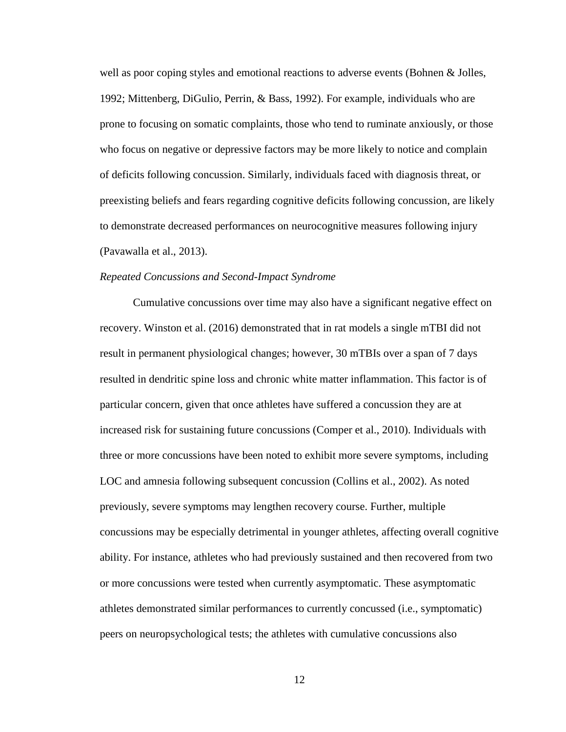well as poor coping styles and emotional reactions to adverse events (Bohnen & Jolles, 1992; Mittenberg, DiGulio, Perrin, & Bass, 1992). For example, individuals who are prone to focusing on somatic complaints, those who tend to ruminate anxiously, or those who focus on negative or depressive factors may be more likely to notice and complain of deficits following concussion. Similarly, individuals faced with diagnosis threat, or preexisting beliefs and fears regarding cognitive deficits following concussion, are likely to demonstrate decreased performances on neurocognitive measures following injury (Pavawalla et al., 2013).

*Repeated Concussions and Second-Impact Syndrome*

Cumulative concussions over time may also have a significant negative effect on recovery. Winston et al. (2016) demonstrated that in rat models a single mTBI did not result in permanent physiological changes; however, 30 mTBIs over a span of 7 days resulted in dendritic spine loss and chronic white matter inflammation. This factor is of particular concern, given that once athletes have suffered a concussion they are at increased risk for sustaining future concussions (Comper et al., 2010). Individuals with three or more concussions have been noted to exhibit more severe symptoms, including LOC and amnesia following subsequent concussion (Collins et al., 2002). As noted previously, severe symptoms may lengthen recovery course. Further, multiple concussions may be especially detrimental in younger athletes, affecting overall cognitive ability. For instance, athletes who had previously sustained and then recovered from two or more concussions were tested when currently asymptomatic. These asymptomatic athletes demonstrated similar performances to currently concussed (i.e., symptomatic) peers on neuropsychological tests; the athletes with cumulative concussions also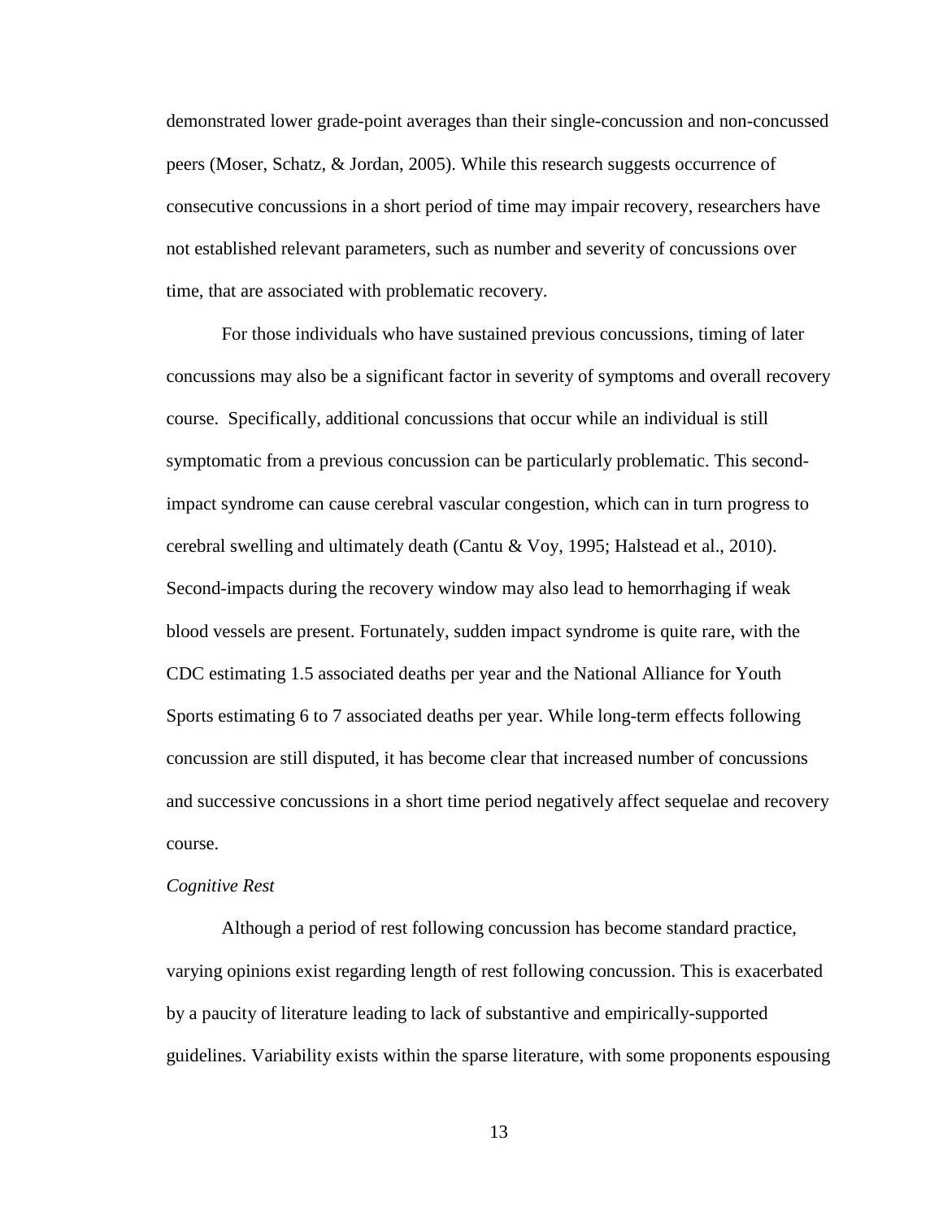demonstrated lower grade-point averages than their single-concussion and non-concussed peers (Moser, Schatz, & Jordan, 2005). While this research suggests occurrence of consecutive concussions in a short period of time may impair recovery, researchers have not established relevant parameters, such as number and severity of concussions over time, that are associated with problematic recovery.

For those individuals who have sustained previous concussions, timing of later concussions may also be a significant factor in severity of symptoms and overall recovery course. Specifically, additional concussions that occur while an individual is still symptomatic from a previous concussion can be particularly problematic. This second-impact syndrome can cause cerebral vascular congestion, which can in turn progress to cerebral swelling and ultimately death (Cantu & Voy, 1995; Halstead et al., 2010). Second-impacts during the recovery window may also lead to hemorrhaging if weak blood vessels are present. Fortunately, sudden impact syndrome is quite rare, with the CDC estimating 1.5 associated deaths per year and the National Alliance for Youth Sports estimating 6 to 7 associated deaths per year. While long-term effects following concussion are still disputed, it has become clear that increased number of concussions and successive concussions in a short time period negatively affect sequelae and recovery course.

*Cognitive Rest*

Although a period of rest following concussion has become standard practice, varying opinions exist regarding length of rest following concussion. This is exacerbated by a paucity of literature leading to lack of substantive and empirically-supported guidelines. Variability exists within the sparse literature, with some proponents espousing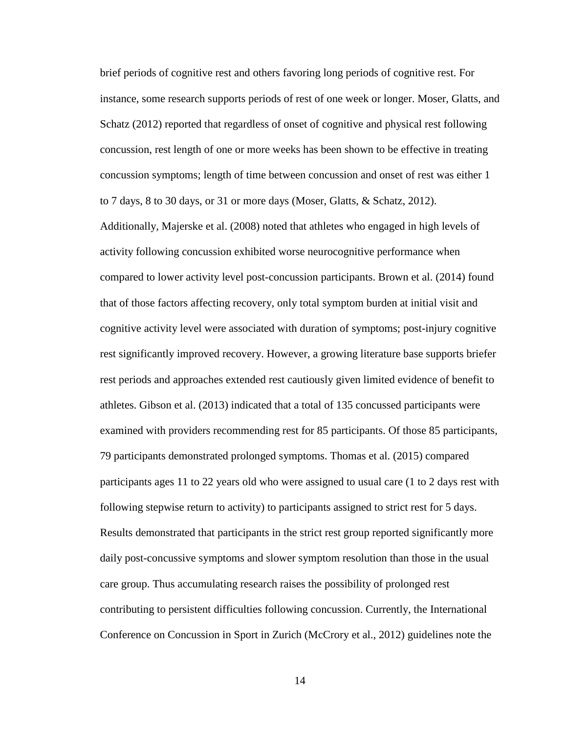brief periods of cognitive rest and others favoring long periods of cognitive rest. For instance, some research supports periods of rest of one week or longer. Moser, Glatts, and Schatz (2012) reported that regardless of onset of cognitive and physical rest following concussion, rest length of one or more weeks has been shown to be effective in treating concussion symptoms; length of time between concussion and onset of rest was either 1 to 7 days, 8 to 30 days, or 31 or more days (Moser, Glatts, & Schatz, 2012). Additionally, Majerske et al. (2008) noted that athletes who engaged in high levels of activity following concussion exhibited worse neurocognitive performance when compared to lower activity level post-concussion participants. Brown et al. (2014) found that of those factors affecting recovery, only total symptom burden at initial visit and cognitive activity level were associated with duration of symptoms; post-injury cognitive rest significantly improved recovery. However, a growing literature base supports briefer rest periods and approaches extended rest cautiously given limited evidence of benefit to athletes. Gibson et al. (2013) indicated that a total of 135 concussed participants were examined with providers recommending rest for 85 participants. Of those 85 participants, 79 participants demonstrated prolonged symptoms. Thomas et al. (2015) compared participants ages 11 to 22 years old who were assigned to usual care (1 to 2 days rest with following stepwise return to activity) to participants assigned to strict rest for 5 days. Results demonstrated that participants in the strict rest group reported significantly more daily post-concussive symptoms and slower symptom resolution than those in the usual care group. Thus accumulating research raises the possibility of prolonged rest contributing to persistent difficulties following concussion. Currently, the International Conference on Concussion in Sport in Zurich (McCrory et al., 2012) guidelines note the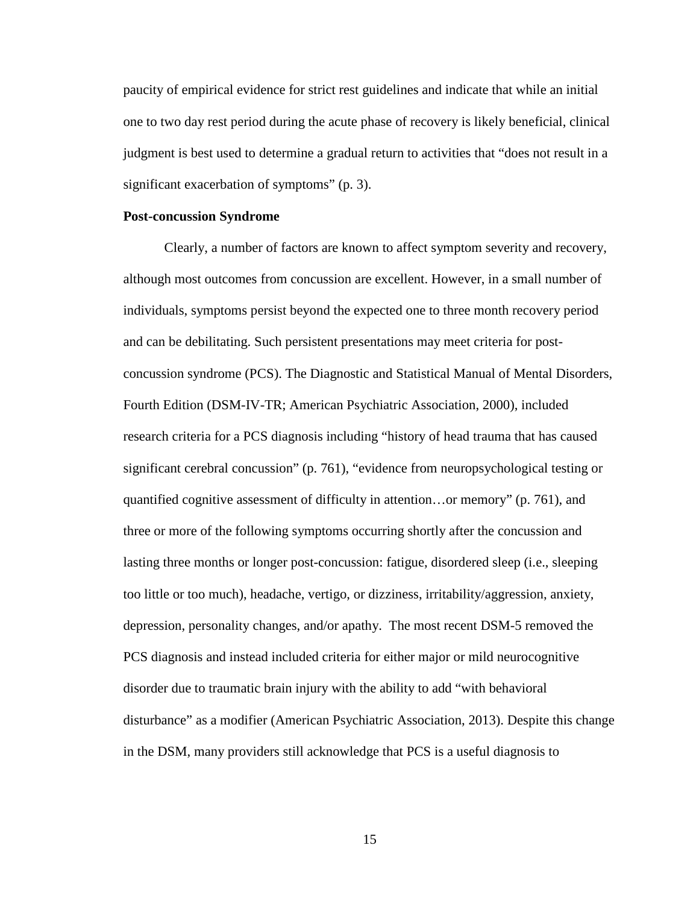paucity of empirical evidence for strict rest guidelines and indicate that while an initial one to two day rest period during the acute phase of recovery is likely beneficial, clinical judgment is best used to determine a gradual return to activities that "does not result in a significant exacerbation of symptoms" (p. 3).

**Post-concussion Syndrome**

Clearly, a number of factors are known to affect symptom severity and recovery, although most outcomes from concussion are excellent. However, in a small number of individuals, symptoms persist beyond the expected one to three month recovery period and can be debilitating. Such persistent presentations may meet criteria for post-concussion syndrome (PCS). The Diagnostic and Statistical Manual of Mental Disorders, Fourth Edition (DSM-IV-TR; American Psychiatric Association, 2000), included research criteria for a PCS diagnosis including "history of head trauma that has caused significant cerebral concussion" (p. 761), "evidence from neuropsychological testing or quantified cognitive assessment of difficulty in attention…or memory" (p. 761), and three or more of the following symptoms occurring shortly after the concussion and lasting three months or longer post-concussion: fatigue, disordered sleep (i.e., sleeping too little or too much), headache, vertigo, or dizziness, irritability/aggression, anxiety, depression, personality changes, and/or apathy. The most recent DSM-5 removed the PCS diagnosis and instead included criteria for either major or mild neurocognitive disorder due to traumatic brain injury with the ability to add "with behavioral disturbance" as a modifier (American Psychiatric Association, 2013). Despite this change in the DSM, many providers still acknowledge that PCS is a useful diagnosis to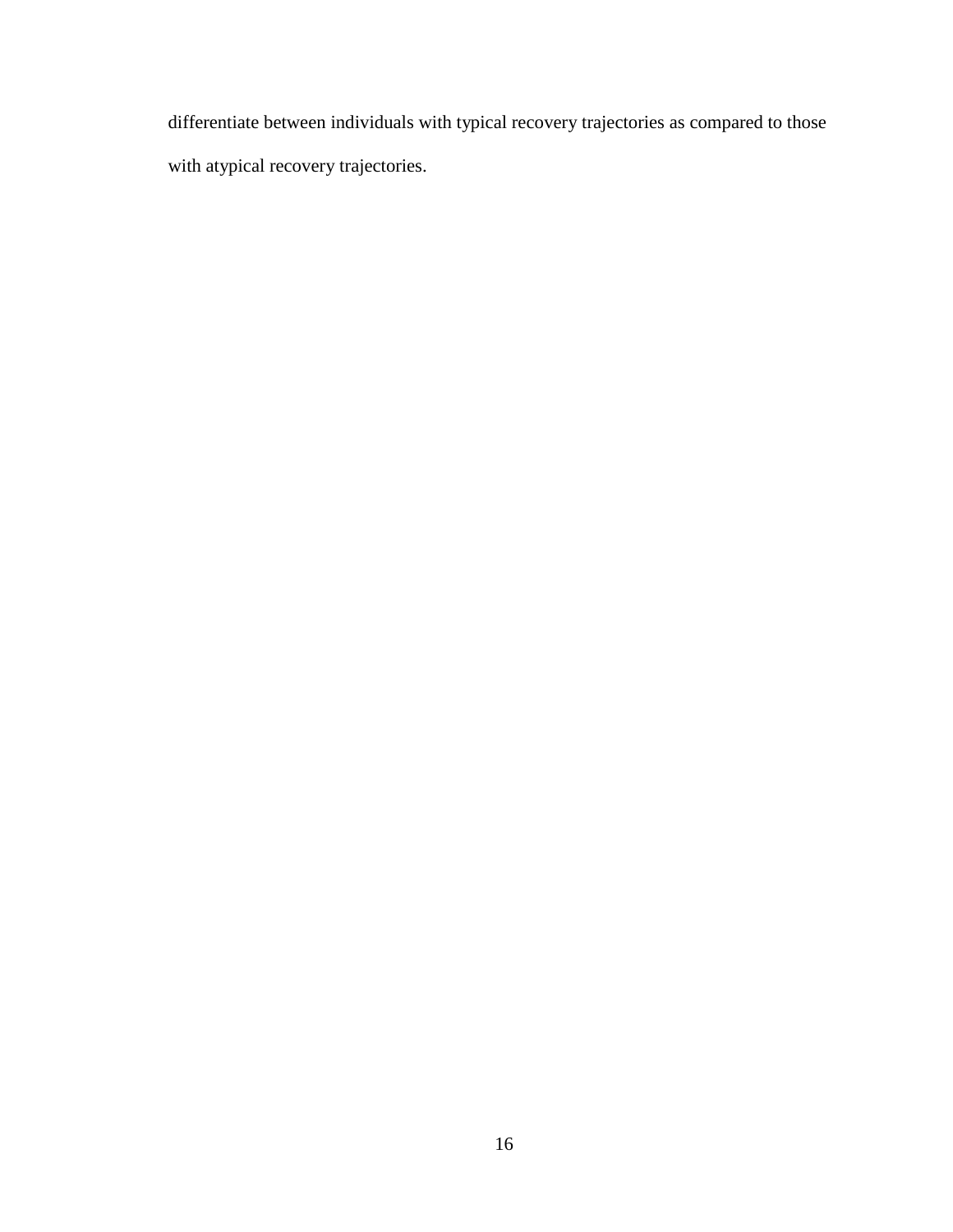differentiate between individuals with typical recovery trajectories as compared to those with atypical recovery trajectories.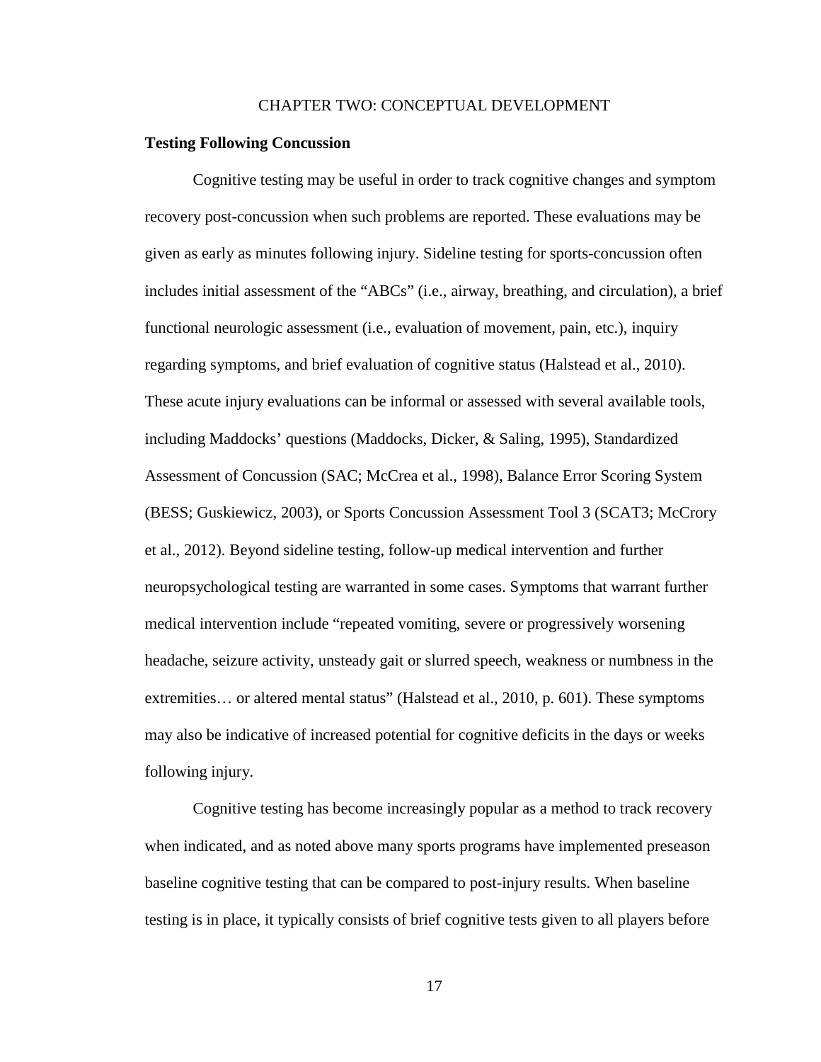# CHAPTER TWO: CONCEPTUAL DEVELOPMENT

## Testing Following Concussion

Cognitive testing may be useful in order to track cognitive changes and symptom recovery post-concussion when such problems are reported. These evaluations may be given as early as minutes following injury. Sideline testing for sports-concussion often includes initial assessment of the "ABCs" (i.e., airway, breathing, and circulation), a brief functional neurologic assessment (i.e., evaluation of movement, pain, etc.), inquiry regarding symptoms, and brief evaluation of cognitive status (Halstead et al., 2010). These acute injury evaluations can be informal or assessed with several available tools, including Maddocks' questions (Maddocks, Dicker, & Saling, 1995), Standardized Assessment of Concussion (SAC; McCrea et al., 1998), Balance Error Scoring System (BESS; Guskiewicz, 2003), or Sports Concussion Assessment Tool 3 (SCAT3; McCrory et al., 2012). Beyond sideline testing, follow-up medical intervention and further neuropsychological testing are warranted in some cases. Symptoms that warrant further medical intervention include "repeated vomiting, severe or progressively worsening headache, seizure activity, unsteady gait or slurred speech, weakness or numbness in the extremities… or altered mental status" (Halstead et al., 2010, p. 601). These symptoms may also be indicative of increased potential for cognitive deficits in the days or weeks following injury.

Cognitive testing has become increasingly popular as a method to track recovery when indicated, and as noted above many sports programs have implemented preseason baseline cognitive testing that can be compared to post-injury results. When baseline testing is in place, it typically consists of brief cognitive tests given to all players before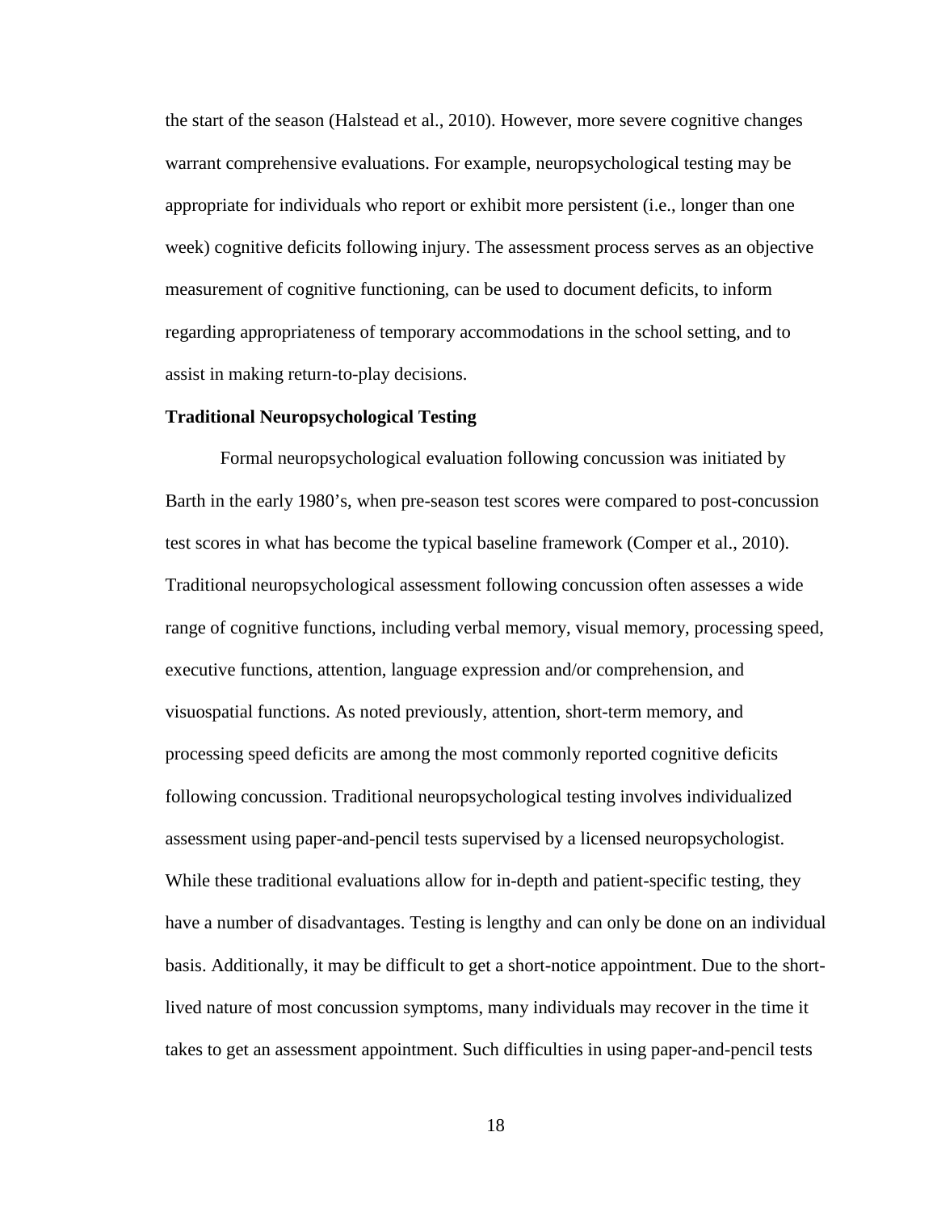the start of the season (Halstead et al., 2010). However, more severe cognitive changes warrant comprehensive evaluations. For example, neuropsychological testing may be appropriate for individuals who report or exhibit more persistent (i.e., longer than one week) cognitive deficits following injury. The assessment process serves as an objective measurement of cognitive functioning, can be used to document deficits, to inform regarding appropriateness of temporary accommodations in the school setting, and to assist in making return-to-play decisions.

**Traditional Neuropsychological Testing**

Formal neuropsychological evaluation following concussion was initiated by Barth in the early 1980's, when pre-season test scores were compared to post-concussion test scores in what has become the typical baseline framework (Comper et al., 2010). Traditional neuropsychological assessment following concussion often assesses a wide range of cognitive functions, including verbal memory, visual memory, processing speed, executive functions, attention, language expression and/or comprehension, and visuospatial functions. As noted previously, attention, short-term memory, and processing speed deficits are among the most commonly reported cognitive deficits following concussion. Traditional neuropsychological testing involves individualized assessment using paper-and-pencil tests supervised by a licensed neuropsychologist. While these traditional evaluations allow for in-depth and patient-specific testing, they have a number of disadvantages. Testing is lengthy and can only be done on an individual basis. Additionally, it may be difficult to get a short-notice appointment. Due to the short-lived nature of most concussion symptoms, many individuals may recover in the time it takes to get an assessment appointment. Such difficulties in using paper-and-pencil tests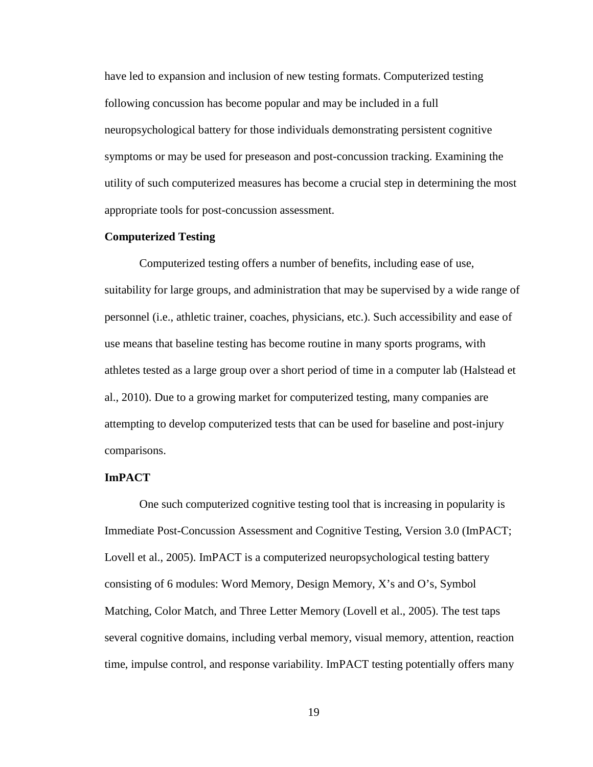have led to expansion and inclusion of new testing formats. Computerized testing following concussion has become popular and may be included in a full neuropsychological battery for those individuals demonstrating persistent cognitive symptoms or may be used for preseason and post-concussion tracking. Examining the utility of such computerized measures has become a crucial step in determining the most appropriate tools for post-concussion assessment.

### Computerized Testing

Computerized testing offers a number of benefits, including ease of use, suitability for large groups, and administration that may be supervised by a wide range of personnel (i.e., athletic trainer, coaches, physicians, etc.). Such accessibility and ease of use means that baseline testing has become routine in many sports programs, with athletes tested as a large group over a short period of time in a computer lab (Halstead et al., 2010). Due to a growing market for computerized testing, many companies are attempting to develop computerized tests that can be used for baseline and post-injury comparisons.

### ImPACT

One such computerized cognitive testing tool that is increasing in popularity is Immediate Post-Concussion Assessment and Cognitive Testing, Version 3.0 (ImPACT; Lovell et al., 2005). ImPACT is a computerized neuropsychological testing battery consisting of 6 modules: Word Memory, Design Memory, X's and O's, Symbol Matching, Color Match, and Three Letter Memory (Lovell et al., 2005). The test taps several cognitive domains, including verbal memory, visual memory, attention, reaction time, impulse control, and response variability. ImPACT testing potentially offers many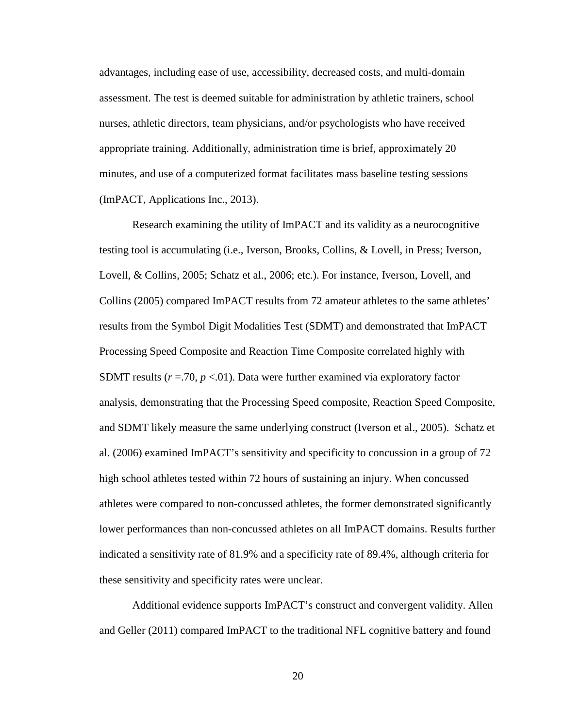advantages, including ease of use, accessibility, decreased costs, and multi-domain assessment. The test is deemed suitable for administration by athletic trainers, school nurses, athletic directors, team physicians, and/or psychologists who have received appropriate training. Additionally, administration time is brief, approximately 20 minutes, and use of a computerized format facilitates mass baseline testing sessions (ImPACT, Applications Inc., 2013).

Research examining the utility of ImPACT and its validity as a neurocognitive testing tool is accumulating (i.e., Iverson, Brooks, Collins, & Lovell, in Press; Iverson, Lovell, & Collins, 2005; Schatz et al., 2006; etc.). For instance, Iverson, Lovell, and Collins (2005) compared ImPACT results from 72 amateur athletes to the same athletes' results from the Symbol Digit Modalities Test (SDMT) and demonstrated that ImPACT Processing Speed Composite and Reaction Time Composite correlated highly with SDMT results ($r$ =.70, $p$ <.01). Data were further examined via exploratory factor analysis, demonstrating that the Processing Speed composite, Reaction Speed Composite, and SDMT likely measure the same underlying construct (Iverson et al., 2005). Schatz et al. (2006) examined ImPACT's sensitivity and specificity to concussion in a group of 72 high school athletes tested within 72 hours of sustaining an injury. When concussed athletes were compared to non-concussed athletes, the former demonstrated significantly lower performances than non-concussed athletes on all ImPACT domains. Results further indicated a sensitivity rate of 81.9% and a specificity rate of 89.4%, although criteria for these sensitivity and specificity rates were unclear.

Additional evidence supports ImPACT's construct and convergent validity. Allen and Geller (2011) compared ImPACT to the traditional NFL cognitive battery and found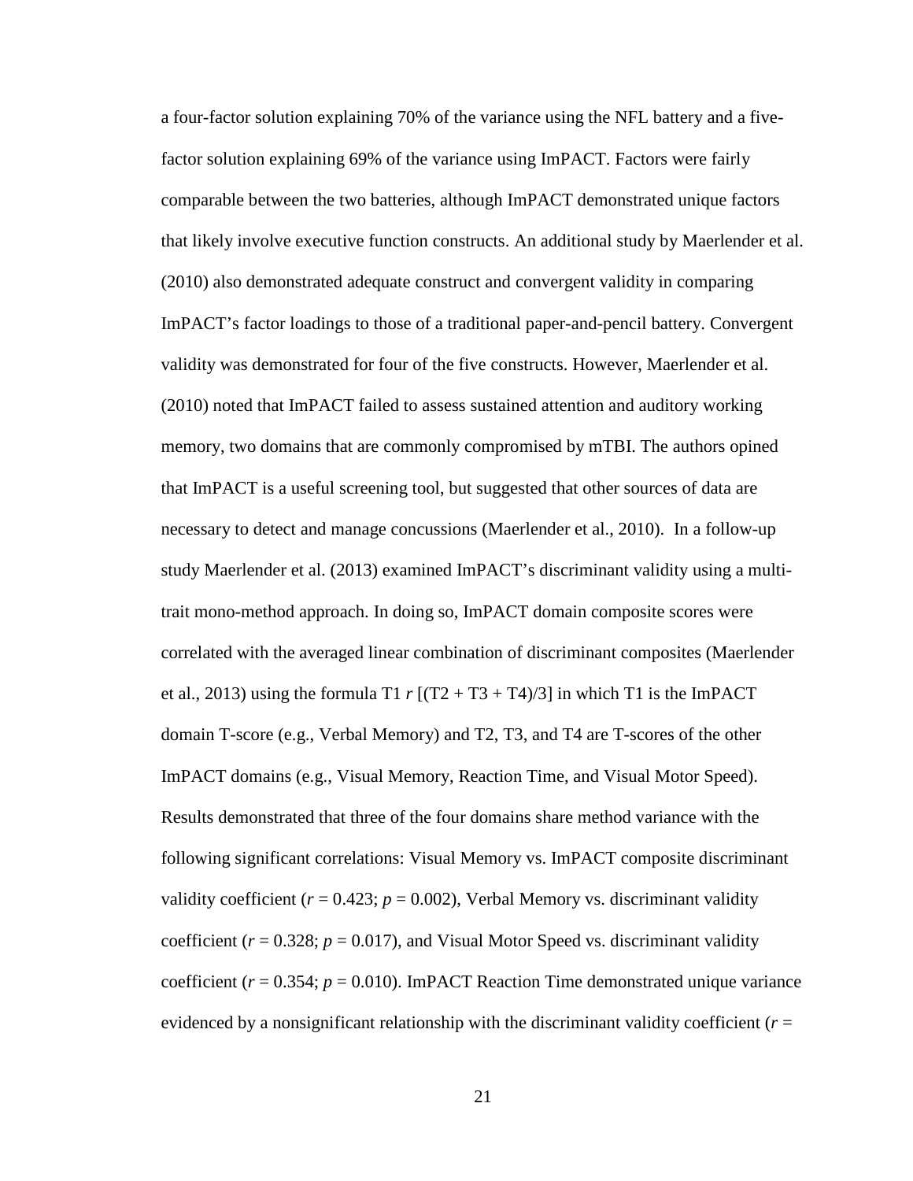a four-factor solution explaining 70% of the variance using the NFL battery and a five-factor solution explaining 69% of the variance using ImPACT. Factors were fairly comparable between the two batteries, although ImPACT demonstrated unique factors that likely involve executive function constructs. An additional study by Maerlender et al. (2010) also demonstrated adequate construct and convergent validity in comparing ImPACT's factor loadings to those of a traditional paper-and-pencil battery. Convergent validity was demonstrated for four of the five constructs. However, Maerlender et al. (2010) noted that ImPACT failed to assess sustained attention and auditory working memory, two domains that are commonly compromised by mTBI. The authors opined that ImPACT is a useful screening tool, but suggested that other sources of data are necessary to detect and manage concussions (Maerlender et al., 2010). In a follow-up study Maerlender et al. (2013) examined ImPACT's discriminant validity using a multi-trait mono-method approach. In doing so, ImPACT domain composite scores were correlated with the averaged linear combination of discriminant composites (Maerlender et al., 2013) using the formula T1 $r$ [(T2 + T3 + T4)/3] in which T1 is the ImPACT domain T-score (e.g., Verbal Memory) and T2, T3, and T4 are T-scores of the other ImPACT domains (e.g., Visual Memory, Reaction Time, and Visual Motor Speed). Results demonstrated that three of the four domains share method variance with the following significant correlations: Visual Memory vs. ImPACT composite discriminant validity coefficient ($r = 0.423$; $p = 0.002$), Verbal Memory vs. discriminant validity coefficient ($r = 0.328$; $p = 0.017$), and Visual Motor Speed vs. discriminant validity coefficient ($r = 0.354$; $p = 0.010$). ImPACT Reaction Time demonstrated unique variance evidenced by a nonsignificant relationship with the discriminant validity coefficient ($r =$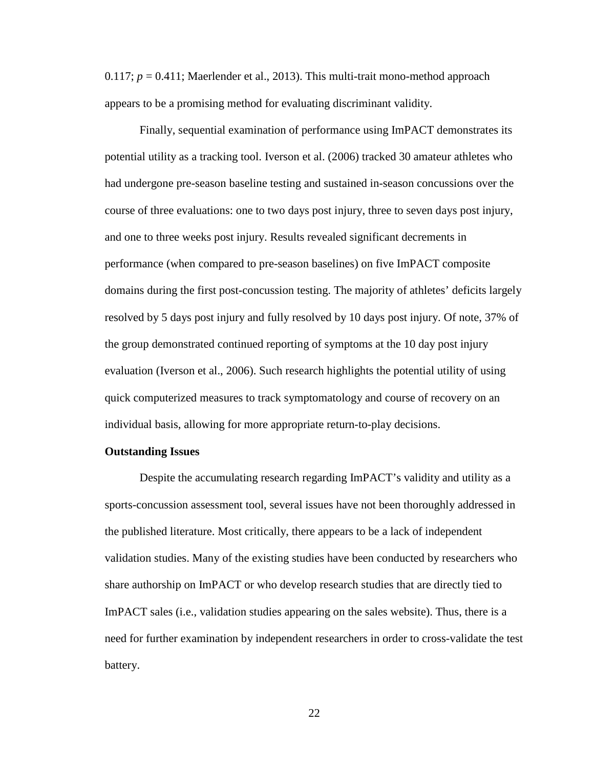0.117; $p = 0.411$; Maerlender et al., 2013). This multi-trait mono-method approach appears to be a promising method for evaluating discriminant validity.

Finally, sequential examination of performance using ImPACT demonstrates its potential utility as a tracking tool. Iverson et al. (2006) tracked 30 amateur athletes who had undergone pre-season baseline testing and sustained in-season concussions over the course of three evaluations: one to two days post injury, three to seven days post injury, and one to three weeks post injury. Results revealed significant decrements in performance (when compared to pre-season baselines) on five ImPACT composite domains during the first post-concussion testing. The majority of athletes' deficits largely resolved by 5 days post injury and fully resolved by 10 days post injury. Of note, 37% of the group demonstrated continued reporting of symptoms at the 10 day post injury evaluation (Iverson et al., 2006). Such research highlights the potential utility of using quick computerized measures to track symptomatology and course of recovery on an individual basis, allowing for more appropriate return-to-play decisions.

**Outstanding Issues**

Despite the accumulating research regarding ImPACT's validity and utility as a sports-concussion assessment tool, several issues have not been thoroughly addressed in the published literature. Most critically, there appears to be a lack of independent validation studies. Many of the existing studies have been conducted by researchers who share authorship on ImPACT or who develop research studies that are directly tied to ImPACT sales (i.e., validation studies appearing on the sales website). Thus, there is a need for further examination by independent researchers in order to cross-validate the test battery.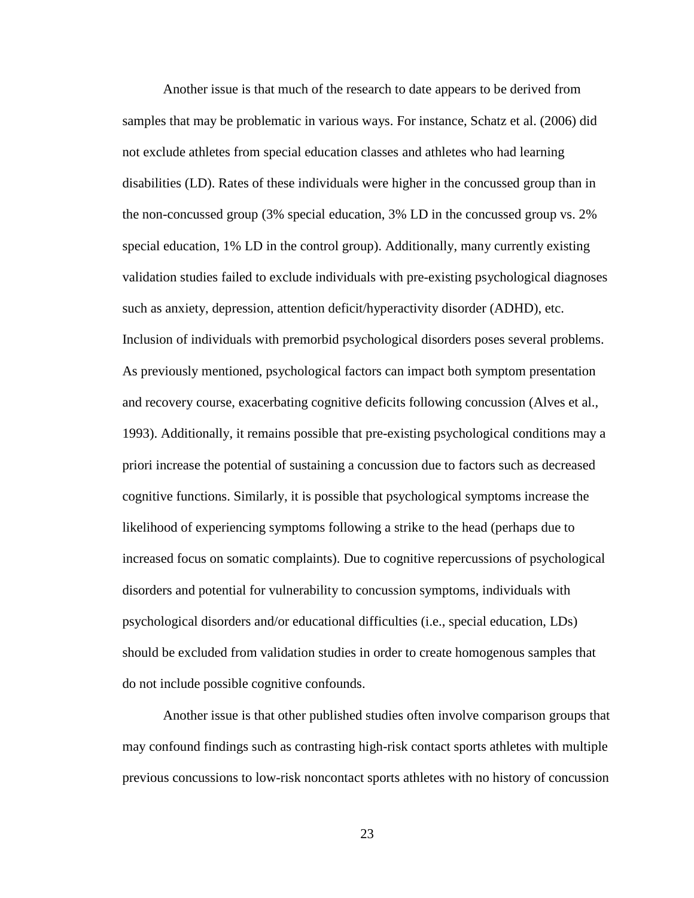Another issue is that much of the research to date appears to be derived from samples that may be problematic in various ways. For instance, Schatz et al. (2006) did not exclude athletes from special education classes and athletes who had learning disabilities (LD). Rates of these individuals were higher in the concussed group than in the non-concussed group (3% special education, 3% LD in the concussed group vs. 2% special education, 1% LD in the control group). Additionally, many currently existing validation studies failed to exclude individuals with pre-existing psychological diagnoses such as anxiety, depression, attention deficit/hyperactivity disorder (ADHD), etc. Inclusion of individuals with premorbid psychological disorders poses several problems. As previously mentioned, psychological factors can impact both symptom presentation and recovery course, exacerbating cognitive deficits following concussion (Alves et al., 1993). Additionally, it remains possible that pre-existing psychological conditions may a priori increase the potential of sustaining a concussion due to factors such as decreased cognitive functions. Similarly, it is possible that psychological symptoms increase the likelihood of experiencing symptoms following a strike to the head (perhaps due to increased focus on somatic complaints). Due to cognitive repercussions of psychological disorders and potential for vulnerability to concussion symptoms, individuals with psychological disorders and/or educational difficulties (i.e., special education, LDs) should be excluded from validation studies in order to create homogenous samples that do not include possible cognitive confounds.

Another issue is that other published studies often involve comparison groups that may confound findings such as contrasting high-risk contact sports athletes with multiple previous concussions to low-risk noncontact sports athletes with no history of concussion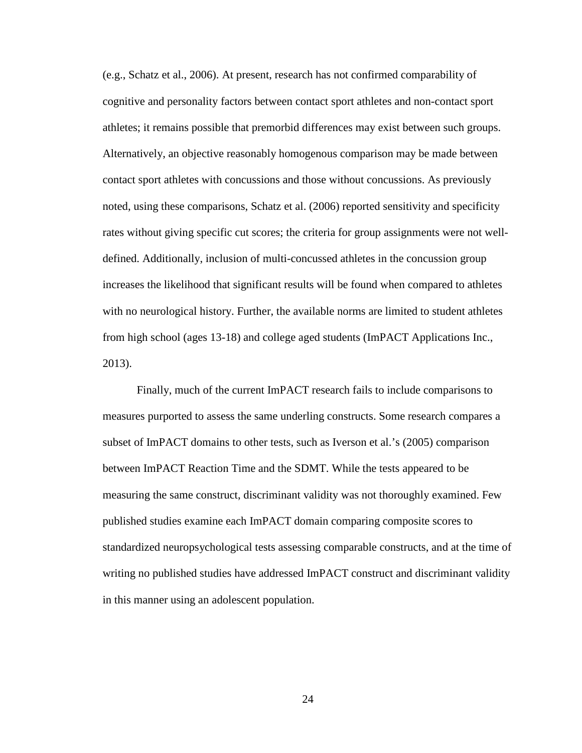(e.g., Schatz et al., 2006). At present, research has not confirmed comparability of cognitive and personality factors between contact sport athletes and non-contact sport athletes; it remains possible that premorbid differences may exist between such groups. Alternatively, an objective reasonably homogenous comparison may be made between contact sport athletes with concussions and those without concussions. As previously noted, using these comparisons, Schatz et al. (2006) reported sensitivity and specificity rates without giving specific cut scores; the criteria for group assignments were not well-defined. Additionally, inclusion of multi-concussed athletes in the concussion group increases the likelihood that significant results will be found when compared to athletes with no neurological history. Further, the available norms are limited to student athletes from high school (ages 13-18) and college aged students (ImPACT Applications Inc., 2013).

Finally, much of the current ImPACT research fails to include comparisons to measures purported to assess the same underling constructs. Some research compares a subset of ImPACT domains to other tests, such as Iverson et al.'s (2005) comparison between ImPACT Reaction Time and the SDMT. While the tests appeared to be measuring the same construct, discriminant validity was not thoroughly examined. Few published studies examine each ImPACT domain comparing composite scores to standardized neuropsychological tests assessing comparable constructs, and at the time of writing no published studies have addressed ImPACT construct and discriminant validity in this manner using an adolescent population.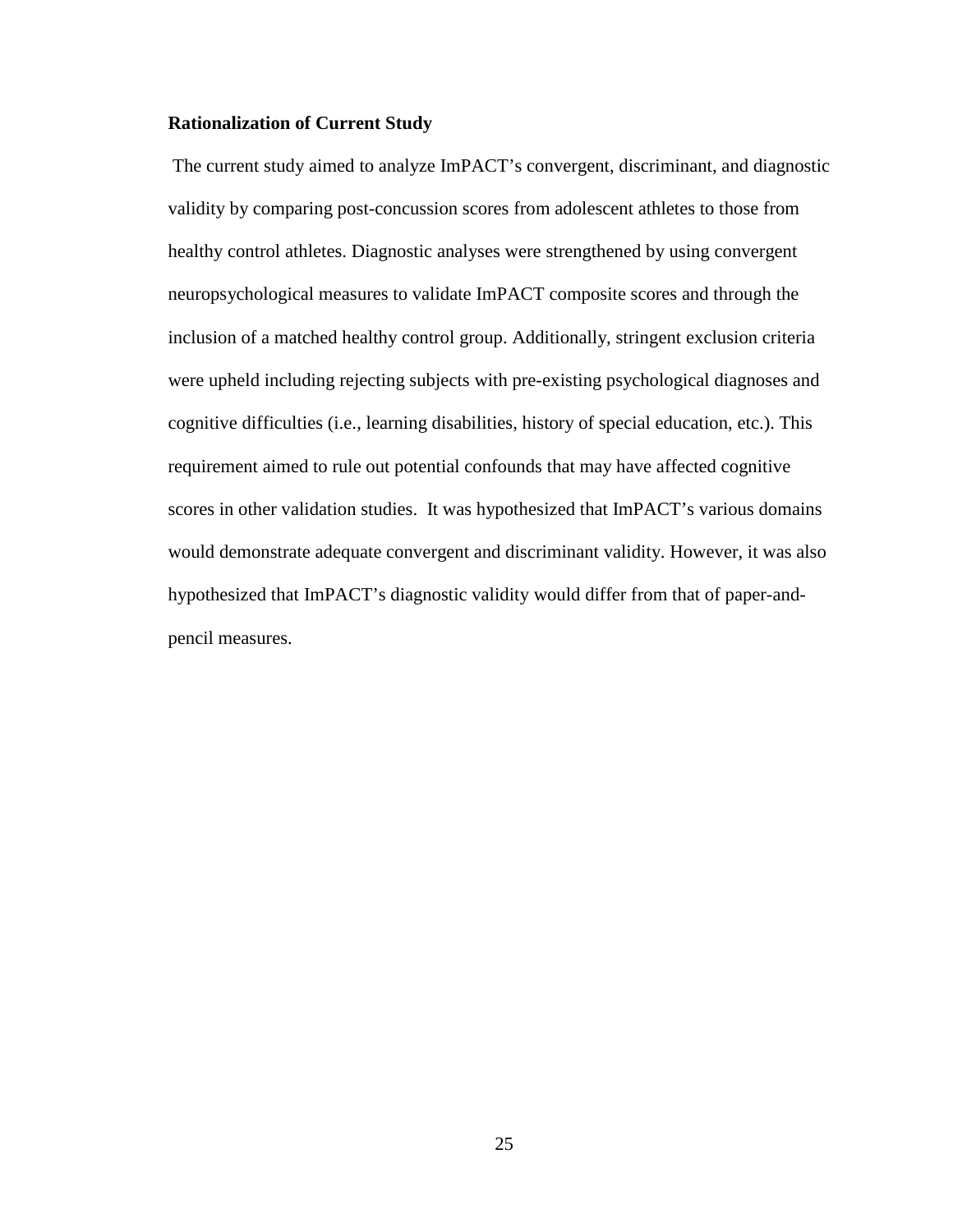**Rationalization of Current Study**

The current study aimed to analyze ImPACT's convergent, discriminant, and diagnostic validity by comparing post-concussion scores from adolescent athletes to those from healthy control athletes. Diagnostic analyses were strengthened by using convergent neuropsychological measures to validate ImPACT composite scores and through the inclusion of a matched healthy control group. Additionally, stringent exclusion criteria were upheld including rejecting subjects with pre-existing psychological diagnoses and cognitive difficulties (i.e., learning disabilities, history of special education, etc.). This requirement aimed to rule out potential confounds that may have affected cognitive scores in other validation studies. It was hypothesized that ImPACT's various domains would demonstrate adequate convergent and discriminant validity. However, it was also hypothesized that ImPACT's diagnostic validity would differ from that of paper-and-pencil measures.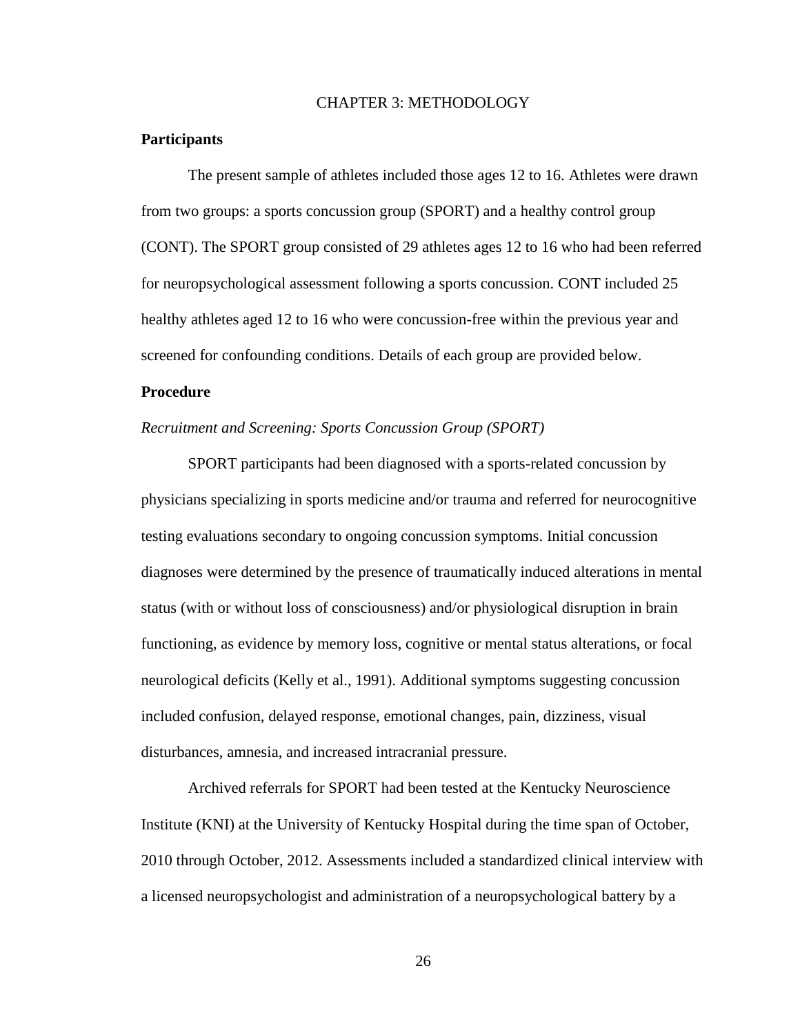# CHAPTER 3: METHODOLOGY

## Participants

The present sample of athletes included those ages 12 to 16. Athletes were drawn from two groups: a sports concussion group (SPORT) and a healthy control group (CONT). The SPORT group consisted of 29 athletes ages 12 to 16 who had been referred for neuropsychological assessment following a sports concussion. CONT included 25 healthy athletes aged 12 to 16 who were concussion-free within the previous year and screened for confounding conditions. Details of each group are provided below.

## Procedure

### *Recruitment and Screening: Sports Concussion Group (SPORT)*

SPORT participants had been diagnosed with a sports-related concussion by physicians specializing in sports medicine and/or trauma and referred for neurocognitive testing evaluations secondary to ongoing concussion symptoms. Initial concussion diagnoses were determined by the presence of traumatically induced alterations in mental status (with or without loss of consciousness) and/or physiological disruption in brain functioning, as evidence by memory loss, cognitive or mental status alterations, or focal neurological deficits (Kelly et al., 1991). Additional symptoms suggesting concussion included confusion, delayed response, emotional changes, pain, dizziness, visual disturbances, amnesia, and increased intracranial pressure.

Archived referrals for SPORT had been tested at the Kentucky Neuroscience Institute (KNI) at the University of Kentucky Hospital during the time span of October, 2010 through October, 2012. Assessments included a standardized clinical interview with a licensed neuropsychologist and administration of a neuropsychological battery by a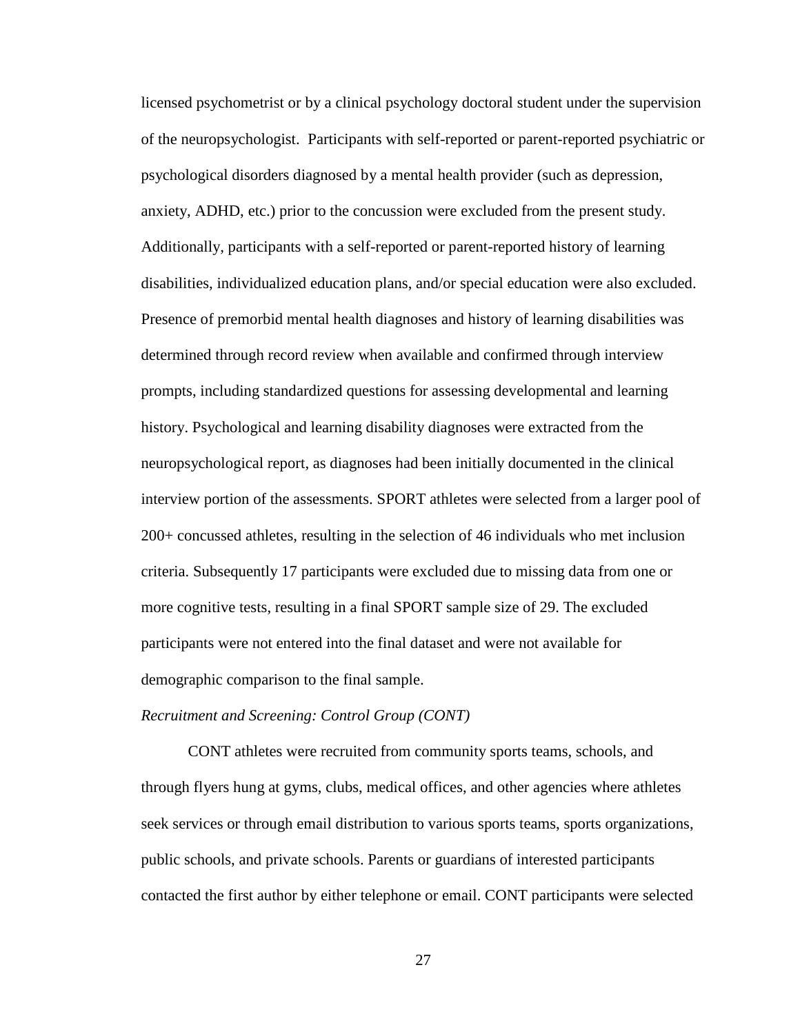licensed psychometrist or by a clinical psychology doctoral student under the supervision of the neuropsychologist. Participants with self-reported or parent-reported psychiatric or psychological disorders diagnosed by a mental health provider (such as depression, anxiety, ADHD, etc.) prior to the concussion were excluded from the present study. Additionally, participants with a self-reported or parent-reported history of learning disabilities, individualized education plans, and/or special education were also excluded. Presence of premorbid mental health diagnoses and history of learning disabilities was determined through record review when available and confirmed through interview prompts, including standardized questions for assessing developmental and learning history. Psychological and learning disability diagnoses were extracted from the neuropsychological report, as diagnoses had been initially documented in the clinical interview portion of the assessments. SPORT athletes were selected from a larger pool of 200+ concussed athletes, resulting in the selection of 46 individuals who met inclusion criteria. Subsequently 17 participants were excluded due to missing data from one or more cognitive tests, resulting in a final SPORT sample size of 29. The excluded participants were not entered into the final dataset and were not available for demographic comparison to the final sample.

*Recruitment and Screening: Control Group (CONT)*

CONT athletes were recruited from community sports teams, schools, and through flyers hung at gyms, clubs, medical offices, and other agencies where athletes seek services or through email distribution to various sports teams, sports organizations, public schools, and private schools. Parents or guardians of interested participants contacted the first author by either telephone or email. CONT participants were selected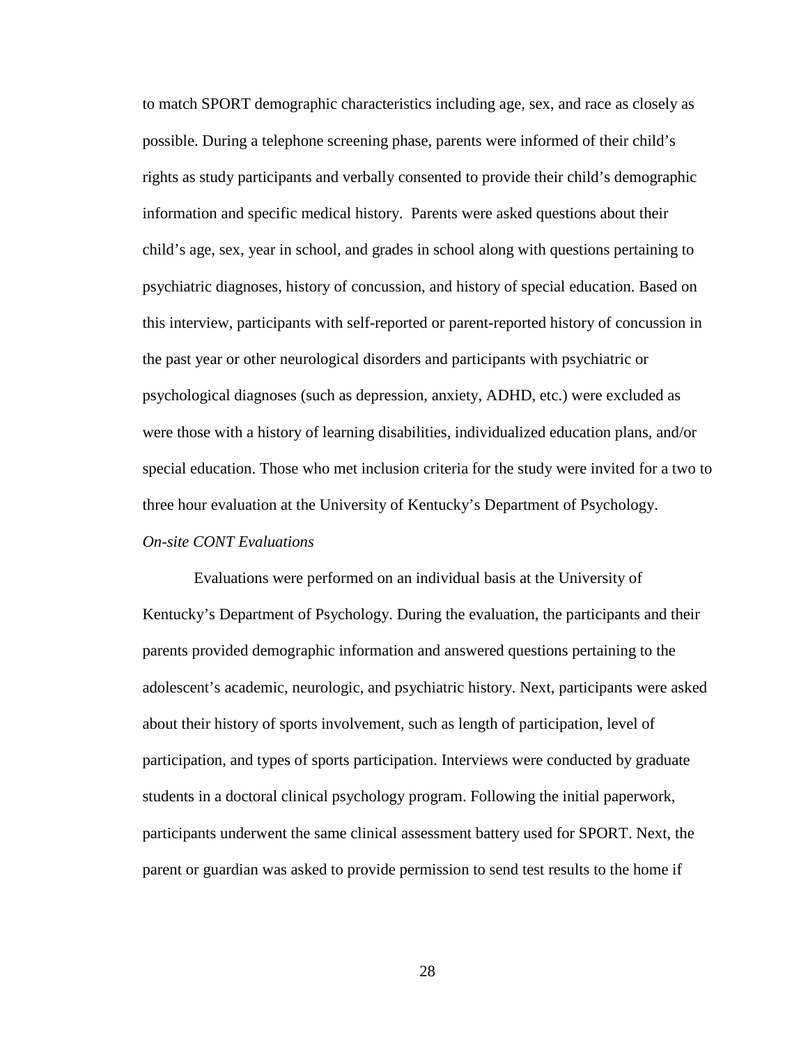to match SPORT demographic characteristics including age, sex, and race as closely as possible. During a telephone screening phase, parents were informed of their child's rights as study participants and verbally consented to provide their child's demographic information and specific medical history. Parents were asked questions about their child's age, sex, year in school, and grades in school along with questions pertaining to psychiatric diagnoses, history of concussion, and history of special education. Based on this interview, participants with self-reported or parent-reported history of concussion in the past year or other neurological disorders and participants with psychiatric or psychological diagnoses (such as depression, anxiety, ADHD, etc.) were excluded as were those with a history of learning disabilities, individualized education plans, and/or special education. Those who met inclusion criteria for the study were invited for a two to three hour evaluation at the University of Kentucky's Department of Psychology.

*On-site CONT Evaluations*

Evaluations were performed on an individual basis at the University of Kentucky's Department of Psychology. During the evaluation, the participants and their parents provided demographic information and answered questions pertaining to the adolescent's academic, neurologic, and psychiatric history. Next, participants were asked about their history of sports involvement, such as length of participation, level of participation, and types of sports participation. Interviews were conducted by graduate students in a doctoral clinical psychology program. Following the initial paperwork, participants underwent the same clinical assessment battery used for SPORT. Next, the parent or guardian was asked to provide permission to send test results to the home if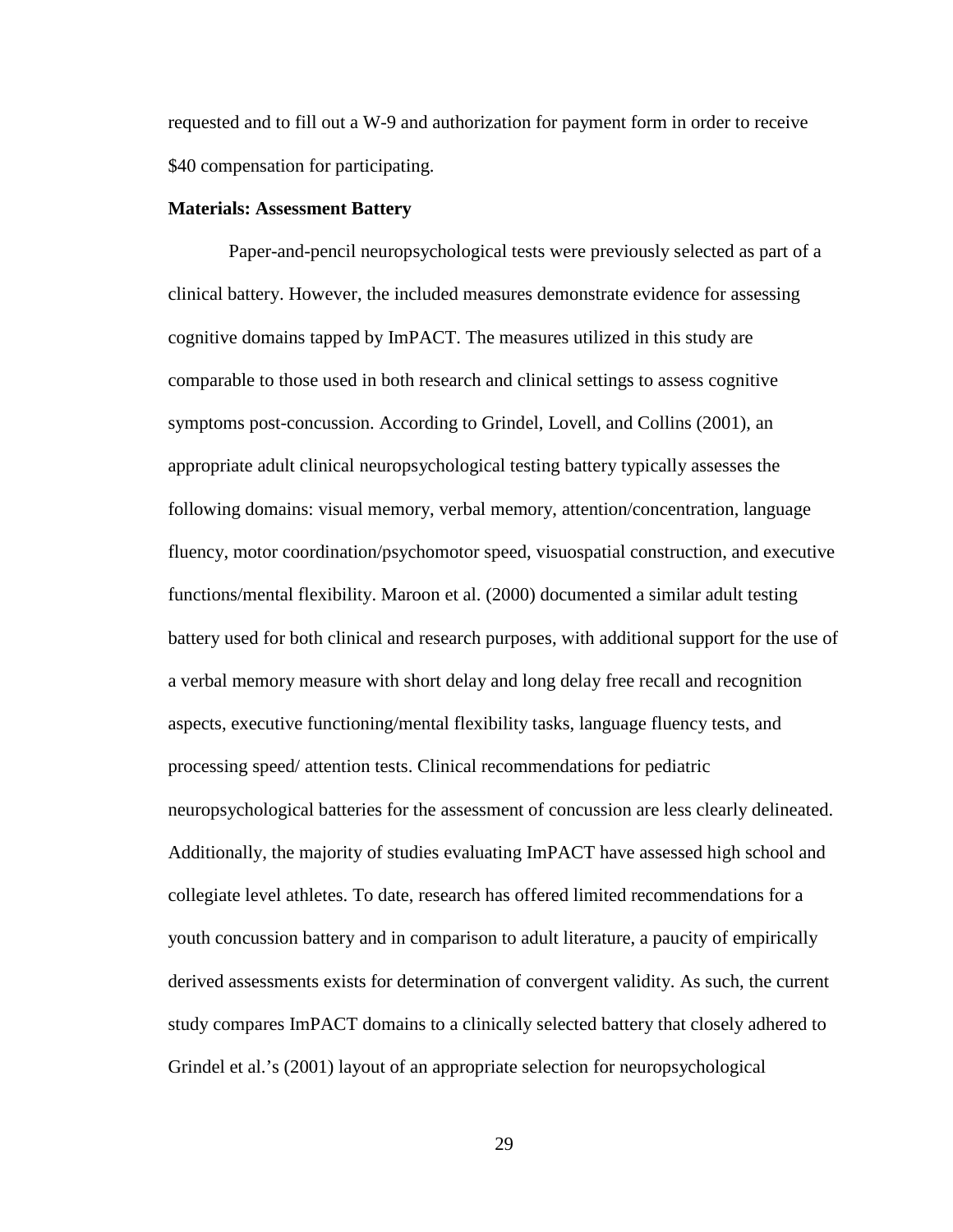requested and to fill out a W-9 and authorization for payment form in order to receive $40 compensation for participating.

**Materials: Assessment Battery**

Paper-and-pencil neuropsychological tests were previously selected as part of a clinical battery. However, the included measures demonstrate evidence for assessing cognitive domains tapped by ImPACT. The measures utilized in this study are comparable to those used in both research and clinical settings to assess cognitive symptoms post-concussion. According to Grindel, Lovell, and Collins (2001), an appropriate adult clinical neuropsychological testing battery typically assesses the following domains: visual memory, verbal memory, attention/concentration, language fluency, motor coordination/psychomotor speed, visuospatial construction, and executive functions/mental flexibility. Maroon et al. (2000) documented a similar adult testing battery used for both clinical and research purposes, with additional support for the use of a verbal memory measure with short delay and long delay free recall and recognition aspects, executive functioning/mental flexibility tasks, language fluency tests, and processing speed/ attention tests. Clinical recommendations for pediatric neuropsychological batteries for the assessment of concussion are less clearly delineated. Additionally, the majority of studies evaluating ImPACT have assessed high school and collegiate level athletes. To date, research has offered limited recommendations for a youth concussion battery and in comparison to adult literature, a paucity of empirically derived assessments exists for determination of convergent validity. As such, the current study compares ImPACT domains to a clinically selected battery that closely adhered to Grindel et al.'s (2001) layout of an appropriate selection for neuropsychological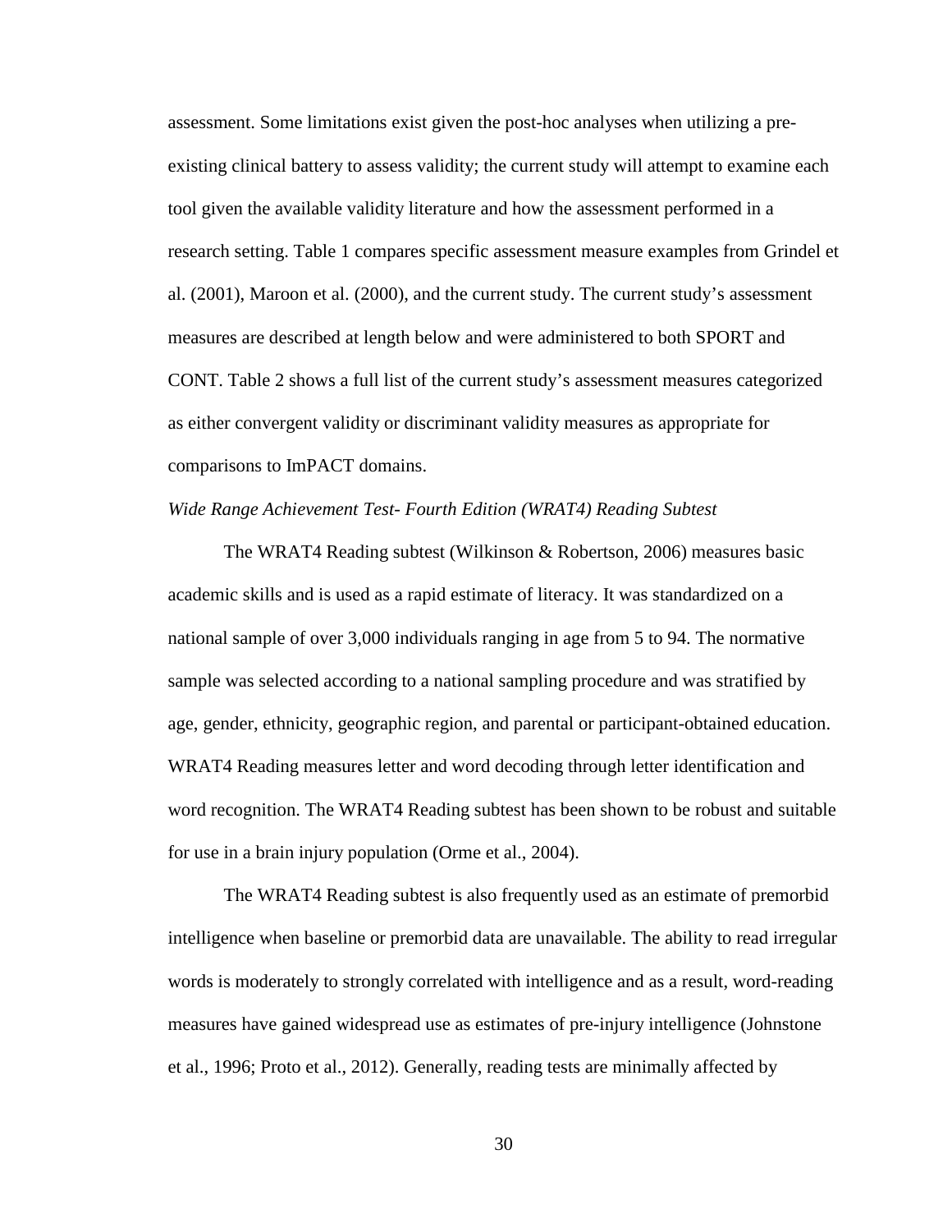assessment. Some limitations exist given the post-hoc analyses when utilizing a pre-existing clinical battery to assess validity; the current study will attempt to examine each tool given the available validity literature and how the assessment performed in a research setting. Table 1 compares specific assessment measure examples from Grindel et al. (2001), Maroon et al. (2000), and the current study. The current study's assessment measures are described at length below and were administered to both SPORT and CONT. Table 2 shows a full list of the current study's assessment measures categorized as either convergent validity or discriminant validity measures as appropriate for comparisons to ImPACT domains.

*Wide Range Achievement Test- Fourth Edition (WRAT4) Reading Subtest*

The WRAT4 Reading subtest (Wilkinson & Robertson, 2006) measures basic academic skills and is used as a rapid estimate of literacy. It was standardized on a national sample of over 3,000 individuals ranging in age from 5 to 94. The normative sample was selected according to a national sampling procedure and was stratified by age, gender, ethnicity, geographic region, and parental or participant-obtained education. WRAT4 Reading measures letter and word decoding through letter identification and word recognition. The WRAT4 Reading subtest has been shown to be robust and suitable for use in a brain injury population (Orme et al., 2004).

The WRAT4 Reading subtest is also frequently used as an estimate of premorbid intelligence when baseline or premorbid data are unavailable. The ability to read irregular words is moderately to strongly correlated with intelligence and as a result, word-reading measures have gained widespread use as estimates of pre-injury intelligence (Johnstone et al., 1996; Proto et al., 2012). Generally, reading tests are minimally affected by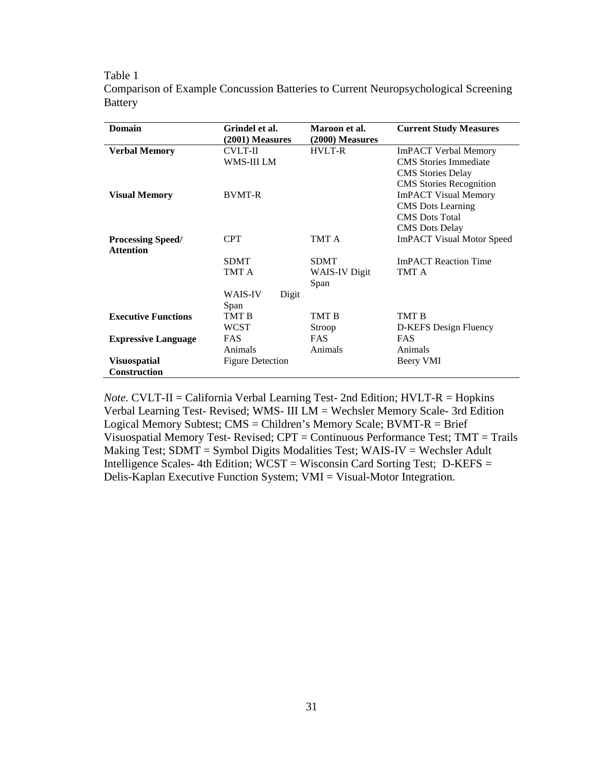Table 1

Comparison of Example Concussion Batteries to Current Neuropsychological Screening Battery

| Domain | Grindel et al. (2001) Measures | Maroon et al. (2000) Measures | Current Study Measures |
|---|---|---|---|
| **Verbal Memory** | CVLT-II | HVLT-R | ImPACT Verbal Memory |
| | WMS-III LM | | CMS Stories Immediate |
| | | | CMS Stories Delay |
| | | | CMS Stories Recognition |
| **Visual Memory** | BVMT-R | | ImPACT Visual Memory |
| | | | CMS Dots Learning |
| | | | CMS Dots Total |
| | | | CMS Dots Delay |
| **Processing Speed/ Attention** | CPT | TMT A | ImPACT Visual Motor Speed |
| | SDMT | SDMT | ImPACT Reaction Time |
| | TMT A | WAIS-IV Digit Span | TMT A |
| | WAIS-IV Digit Span | | |
| **Executive Functions** | TMT B | TMT B | TMT B |
| | WCST | Stroop | D-KEFS Design Fluency |
| **Expressive Language** | FAS | FAS | FAS |
| | Animals | Animals | Animals |
| **Visuospatial Construction** | Figure Detection | | Beery VMI |

*Note.* CVLT-II = California Verbal Learning Test- 2nd Edition; HVLT-R = Hopkins Verbal Learning Test- Revised; WMS- III LM = Wechsler Memory Scale- 3rd Edition Logical Memory Subtest; CMS = Children's Memory Scale; BVMT-R = Brief Visuospatial Memory Test- Revised; CPT = Continuous Performance Test; TMT = Trails Making Test; SDMT = Symbol Digits Modalities Test; WAIS-IV = Wechsler Adult Intelligence Scales- 4th Edition; WCST = Wisconsin Card Sorting Test; D-KEFS = Delis-Kaplan Executive Function System; VMI = Visual-Motor Integration.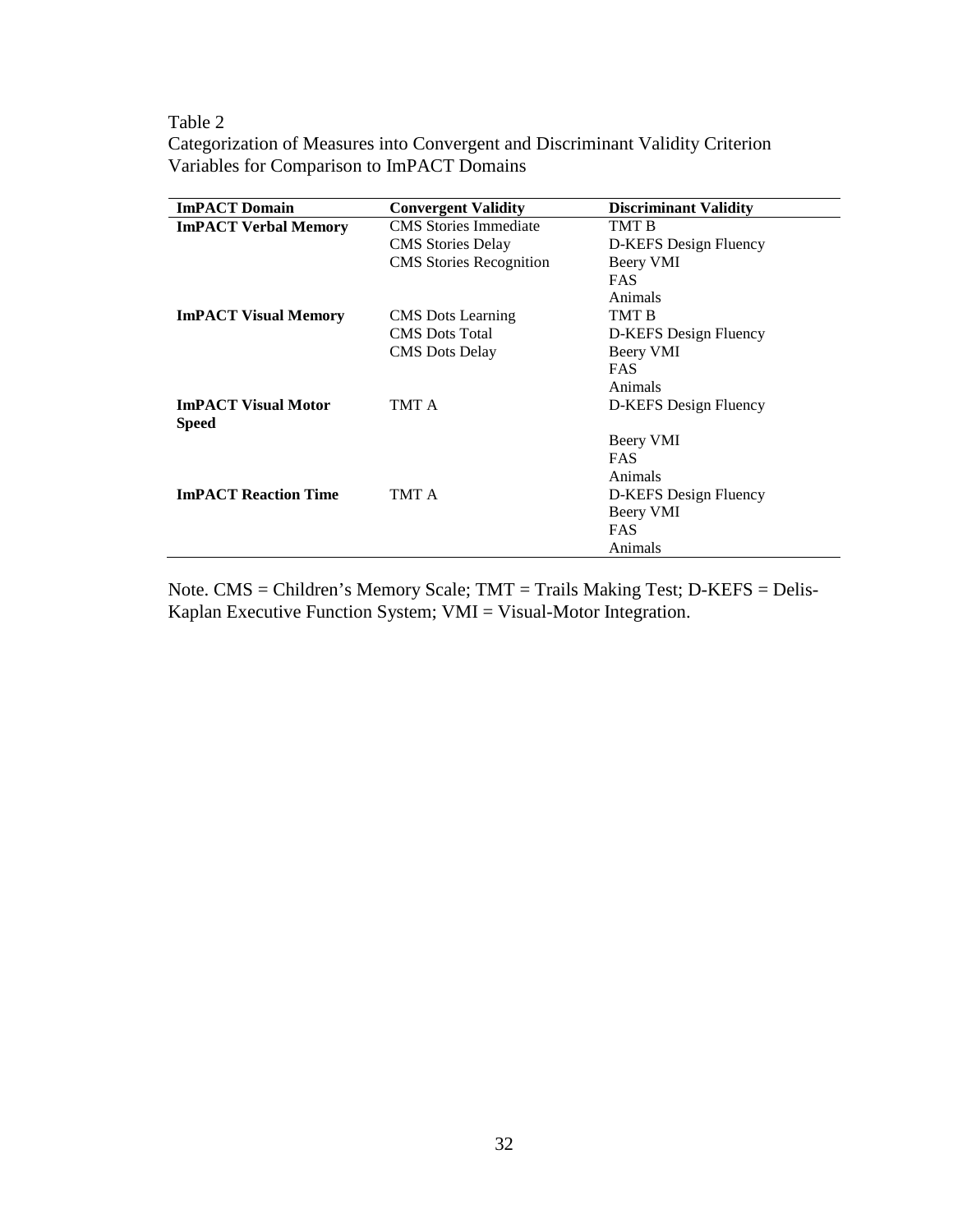Table 2

Categorization of Measures into Convergent and Discriminant Validity Criterion Variables for Comparison to ImPACT Domains

| ImPACT Domain | Convergent Validity | Discriminant Validity |
|---|---|---|
| **ImPACT Verbal Memory** | CMS Stories Immediate | TMT B |
| | CMS Stories Delay | D-KEFS Design Fluency |
| | CMS Stories Recognition | Beery VMI |
| | | FAS |
| | | Animals |
| **ImPACT Visual Memory** | CMS Dots Learning | TMT B |
| | CMS Dots Total | D-KEFS Design Fluency |
| | CMS Dots Delay | Beery VMI |
| | | FAS |
| | | Animals |
| **ImPACT Visual Motor Speed** | TMT A | D-KEFS Design Fluency |
| | | Beery VMI |
| | | FAS |
| | | Animals |
| **ImPACT Reaction Time** | TMT A | D-KEFS Design Fluency |
| | | Beery VMI |
| | | FAS |
| | | Animals |

Note. CMS = Children's Memory Scale; TMT = Trails Making Test; D-KEFS = Delis-Kaplan Executive Function System; VMI = Visual-Motor Integration.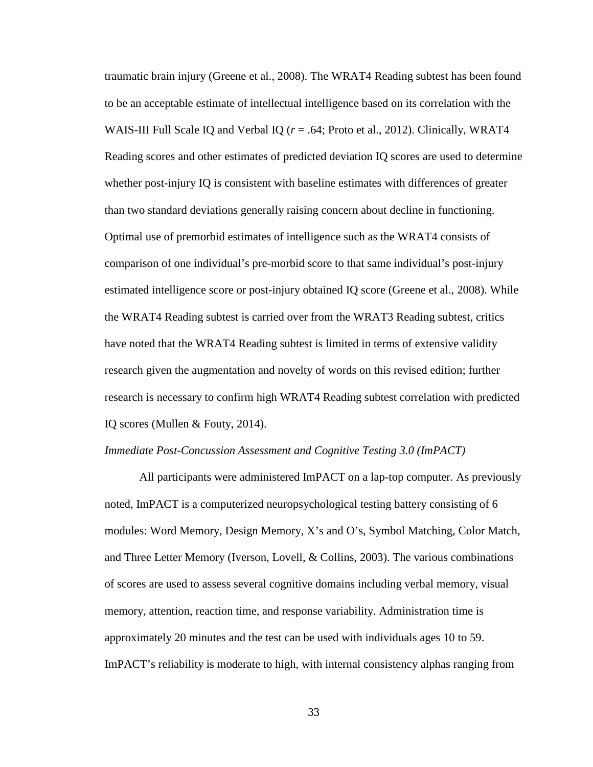traumatic brain injury (Greene et al., 2008). The WRAT4 Reading subtest has been found to be an acceptable estimate of intellectual intelligence based on its correlation with the WAIS-III Full Scale IQ and Verbal IQ ($r = .64$; Proto et al., 2012). Clinically, WRAT4 Reading scores and other estimates of predicted deviation IQ scores are used to determine whether post-injury IQ is consistent with baseline estimates with differences of greater than two standard deviations generally raising concern about decline in functioning. Optimal use of premorbid estimates of intelligence such as the WRAT4 consists of comparison of one individual's pre-morbid score to that same individual's post-injury estimated intelligence score or post-injury obtained IQ score (Greene et al., 2008). While the WRAT4 Reading subtest is carried over from the WRAT3 Reading subtest, critics have noted that the WRAT4 Reading subtest is limited in terms of extensive validity research given the augmentation and novelty of words on this revised edition; further research is necessary to confirm high WRAT4 Reading subtest correlation with predicted IQ scores (Mullen & Fouty, 2014).

*Immediate Post-Concussion Assessment and Cognitive Testing 3.0 (ImPACT)*

All participants were administered ImPACT on a lap-top computer. As previously noted, ImPACT is a computerized neuropsychological testing battery consisting of 6 modules: Word Memory, Design Memory, X's and O's, Symbol Matching, Color Match, and Three Letter Memory (Iverson, Lovell, & Collins, 2003). The various combinations of scores are used to assess several cognitive domains including verbal memory, visual memory, attention, reaction time, and response variability. Administration time is approximately 20 minutes and the test can be used with individuals ages 10 to 59. ImPACT's reliability is moderate to high, with internal consistency alphas ranging from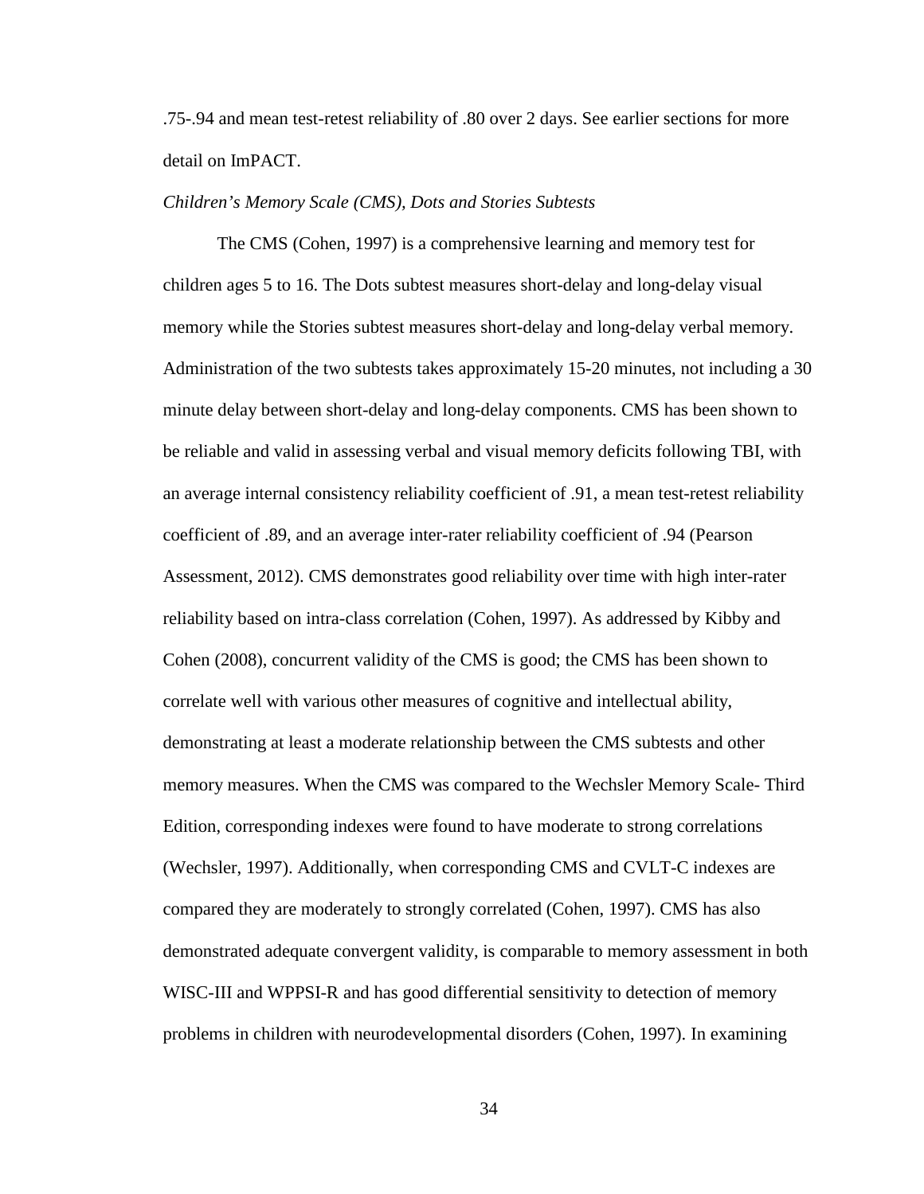.75-.94 and mean test-retest reliability of .80 over 2 days. See earlier sections for more detail on ImPACT.

*Children's Memory Scale (CMS), Dots and Stories Subtests*

The CMS (Cohen, 1997) is a comprehensive learning and memory test for children ages 5 to 16. The Dots subtest measures short-delay and long-delay visual memory while the Stories subtest measures short-delay and long-delay verbal memory. Administration of the two subtests takes approximately 15-20 minutes, not including a 30 minute delay between short-delay and long-delay components. CMS has been shown to be reliable and valid in assessing verbal and visual memory deficits following TBI, with an average internal consistency reliability coefficient of .91, a mean test-retest reliability coefficient of .89, and an average inter-rater reliability coefficient of .94 (Pearson Assessment, 2012). CMS demonstrates good reliability over time with high inter-rater reliability based on intra-class correlation (Cohen, 1997). As addressed by Kibby and Cohen (2008), concurrent validity of the CMS is good; the CMS has been shown to correlate well with various other measures of cognitive and intellectual ability, demonstrating at least a moderate relationship between the CMS subtests and other memory measures. When the CMS was compared to the Wechsler Memory Scale- Third Edition, corresponding indexes were found to have moderate to strong correlations (Wechsler, 1997). Additionally, when corresponding CMS and CVLT-C indexes are compared they are moderately to strongly correlated (Cohen, 1997). CMS has also demonstrated adequate convergent validity, is comparable to memory assessment in both WISC-III and WPPSI-R and has good differential sensitivity to detection of memory problems in children with neurodevelopmental disorders (Cohen, 1997). In examining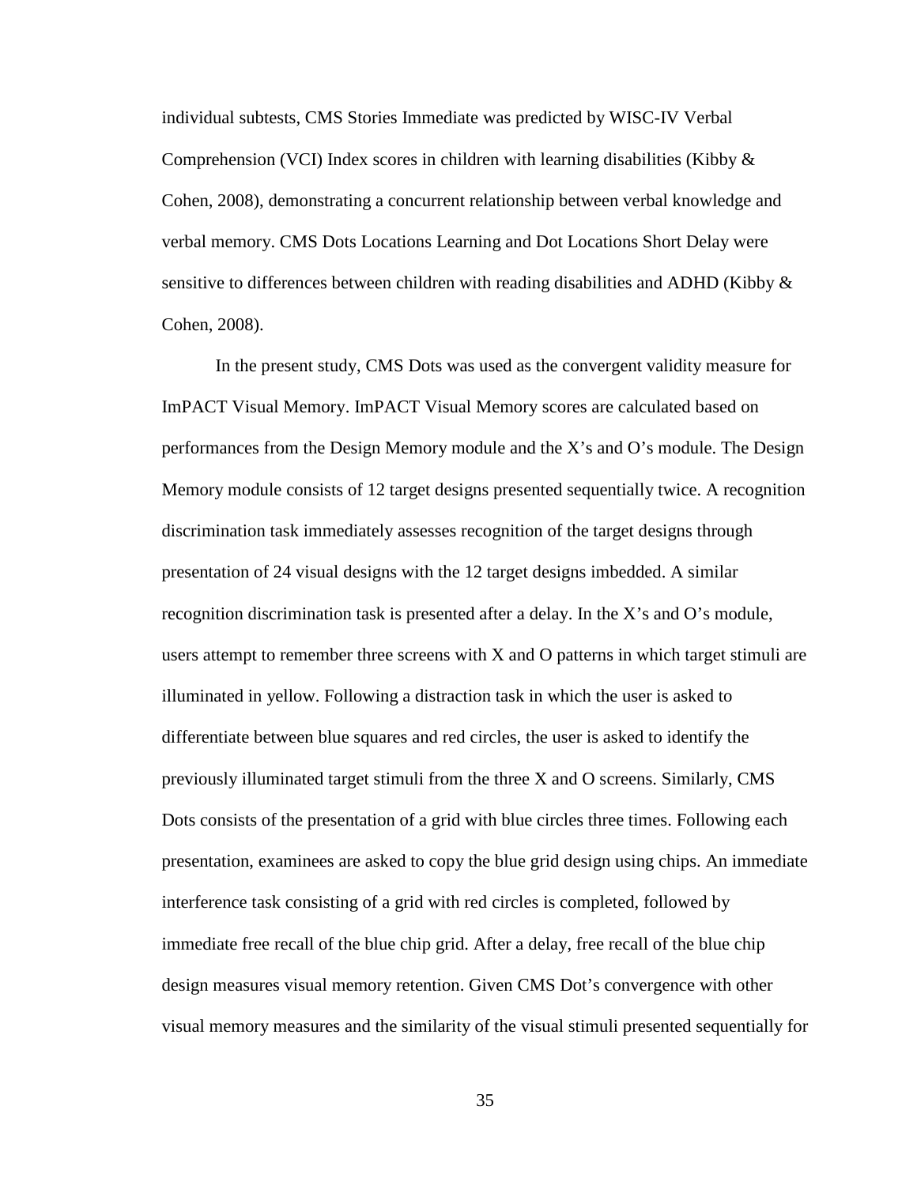individual subtests, CMS Stories Immediate was predicted by WISC-IV Verbal Comprehension (VCI) Index scores in children with learning disabilities (Kibby & Cohen, 2008), demonstrating a concurrent relationship between verbal knowledge and verbal memory. CMS Dots Locations Learning and Dot Locations Short Delay were sensitive to differences between children with reading disabilities and ADHD (Kibby & Cohen, 2008).

In the present study, CMS Dots was used as the convergent validity measure for ImPACT Visual Memory. ImPACT Visual Memory scores are calculated based on performances from the Design Memory module and the X's and O's module. The Design Memory module consists of 12 target designs presented sequentially twice. A recognition discrimination task immediately assesses recognition of the target designs through presentation of 24 visual designs with the 12 target designs imbedded. A similar recognition discrimination task is presented after a delay. In the X's and O's module, users attempt to remember three screens with X and O patterns in which target stimuli are illuminated in yellow. Following a distraction task in which the user is asked to differentiate between blue squares and red circles, the user is asked to identify the previously illuminated target stimuli from the three X and O screens. Similarly, CMS Dots consists of the presentation of a grid with blue circles three times. Following each presentation, examinees are asked to copy the blue grid design using chips. An immediate interference task consisting of a grid with red circles is completed, followed by immediate free recall of the blue chip grid. After a delay, free recall of the blue chip design measures visual memory retention. Given CMS Dot's convergence with other visual memory measures and the similarity of the visual stimuli presented sequentially for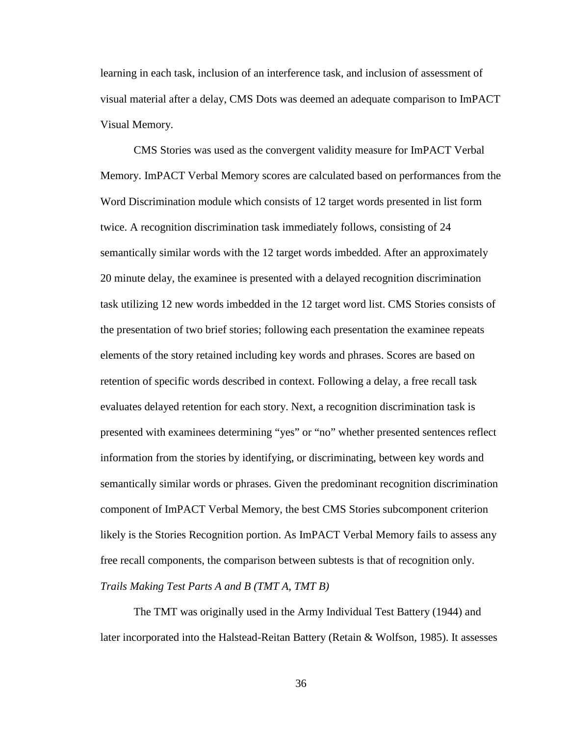learning in each task, inclusion of an interference task, and inclusion of assessment of visual material after a delay, CMS Dots was deemed an adequate comparison to ImPACT Visual Memory.

CMS Stories was used as the convergent validity measure for ImPACT Verbal Memory. ImPACT Verbal Memory scores are calculated based on performances from the Word Discrimination module which consists of 12 target words presented in list form twice. A recognition discrimination task immediately follows, consisting of 24 semantically similar words with the 12 target words imbedded. After an approximately 20 minute delay, the examinee is presented with a delayed recognition discrimination task utilizing 12 new words imbedded in the 12 target word list. CMS Stories consists of the presentation of two brief stories; following each presentation the examinee repeats elements of the story retained including key words and phrases. Scores are based on retention of specific words described in context. Following a delay, a free recall task evaluates delayed retention for each story. Next, a recognition discrimination task is presented with examinees determining "yes" or "no" whether presented sentences reflect information from the stories by identifying, or discriminating, between key words and semantically similar words or phrases. Given the predominant recognition discrimination component of ImPACT Verbal Memory, the best CMS Stories subcomponent criterion likely is the Stories Recognition portion. As ImPACT Verbal Memory fails to assess any free recall components, the comparison between subtests is that of recognition only.

*Trails Making Test Parts A and B (TMT A, TMT B)*

The TMT was originally used in the Army Individual Test Battery (1944) and later incorporated into the Halstead-Reitan Battery (Retain & Wolfson, 1985). It assesses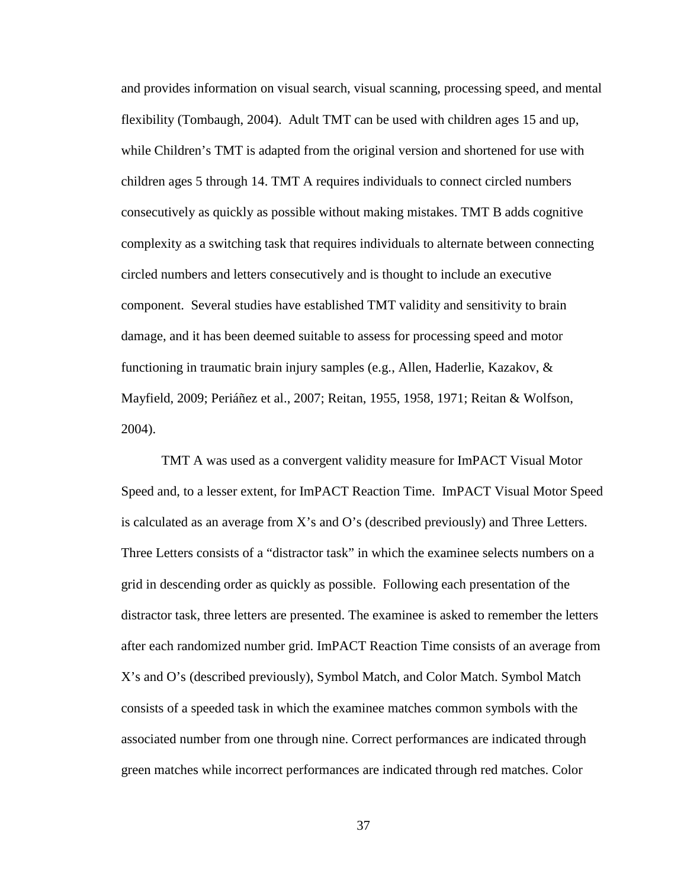and provides information on visual search, visual scanning, processing speed, and mental flexibility (Tombaugh, 2004). Adult TMT can be used with children ages 15 and up, while Children's TMT is adapted from the original version and shortened for use with children ages 5 through 14. TMT A requires individuals to connect circled numbers consecutively as quickly as possible without making mistakes. TMT B adds cognitive complexity as a switching task that requires individuals to alternate between connecting circled numbers and letters consecutively and is thought to include an executive component. Several studies have established TMT validity and sensitivity to brain damage, and it has been deemed suitable to assess for processing speed and motor functioning in traumatic brain injury samples (e.g., Allen, Haderlie, Kazakov, & Mayfield, 2009; Periáñez et al., 2007; Reitan, 1955, 1958, 1971; Reitan & Wolfson, 2004).

TMT A was used as a convergent validity measure for ImPACT Visual Motor Speed and, to a lesser extent, for ImPACT Reaction Time. ImPACT Visual Motor Speed is calculated as an average from X's and O's (described previously) and Three Letters. Three Letters consists of a "distractor task" in which the examinee selects numbers on a grid in descending order as quickly as possible. Following each presentation of the distractor task, three letters are presented. The examinee is asked to remember the letters after each randomized number grid. ImPACT Reaction Time consists of an average from X's and O's (described previously), Symbol Match, and Color Match. Symbol Match consists of a speeded task in which the examinee matches common symbols with the associated number from one through nine. Correct performances are indicated through green matches while incorrect performances are indicated through red matches. Color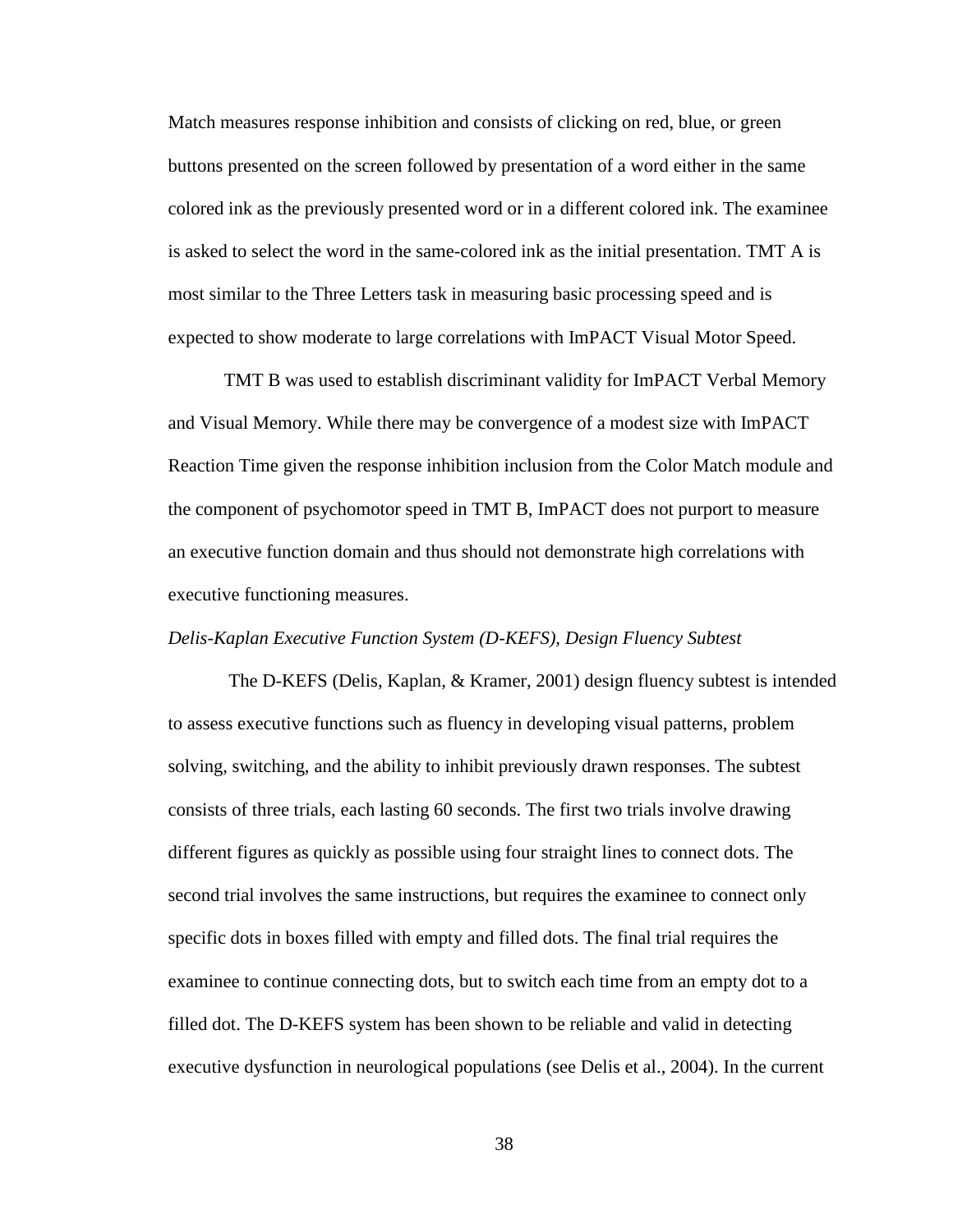Match measures response inhibition and consists of clicking on red, blue, or green buttons presented on the screen followed by presentation of a word either in the same colored ink as the previously presented word or in a different colored ink. The examinee is asked to select the word in the same-colored ink as the initial presentation. TMT A is most similar to the Three Letters task in measuring basic processing speed and is expected to show moderate to large correlations with ImPACT Visual Motor Speed.

TMT B was used to establish discriminant validity for ImPACT Verbal Memory and Visual Memory. While there may be convergence of a modest size with ImPACT Reaction Time given the response inhibition inclusion from the Color Match module and the component of psychomotor speed in TMT B, ImPACT does not purport to measure an executive function domain and thus should not demonstrate high correlations with executive functioning measures.

*Delis-Kaplan Executive Function System (D-KEFS), Design Fluency Subtest*

The D-KEFS (Delis, Kaplan, & Kramer, 2001) design fluency subtest is intended to assess executive functions such as fluency in developing visual patterns, problem solving, switching, and the ability to inhibit previously drawn responses. The subtest consists of three trials, each lasting 60 seconds. The first two trials involve drawing different figures as quickly as possible using four straight lines to connect dots. The second trial involves the same instructions, but requires the examinee to connect only specific dots in boxes filled with empty and filled dots. The final trial requires the examinee to continue connecting dots, but to switch each time from an empty dot to a filled dot. The D-KEFS system has been shown to be reliable and valid in detecting executive dysfunction in neurological populations (see Delis et al., 2004). In the current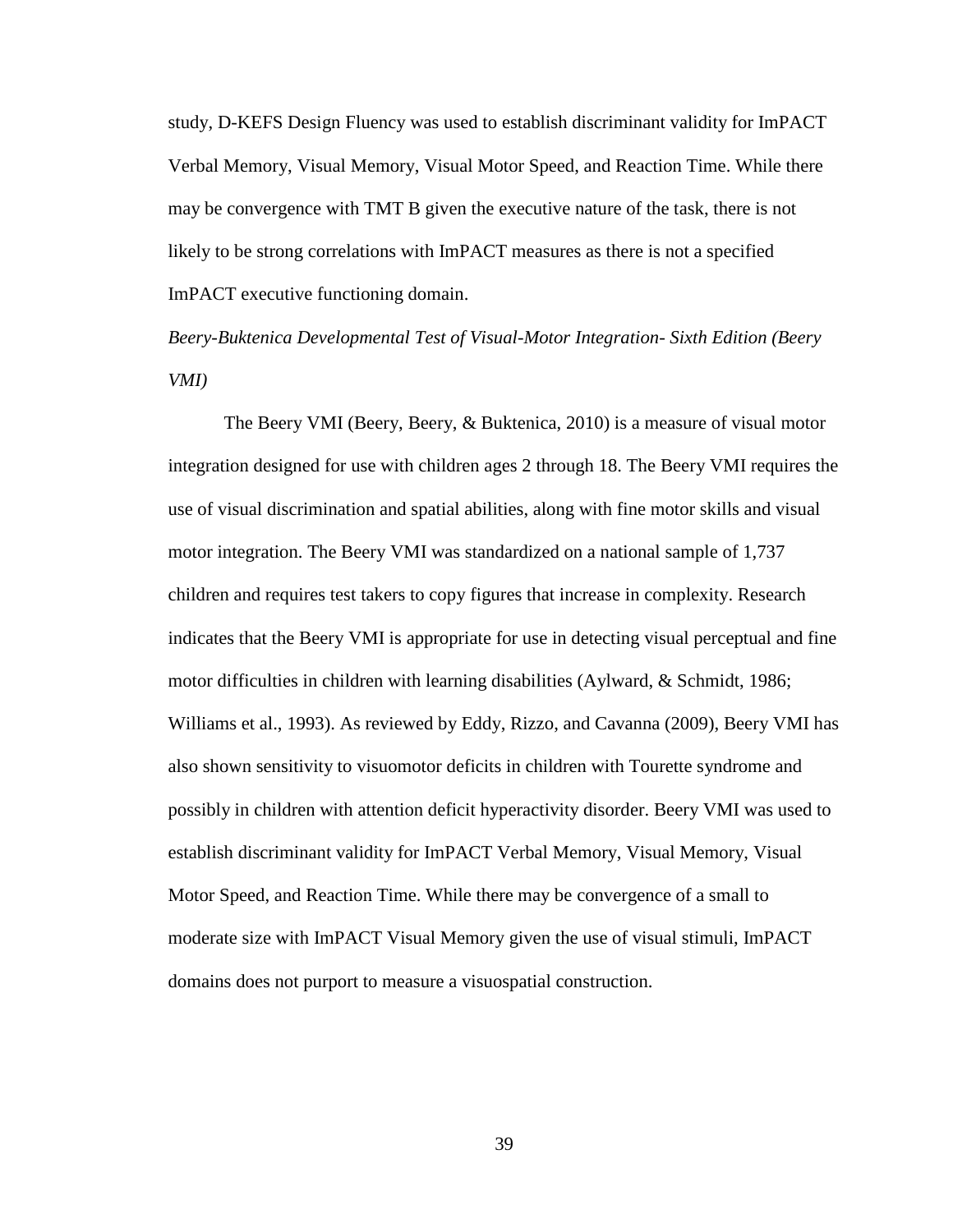study, D-KEFS Design Fluency was used to establish discriminant validity for ImPACT Verbal Memory, Visual Memory, Visual Motor Speed, and Reaction Time. While there may be convergence with TMT B given the executive nature of the task, there is not likely to be strong correlations with ImPACT measures as there is not a specified ImPACT executive functioning domain.

*Beery-Buktenica Developmental Test of Visual-Motor Integration- Sixth Edition (Beery VMI)*

The Beery VMI (Beery, Beery, & Buktenica, 2010) is a measure of visual motor integration designed for use with children ages 2 through 18. The Beery VMI requires the use of visual discrimination and spatial abilities, along with fine motor skills and visual motor integration. The Beery VMI was standardized on a national sample of 1,737 children and requires test takers to copy figures that increase in complexity. Research indicates that the Beery VMI is appropriate for use in detecting visual perceptual and fine motor difficulties in children with learning disabilities (Aylward, & Schmidt, 1986; Williams et al., 1993). As reviewed by Eddy, Rizzo, and Cavanna (2009), Beery VMI has also shown sensitivity to visuomotor deficits in children with Tourette syndrome and possibly in children with attention deficit hyperactivity disorder. Beery VMI was used to establish discriminant validity for ImPACT Verbal Memory, Visual Memory, Visual Motor Speed, and Reaction Time. While there may be convergence of a small to moderate size with ImPACT Visual Memory given the use of visual stimuli, ImPACT domains does not purport to measure a visuospatial construction.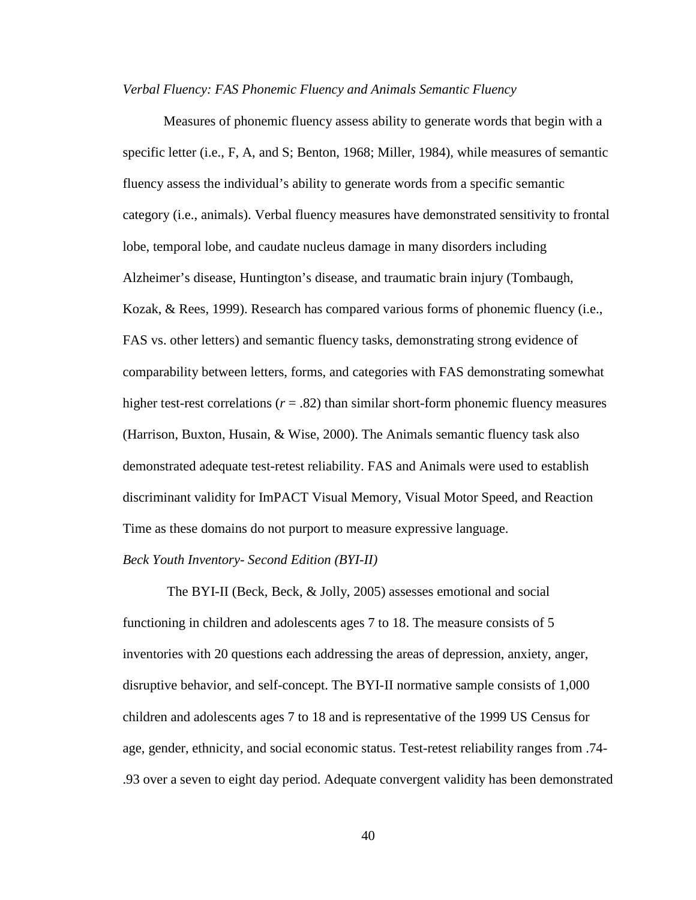*Verbal Fluency: FAS Phonemic Fluency and Animals Semantic Fluency*

Measures of phonemic fluency assess ability to generate words that begin with a specific letter (i.e., F, A, and S; Benton, 1968; Miller, 1984), while measures of semantic fluency assess the individual's ability to generate words from a specific semantic category (i.e., animals). Verbal fluency measures have demonstrated sensitivity to frontal lobe, temporal lobe, and caudate nucleus damage in many disorders including Alzheimer's disease, Huntington's disease, and traumatic brain injury (Tombaugh, Kozak, & Rees, 1999). Research has compared various forms of phonemic fluency (i.e., FAS vs. other letters) and semantic fluency tasks, demonstrating strong evidence of comparability between letters, forms, and categories with FAS demonstrating somewhat higher test-rest correlations ($r$ = .82) than similar short-form phonemic fluency measures (Harrison, Buxton, Husain, & Wise, 2000). The Animals semantic fluency task also demonstrated adequate test-retest reliability. FAS and Animals were used to establish discriminant validity for ImPACT Visual Memory, Visual Motor Speed, and Reaction Time as these domains do not purport to measure expressive language.

*Beck Youth Inventory- Second Edition (BYI-II)*

The BYI-II (Beck, Beck, & Jolly, 2005) assesses emotional and social functioning in children and adolescents ages 7 to 18. The measure consists of 5 inventories with 20 questions each addressing the areas of depression, anxiety, anger, disruptive behavior, and self-concept. The BYI-II normative sample consists of 1,000 children and adolescents ages 7 to 18 and is representative of the 1999 US Census for age, gender, ethnicity, and social economic status. Test-retest reliability ranges from .74-.93 over a seven to eight day period. Adequate convergent validity has been demonstrated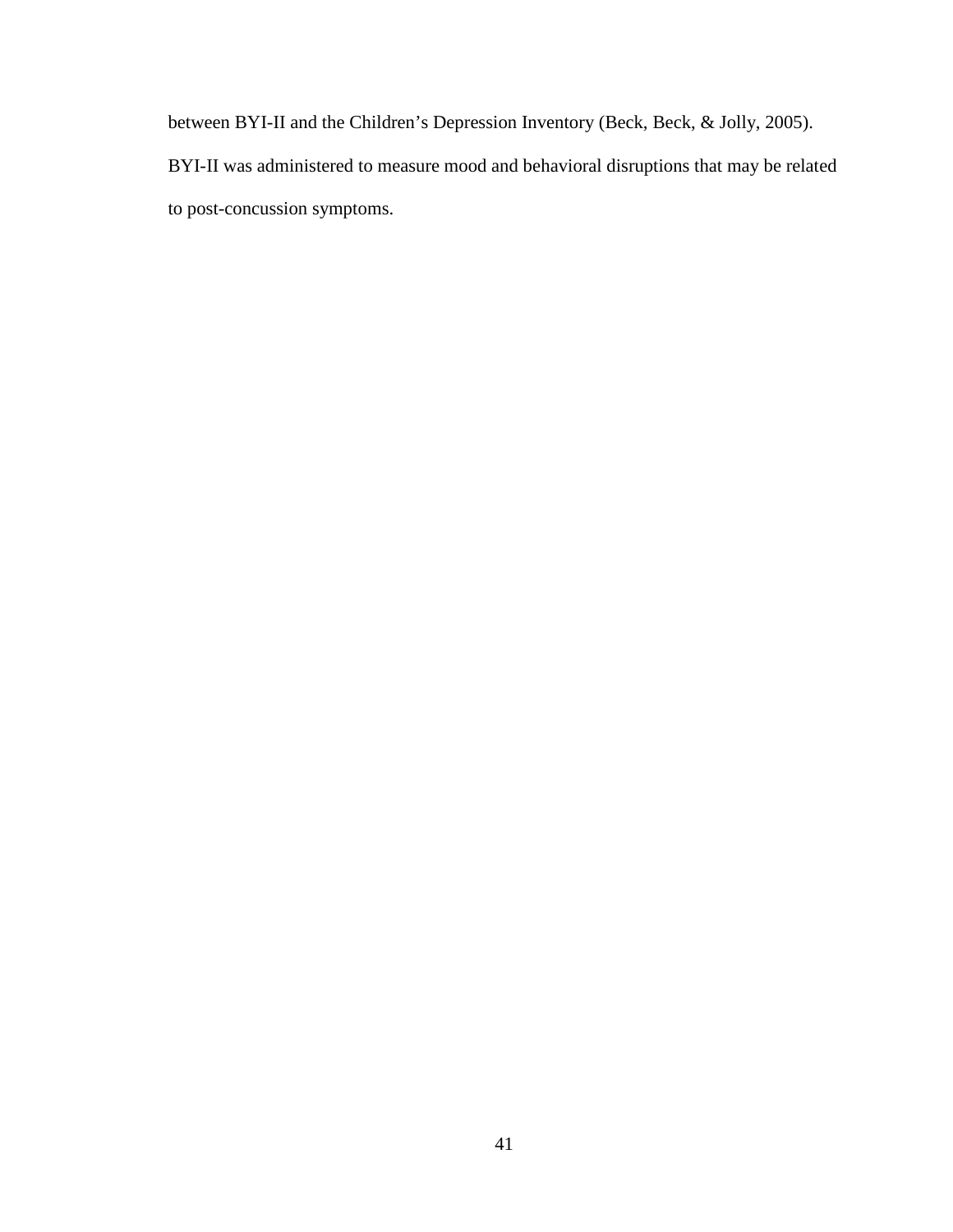between BYI-II and the Children's Depression Inventory (Beck, Beck, & Jolly, 2005). BYI-II was administered to measure mood and behavioral disruptions that may be related to post-concussion symptoms.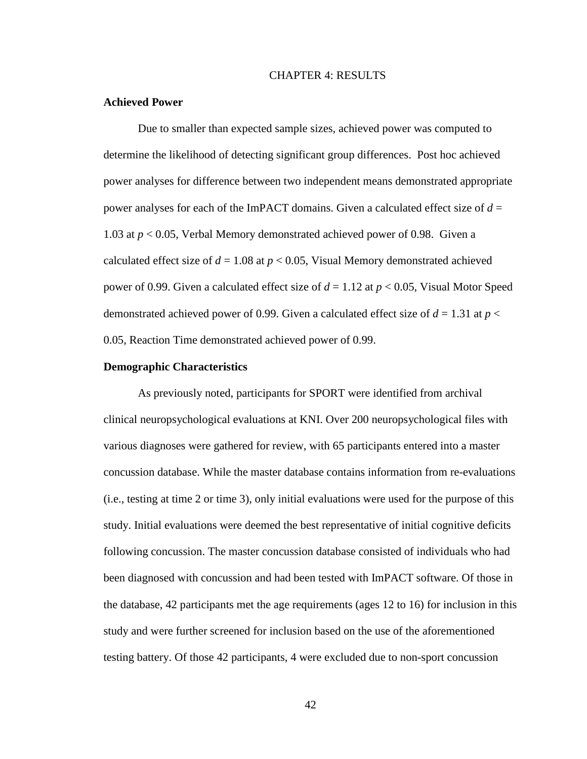# CHAPTER 4: RESULTS

## Achieved Power

Due to smaller than expected sample sizes, achieved power was computed to determine the likelihood of detecting significant group differences. Post hoc achieved power analyses for difference between two independent means demonstrated appropriate power analyses for each of the ImPACT domains. Given a calculated effect size of $d$ = 1.03 at $p < 0.05$, Verbal Memory demonstrated achieved power of 0.98. Given a calculated effect size of $d$ = 1.08 at $p < 0.05$, Visual Memory demonstrated achieved power of 0.99. Given a calculated effect size of $d$ = 1.12 at $p < 0.05$, Visual Motor Speed demonstrated achieved power of 0.99. Given a calculated effect size of $d$ = 1.31 at $p < 0.05$, Reaction Time demonstrated achieved power of 0.99.

## Demographic Characteristics

As previously noted, participants for SPORT were identified from archival clinical neuropsychological evaluations at KNI. Over 200 neuropsychological files with various diagnoses were gathered for review, with 65 participants entered into a master concussion database. While the master database contains information from re-evaluations (i.e., testing at time 2 or time 3), only initial evaluations were used for the purpose of this study. Initial evaluations were deemed the best representative of initial cognitive deficits following concussion. The master concussion database consisted of individuals who had been diagnosed with concussion and had been tested with ImPACT software. Of those in the database, 42 participants met the age requirements (ages 12 to 16) for inclusion in this study and were further screened for inclusion based on the use of the aforementioned testing battery. Of those 42 participants, 4 were excluded due to non-sport concussion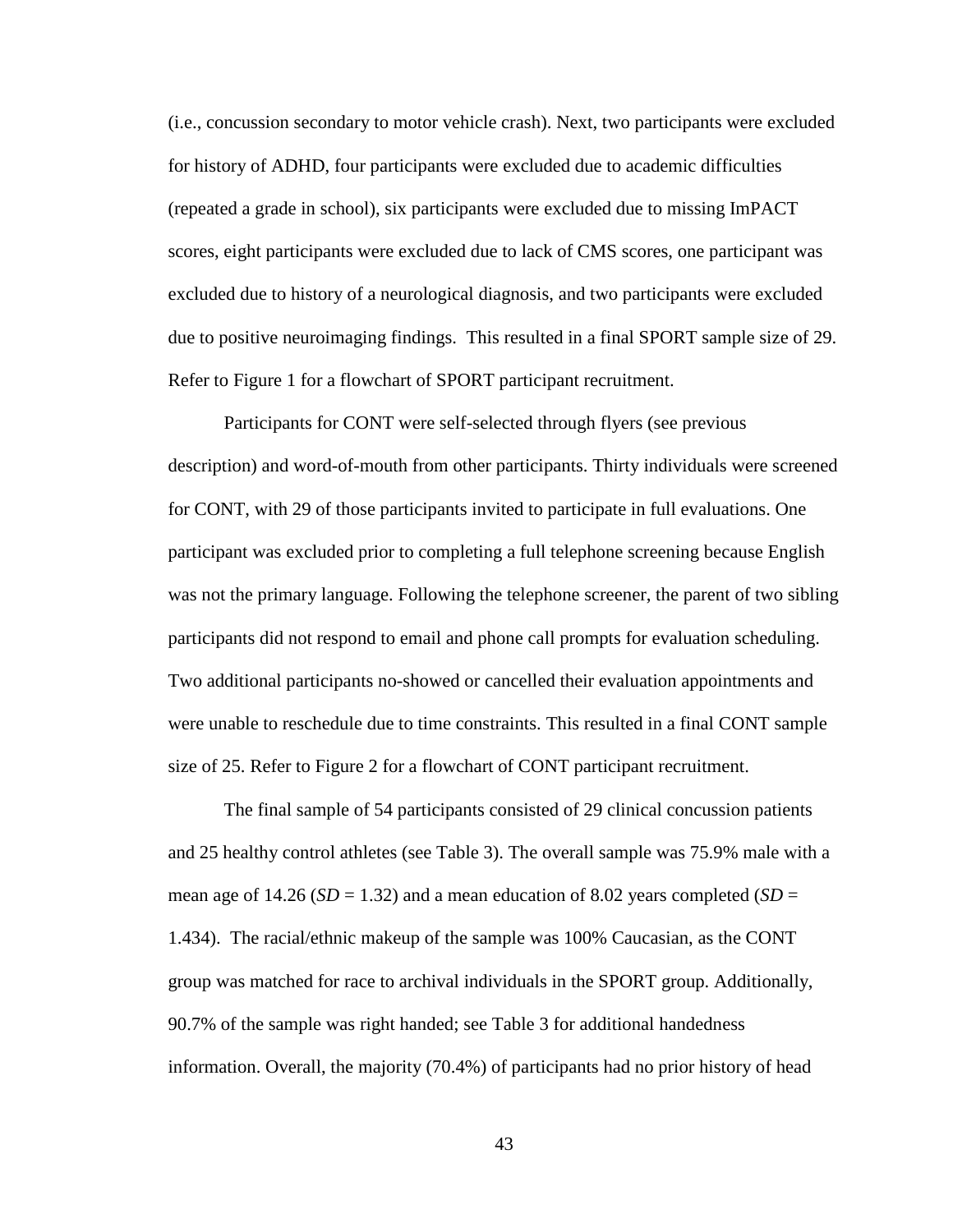(i.e., concussion secondary to motor vehicle crash). Next, two participants were excluded for history of ADHD, four participants were excluded due to academic difficulties (repeated a grade in school), six participants were excluded due to missing ImPACT scores, eight participants were excluded due to lack of CMS scores, one participant was excluded due to history of a neurological diagnosis, and two participants were excluded due to positive neuroimaging findings. This resulted in a final SPORT sample size of 29. Refer to Figure 1 for a flowchart of SPORT participant recruitment.

Participants for CONT were self-selected through flyers (see previous description) and word-of-mouth from other participants. Thirty individuals were screened for CONT, with 29 of those participants invited to participate in full evaluations. One participant was excluded prior to completing a full telephone screening because English was not the primary language. Following the telephone screener, the parent of two sibling participants did not respond to email and phone call prompts for evaluation scheduling. Two additional participants no-showed or cancelled their evaluation appointments and were unable to reschedule due to time constraints. This resulted in a final CONT sample size of 25. Refer to Figure 2 for a flowchart of CONT participant recruitment.

The final sample of 54 participants consisted of 29 clinical concussion patients and 25 healthy control athletes (see Table 3). The overall sample was 75.9% male with a mean age of 14.26 (*SD* = 1.32) and a mean education of 8.02 years completed (*SD* = 1.434). The racial/ethnic makeup of the sample was 100% Caucasian, as the CONT group was matched for race to archival individuals in the SPORT group. Additionally, 90.7% of the sample was right handed; see Table 3 for additional handedness information. Overall, the majority (70.4%) of participants had no prior history of head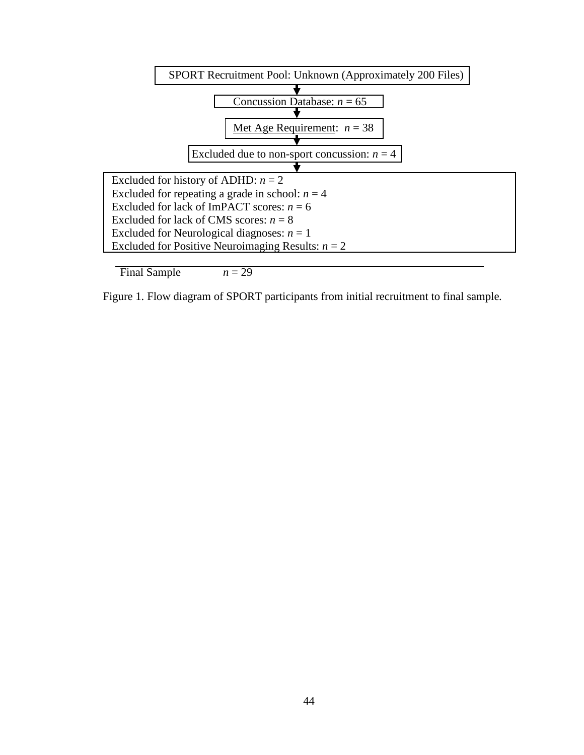SPORT Recruitment Pool: Unknown (Approximately 200 Files)

↓

Concussion Database: *n* = 65

↓

Met Age Requirement: *n* = 38

↓

Excluded due to non-sport concussion: *n* = 4

↓

Excluded for history of ADHD: *n* = 2
Excluded for repeating a grade in school: *n* = 4
Excluded for lack of ImPACT scores: *n* = 6
Excluded for lack of CMS scores: *n* = 8
Excluded for Neurological diagnoses: *n* = 1
Excluded for Positive Neuroimaging Results: *n* = 2

Final Sample *n* = 29

Figure 1. Flow diagram of SPORT participants from initial recruitment to final sample.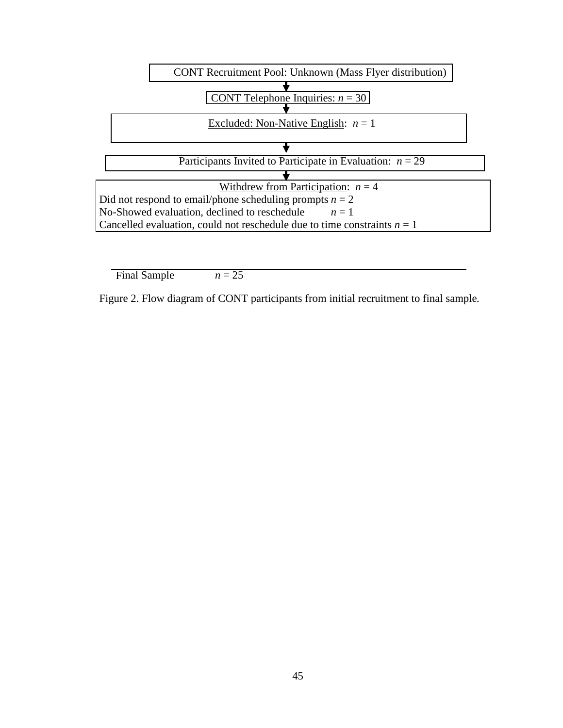CONT Recruitment Pool: Unknown (Mass Flyer distribution)

↓

CONT Telephone Inquiries: *n* = 30

↓

Excluded: Non-Native English: *n* = 1

↓

Participants Invited to Participate in Evaluation: *n* = 29

↓

Withdrew from Participation: *n* = 4

Did not respond to email/phone scheduling prompts *n* = 2

No-Showed evaluation, declined to reschedule *n* = 1

Cancelled evaluation, could not reschedule due to time constraints *n* = 1

Final Sample *n* = 25

Figure 2. Flow diagram of CONT participants from initial recruitment to final sample.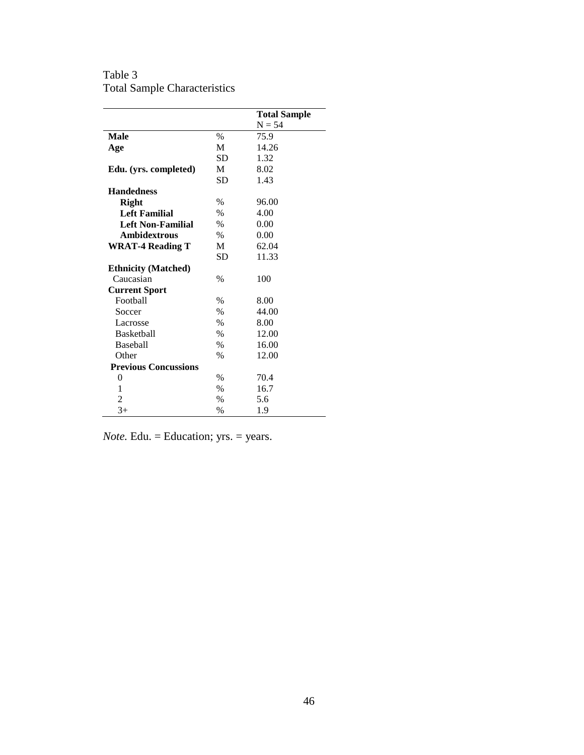Table 3
Total Sample Characteristics

| | | **Total Sample** N = 54 |
|---|---|---|
| **Male** | % | 75.9 |
| **Age** | M | 14.26 |
| | SD | 1.32 |
| **Edu. (yrs. completed)** | M | 8.02 |
| | SD | 1.43 |
| **Handedness** | | |
| **Right** | % | 96.00 |
| **Left Familial** | % | 4.00 |
| **Left Non-Familial** | % | 0.00 |
| **Ambidextrous** | % | 0.00 |
| **WRAT-4 Reading T** | M | 62.04 |
| | SD | 11.33 |
| **Ethnicity (Matched)** | | |
| Caucasian | % | 100 |
| **Current Sport** | | |
| Football | % | 8.00 |
| Soccer | % | 44.00 |
| Lacrosse | % | 8.00 |
| Basketball | % | 12.00 |
| Baseball | % | 16.00 |
| Other | % | 12.00 |
| **Previous Concussions** | | |
| 0 | % | 70.4 |
| 1 | % | 16.7 |
| 2 | % | 5.6 |
| 3+ | % | 1.9 |

*Note.* Edu. = Education; yrs. = years.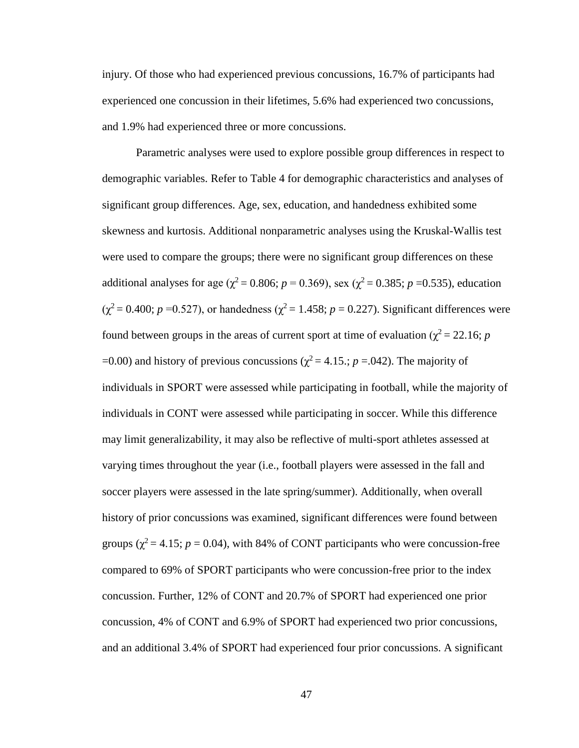injury. Of those who had experienced previous concussions, 16.7% of participants had experienced one concussion in their lifetimes, 5.6% had experienced two concussions, and 1.9% had experienced three or more concussions.

Parametric analyses were used to explore possible group differences in respect to demographic variables. Refer to Table 4 for demographic characteristics and analyses of significant group differences. Age, sex, education, and handedness exhibited some skewness and kurtosis. Additional nonparametric analyses using the Kruskal-Wallis test were used to compare the groups; there were no significant group differences on these additional analyses for age ($\chi^2 = 0.806$; $p = 0.369$), sex ($\chi^2 = 0.385$; $p = 0.535$), education ($\chi^2 = 0.400$; $p = 0.527$), or handedness ($\chi^2 = 1.458$; $p = 0.227$). Significant differences were found between groups in the areas of current sport at time of evaluation ($\chi^2 = 22.16$; $p = 0.00$) and history of previous concussions ($\chi^2 = 4.15.$; $p = .042$). The majority of individuals in SPORT were assessed while participating in football, while the majority of individuals in CONT were assessed while participating in soccer. While this difference may limit generalizability, it may also be reflective of multi-sport athletes assessed at varying times throughout the year (i.e., football players were assessed in the fall and soccer players were assessed in the late spring/summer). Additionally, when overall history of prior concussions was examined, significant differences were found between groups ($\chi^2 = 4.15$; $p = 0.04$), with 84% of CONT participants who were concussion-free compared to 69% of SPORT participants who were concussion-free prior to the index concussion. Further, 12% of CONT and 20.7% of SPORT had experienced one prior concussion, 4% of CONT and 6.9% of SPORT had experienced two prior concussions, and an additional 3.4% of SPORT had experienced four prior concussions. A significant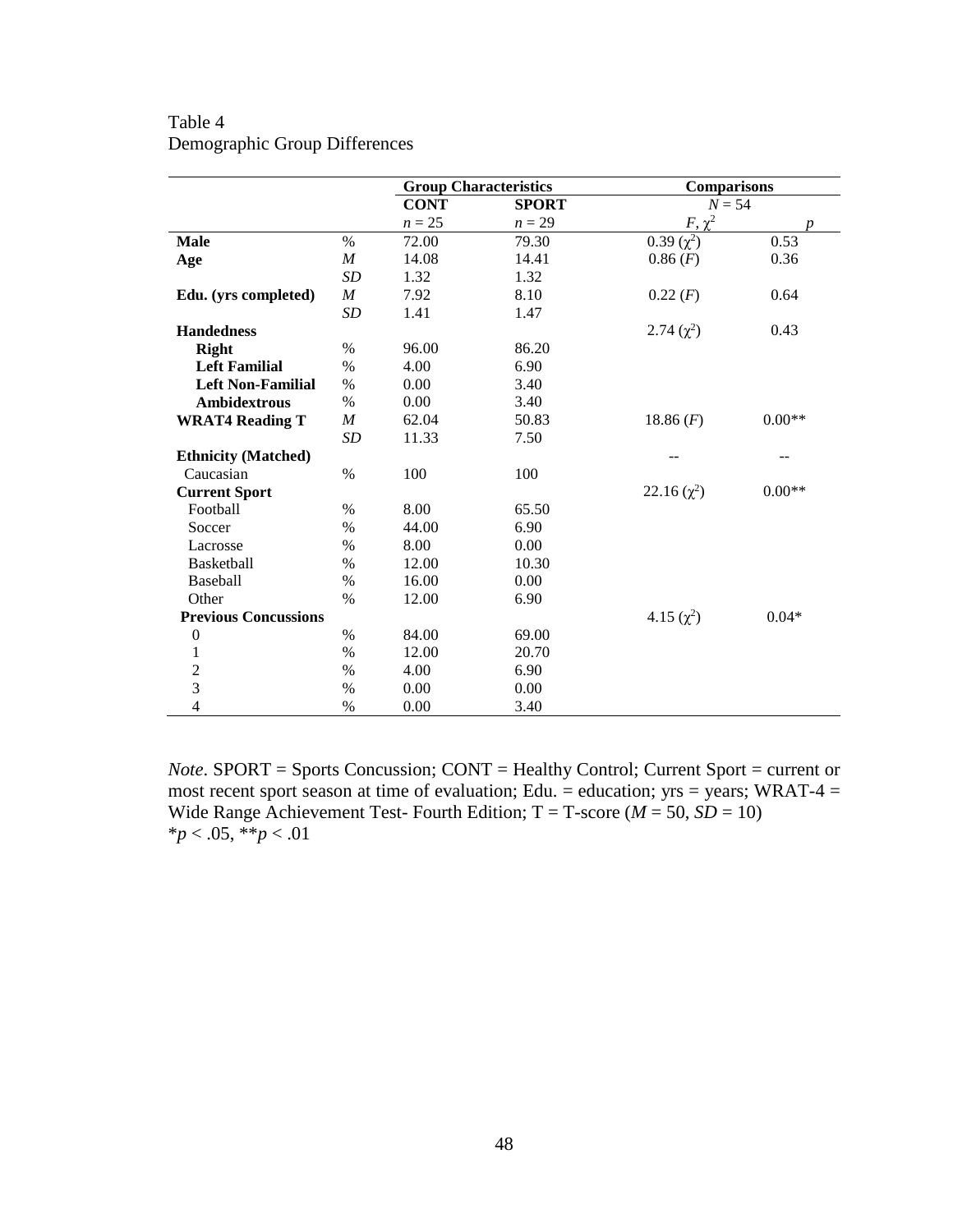Table 4
Demographic Group Differences

| | | Group Characteristics | | Comparisons | |
|---|---|---|---|---|---|
| | | **CONT** | **SPORT** | $N = 54$ | |
| | | $n = 25$ | $n = 29$ | $F, \chi^2$ | $p$ |
| **Male** | % | 72.00 | 79.30 | 0.39 ($\chi^2$) | 0.53 |
| **Age** | *M* | 14.08 | 14.41 | 0.86 (*F*) | 0.36 |
| | *SD* | 1.32 | 1.32 | | |
| **Edu. (yrs completed)** | *M* | 7.92 | 8.10 | 0.22 (*F*) | 0.64 |
| | *SD* | 1.41 | 1.47 | | |
| **Handedness** | | | | 2.74 ($\chi^2$) | 0.43 |
| **Right** | % | 96.00 | 86.20 | | |
| **Left Familial** | % | 4.00 | 6.90 | | |
| **Left Non-Familial** | % | 0.00 | 3.40 | | |
| **Ambidextrous** | % | 0.00 | 3.40 | | |
| **WRAT4 Reading T** | *M* | 62.04 | 50.83 | 18.86 (*F*) | 0.00** |
| | *SD* | 11.33 | 7.50 | | |
| **Ethnicity (Matched)** | | | | -- | -- |
| Caucasian | % | 100 | 100 | | |
| **Current Sport** | | | | 22.16 ($\chi^2$) | 0.00** |
| Football | % | 8.00 | 65.50 | | |
| Soccer | % | 44.00 | 6.90 | | |
| Lacrosse | % | 8.00 | 0.00 | | |
| Basketball | % | 12.00 | 10.30 | | |
| Baseball | % | 16.00 | 0.00 | | |
| Other | % | 12.00 | 6.90 | | |
| **Previous Concussions** | | | | 4.15 ($\chi^2$) | 0.04* |
| 0 | % | 84.00 | 69.00 | | |
| 1 | % | 12.00 | 20.70 | | |
| 2 | % | 4.00 | 6.90 | | |
| 3 | % | 0.00 | 0.00 | | |
| 4 | % | 0.00 | 3.40 | | |

*Note*. SPORT = Sports Concussion; CONT = Healthy Control; Current Sport = current or most recent sport season at time of evaluation; Edu. = education; yrs = years; WRAT-4 = Wide Range Achievement Test- Fourth Edition; T = T-score ($M = 50$, $SD = 10$)
*$p < .05$, **$p < .01$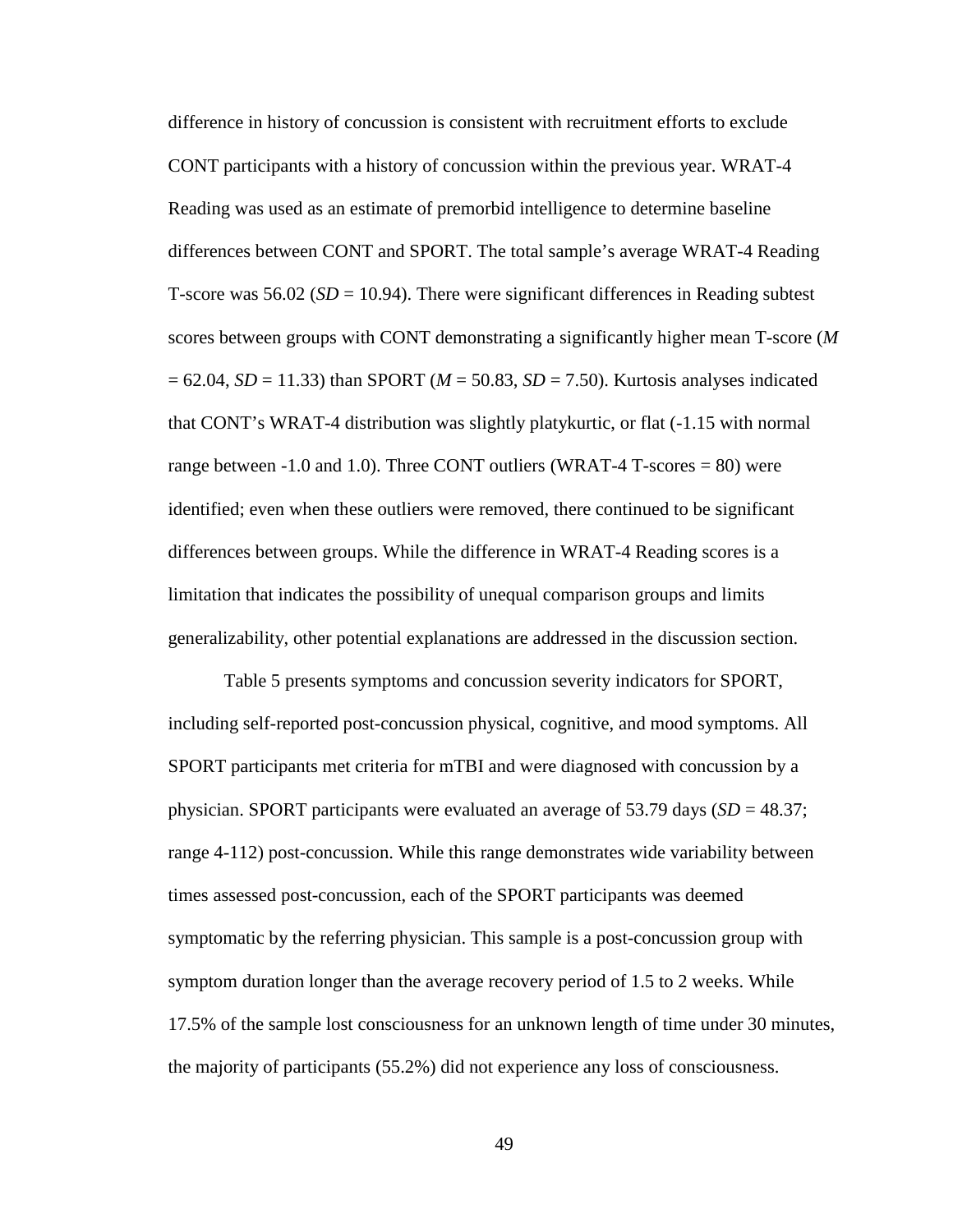difference in history of concussion is consistent with recruitment efforts to exclude CONT participants with a history of concussion within the previous year. WRAT-4 Reading was used as an estimate of premorbid intelligence to determine baseline differences between CONT and SPORT. The total sample's average WRAT-4 Reading T-score was 56.02 (*SD* = 10.94). There were significant differences in Reading subtest scores between groups with CONT demonstrating a significantly higher mean T-score (*M* = 62.04, *SD* = 11.33) than SPORT (*M* = 50.83, *SD* = 7.50). Kurtosis analyses indicated that CONT's WRAT-4 distribution was slightly platykurtic, or flat (-1.15 with normal range between -1.0 and 1.0). Three CONT outliers (WRAT-4 T-scores = 80) were identified; even when these outliers were removed, there continued to be significant differences between groups. While the difference in WRAT-4 Reading scores is a limitation that indicates the possibility of unequal comparison groups and limits generalizability, other potential explanations are addressed in the discussion section.

Table 5 presents symptoms and concussion severity indicators for SPORT, including self-reported post-concussion physical, cognitive, and mood symptoms. All SPORT participants met criteria for mTBI and were diagnosed with concussion by a physician. SPORT participants were evaluated an average of 53.79 days (*SD* = 48.37; range 4-112) post-concussion. While this range demonstrates wide variability between times assessed post-concussion, each of the SPORT participants was deemed symptomatic by the referring physician. This sample is a post-concussion group with symptom duration longer than the average recovery period of 1.5 to 2 weeks. While 17.5% of the sample lost consciousness for an unknown length of time under 30 minutes, the majority of participants (55.2%) did not experience any loss of consciousness.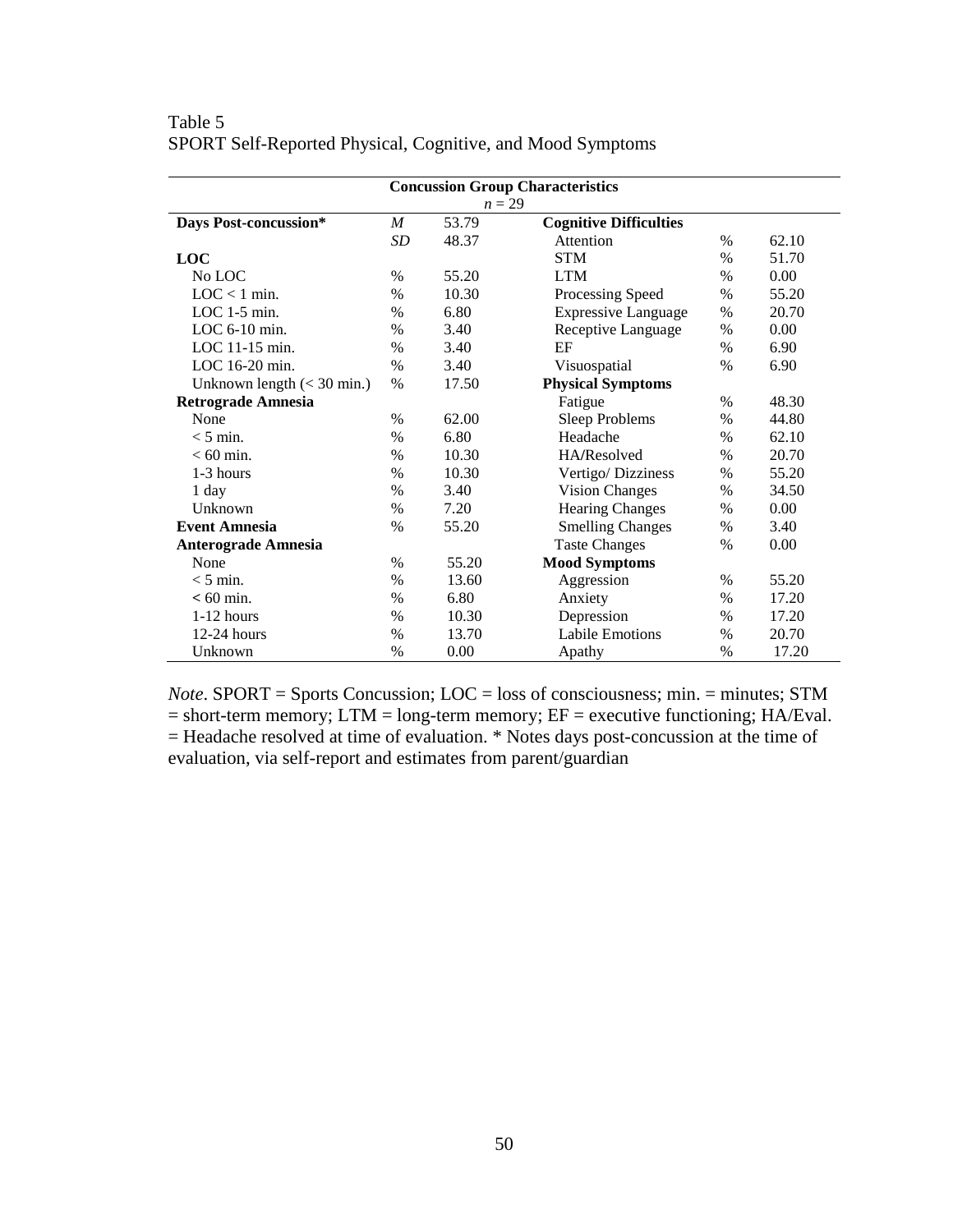Table 5
SPORT Self-Reported Physical, Cognitive, and Mood Symptoms

| Concussion Group Characteristics *n* = 29 | | | | | |
|---|---|---|---|---|---|
| **Days Post-concussion*** | *M* | 53.79 | **Cognitive Difficulties** | | |
| | *SD* | 48.37 | Attention | % | 62.10 |
| **LOC** | | | STM | % | 51.70 |
| No LOC | % | 55.20 | LTM | % | 0.00 |
| LOC < 1 min. | % | 10.30 | Processing Speed | % | 55.20 |
| LOC 1-5 min. | % | 6.80 | Expressive Language | % | 20.70 |
| LOC 6-10 min. | % | 3.40 | Receptive Language | % | 0.00 |
| LOC 11-15 min. | % | 3.40 | EF | % | 6.90 |
| LOC 16-20 min. | % | 3.40 | Visuospatial | % | 6.90 |
| Unknown length (< 30 min.) | % | 17.50 | **Physical Symptoms** | | |
| **Retrograde Amnesia** | | | Fatigue | % | 48.30 |
| None | % | 62.00 | Sleep Problems | % | 44.80 |
| < 5 min. | % | 6.80 | Headache | % | 62.10 |
| < 60 min. | % | 10.30 | HA/Resolved | % | 20.70 |
| 1-3 hours | % | 10.30 | Vertigo/ Dizziness | % | 55.20 |
| 1 day | % | 3.40 | Vision Changes | % | 34.50 |
| Unknown | % | 7.20 | Hearing Changes | % | 0.00 |
| **Event Amnesia** | % | 55.20 | Smelling Changes | % | 3.40 |
| **Anterograde Amnesia** | | | Taste Changes | % | 0.00 |
| None | % | 55.20 | **Mood Symptoms** | | |
| < 5 min. | % | 13.60 | Aggression | % | 55.20 |
| < 60 min. | % | 6.80 | Anxiety | % | 17.20 |
| 1-12 hours | % | 10.30 | Depression | % | 17.20 |
| 12-24 hours | % | 13.70 | Labile Emotions | % | 20.70 |
| Unknown | % | 0.00 | Apathy | % | 17.20 |

*Note*. SPORT = Sports Concussion; LOC = loss of consciousness; min. = minutes; STM = short-term memory; LTM = long-term memory; EF = executive functioning; HA/Eval. = Headache resolved at time of evaluation. * Notes days post-concussion at the time of evaluation, via self-report and estimates from parent/guardian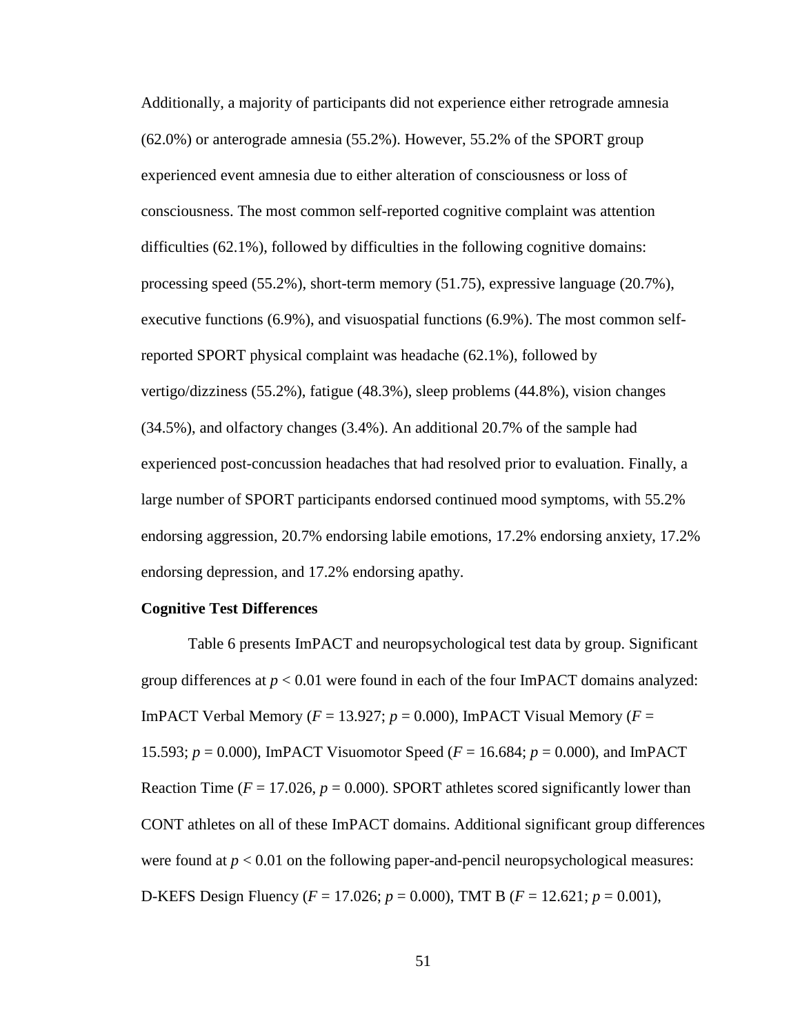Additionally, a majority of participants did not experience either retrograde amnesia (62.0%) or anterograde amnesia (55.2%). However, 55.2% of the SPORT group experienced event amnesia due to either alteration of consciousness or loss of consciousness. The most common self-reported cognitive complaint was attention difficulties (62.1%), followed by difficulties in the following cognitive domains: processing speed (55.2%), short-term memory (51.75), expressive language (20.7%), executive functions (6.9%), and visuospatial functions (6.9%). The most common self-reported SPORT physical complaint was headache (62.1%), followed by vertigo/dizziness (55.2%), fatigue (48.3%), sleep problems (44.8%), vision changes (34.5%), and olfactory changes (3.4%). An additional 20.7% of the sample had experienced post-concussion headaches that had resolved prior to evaluation. Finally, a large number of SPORT participants endorsed continued mood symptoms, with 55.2% endorsing aggression, 20.7% endorsing labile emotions, 17.2% endorsing anxiety, 17.2% endorsing depression, and 17.2% endorsing apathy.

**Cognitive Test Differences**

Table 6 presents ImPACT and neuropsychological test data by group. Significant group differences at $p < 0.01$ were found in each of the four ImPACT domains analyzed: ImPACT Verbal Memory ($F = 13.927$; $p = 0.000$), ImPACT Visual Memory ($F = 15.593$; $p = 0.000$), ImPACT Visuomotor Speed ($F = 16.684$; $p = 0.000$), and ImPACT Reaction Time ($F = 17.026$, $p = 0.000$). SPORT athletes scored significantly lower than CONT athletes on all of these ImPACT domains. Additional significant group differences were found at $p < 0.01$ on the following paper-and-pencil neuropsychological measures: D-KEFS Design Fluency ($F = 17.026$; $p = 0.000$), TMT B ($F = 12.621$; $p = 0.001$),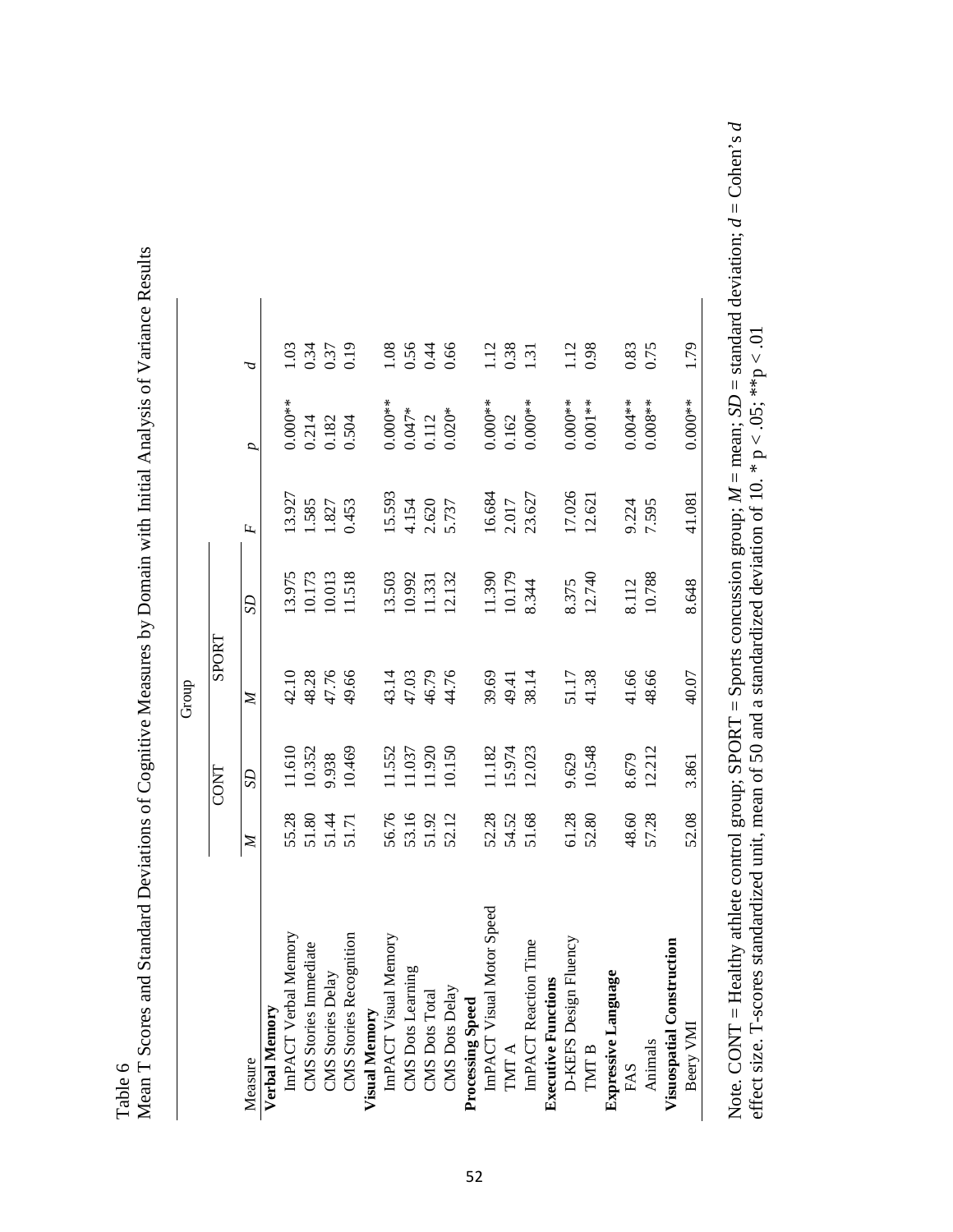Table 6

Mean T Scores and Standard Deviations of Cognitive Measures by Domain with Initial Analysis of Variance Results

| Measure | Group | | | | | | |
|---|---|---|---|---|---|---|---|
| | CONT | | SPORT | | | | |
| | *M* | *SD* | *M* | *SD* | *F* | *p* | *d* |
| **Verbal Memory** | | | | | | | |
| ImPACT Verbal Memory | 55.28 | 11.610 | 42.10 | 13.975 | 13.927 | 0.000** | 1.03 |
| CMS Stories Immediate | 51.80 | 10.352 | 48.28 | 10.173 | 1.585 | 0.214 | 0.34 |
| CMS Stories Delay | 51.44 | 9.938 | 47.76 | 10.013 | 1.827 | 0.182 | 0.37 |
| CMS Stories Recognition | 51.71 | 10.469 | 49.66 | 11.518 | 0.453 | 0.504 | 0.19 |
| **Visual Memory** | | | | | | | |
| ImPACT Visual Memory | 56.76 | 11.552 | 43.14 | 13.503 | 15.593 | 0.000** | 1.08 |
| CMS Dots Learning | 53.16 | 11.037 | 47.03 | 10.992 | 4.154 | 0.047* | 0.56 |
| CMS Dots Total | 51.92 | 11.920 | 46.79 | 11.331 | 2.620 | 0.112 | 0.44 |
| CMS Dots Delay | 52.12 | 10.150 | 44.76 | 12.132 | 5.737 | 0.020* | 0.66 |
| **Processing Speed** | | | | | | | |
| ImPACT Visual Motor Speed | 52.28 | 11.182 | 39.69 | 11.390 | 16.684 | 0.000** | 1.12 |
| TMT A | 54.52 | 15.974 | 49.41 | 10.179 | 2.017 | 0.162 | 0.38 |
| ImPACT Reaction Time | 51.68 | 12.023 | 38.14 | 8.344 | 23.627 | 0.000** | 1.31 |
| **Executive Functions** | | | | | | | |
| D-KEFS Design Fluency | 61.28 | 9.629 | 51.17 | 8.375 | 17.026 | 0.000** | 1.12 |
| TMT B | 52.80 | 10.548 | 41.38 | 12.740 | 12.621 | 0.001** | 0.98 |
| **Expressive Language** | | | | | | | |
| FAS | 48.60 | 8.679 | 41.66 | 8.112 | 9.224 | 0.004** | 0.83 |
| Animals | 57.28 | 12.212 | 48.66 | 10.788 | 7.595 | 0.008** | 0.75 |
| **Visuospatial Construction** | | | | | | | |
| Beery VMI | 52.08 | 3.861 | 40.07 | 8.648 | 41.081 | 0.000** | 1.79 |

Note. CONT = Healthy athlete control group; SPORT = Sports concussion group; *M* = mean; *SD* = standard deviation; *d* = Cohen's *d* effect size. T-scores standardized unit, mean of 50 and a standardized deviation of 10. * $p < .05$; ** $p < .01$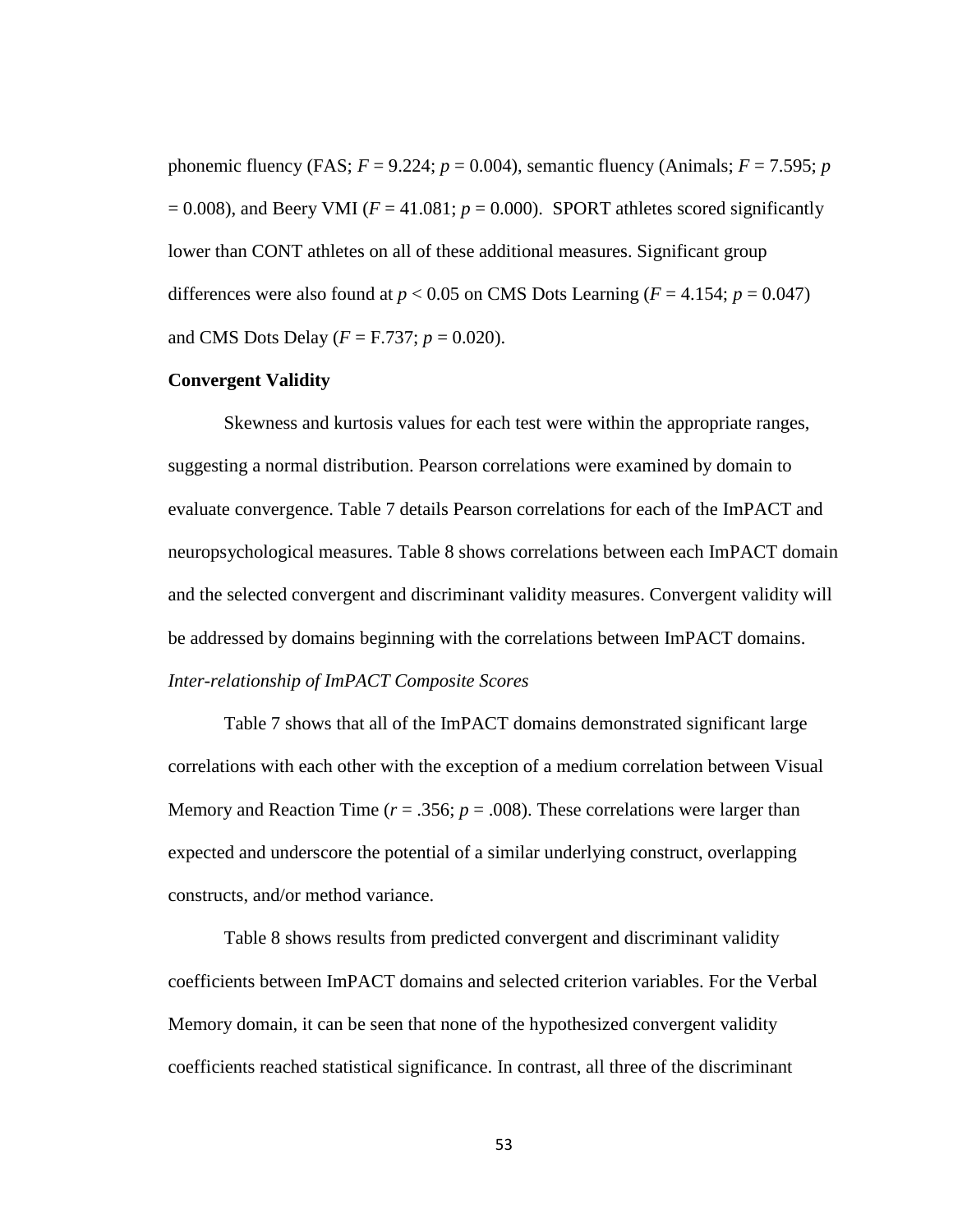phonemic fluency (FAS; $F = 9.224$; $p = 0.004$), semantic fluency (Animals; $F = 7.595$; $p = 0.008$), and Beery VMI ($F = 41.081$; $p = 0.000$). SPORT athletes scored significantly lower than CONT athletes on all of these additional measures. Significant group differences were also found at $p < 0.05$ on CMS Dots Learning ($F = 4.154$; $p = 0.047$) and CMS Dots Delay ($F =$ F.737; $p = 0.020$).

**Convergent Validity**

Skewness and kurtosis values for each test were within the appropriate ranges, suggesting a normal distribution. Pearson correlations were examined by domain to evaluate convergence. Table 7 details Pearson correlations for each of the ImPACT and neuropsychological measures. Table 8 shows correlations between each ImPACT domain and the selected convergent and discriminant validity measures. Convergent validity will be addressed by domains beginning with the correlations between ImPACT domains.

*Inter-relationship of ImPACT Composite Scores*

Table 7 shows that all of the ImPACT domains demonstrated significant large correlations with each other with the exception of a medium correlation between Visual Memory and Reaction Time ($r = .356$; $p = .008$). These correlations were larger than expected and underscore the potential of a similar underlying construct, overlapping constructs, and/or method variance.

Table 8 shows results from predicted convergent and discriminant validity coefficients between ImPACT domains and selected criterion variables. For the Verbal Memory domain, it can be seen that none of the hypothesized convergent validity coefficients reached statistical significance. In contrast, all three of the discriminant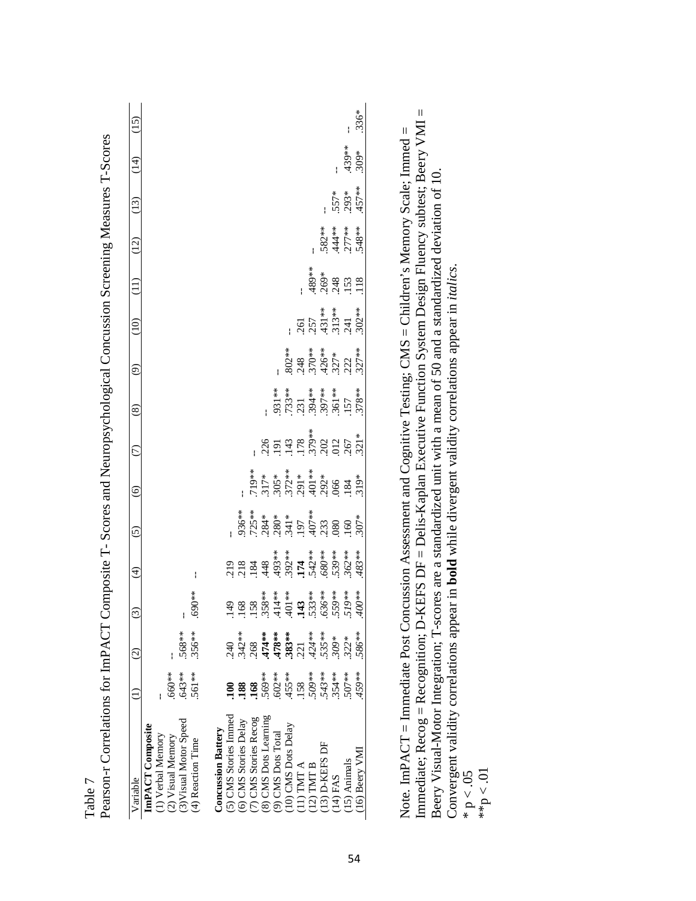Table 7

Pearson-r Correlations for ImPACT Composite T- Scores and Neuropsychological Concussion Screening Measures T-Scores

| Variable | (1) | (2) | (3) | (4) | (5) | (6) | (7) | (8) | (9) | (10) | (11) | (12) | (13) | (14) | (15) |
|---|---|---|---|---|---|---|---|---|---|---|---|---|---|---|---|
| **ImPACT Composite** | | | | | | | | | | | | | | | |
| (1) Verbal Memory | -- | | | | | | | | | | | | | | |
| (2) Visual Memory | .660** | -- | | | | | | | | | | | | | |
| (3) Visual Motor Speed | .643** | .568** | -- | | | | | | | | | | | | |
| (4) Reaction Time | .561** | .356** | .690** | -- | | | | | | | | | | | |
| **Concussion Battery** | | | | | | | | | | | | | | | |
| (5) CMS Stories Immed | **.100** | .240 | .149 | .219 | -- | | | | | | | | | | |
| (6) CMS Stories Delay | **.188** | .342** | .168 | .218 | .936** | -- | | | | | | | | | |
| (7) CMS Stories Recog | **.168** | .268 | .158 | .184 | .725** | .719** | -- | | | | | | | | |
| (8) CMS Dots Learning | .569** | **.474**** | .358** | .448 | .284* | .317* | .226 | -- | | | | | | | |
| (9) CMS Dots Total | .602** | **.478**** | .414** | .493** | .280* | .305* | .191 | .931** | -- | | | | | | |
| (10) CMS Dots Delay | .455** | **.383**** | .401** | .392** | .341* | .372** | .143 | .733** | .802** | -- | | | | | |
| (11) TMT A | .158 | .221 | **.143** | **.174** | .197 | .291* | .178 | .231 | .248 | .261 | -- | | | | |
| (12) TMT B | *.509*** | *.424*** | .533** | .542** | .407** | .401** | .379** | .394** | .370** | .257 | .489** | -- | | | |
| (13) D-KEFS DF | *.543*** | .535** | *.636*** | *.680*** | .233 | .292* | .202 | .397** | .426** | .431** | .269* | .582** | -- | | |
| (14) FAS | .354** | .309* | .559** | .539** | .080 | .066 | .012 | .361** | .327* | .313** | .248 | .444** | .557* | -- | |
| (15) Animals | .507** | .322* | *.519*** | *.362*** | .160 | .184 | .267 | .157 | .222 | .241 | .153 | .277** | .293* | .439** | -- |
| (16) Beery VMI | .459** | *.586*** | *.400*** | *.483*** | .307* | .319* | .321* | .378** | .327** | .302** | .118 | .548** | .457** | .309* | .336* |

Note. ImPACT = Immediate Post Concussion Assessment and Cognitive Testing; CMS = Children's Memory Scale; Immed = Immediate; Recog = Recognition; D-KEFS DF = Delis-Kaplan Executive Function System Design Fluency subtest; Beery VMI = Beery Visual-Motor Integration; T-scores are a standardized unit with a mean of 50 and a standardized deviation of 10.

Convergent validity correlations appear in **bold** while divergent validity correlations appear in *italics*.

* $p < .05$

** $p < .01$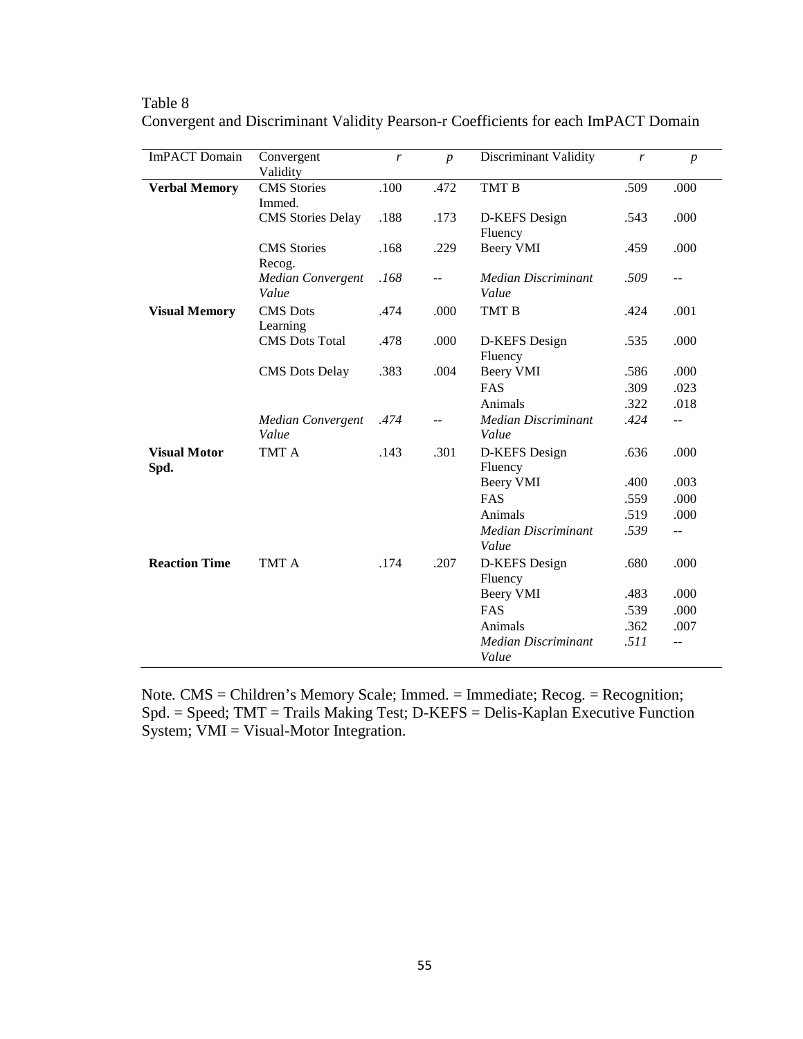Table 8

Convergent and Discriminant Validity Pearson-r Coefficients for each ImPACT Domain

| ImPACT Domain | Convergent Validity | *r* | *p* | Discriminant Validity | *r* | *p* |
|---|---|---|---|---|---|---|
| **Verbal Memory** | CMS Stories Immed. | .100 | .472 | TMT B | .509 | .000 |
| | CMS Stories Delay | .188 | .173 | D-KEFS Design Fluency | .543 | .000 |
| | CMS Stories Recog. | .168 | .229 | Beery VMI | .459 | .000 |
| | *Median Convergent Value* | *.168* | -- | *Median Discriminant Value* | *.509* | -- |
| **Visual Memory** | CMS Dots Learning | .474 | .000 | TMT B | .424 | .001 |
| | CMS Dots Total | .478 | .000 | D-KEFS Design Fluency | .535 | .000 |
| | CMS Dots Delay | .383 | .004 | Beery VMI | .586 | .000 |
| | | | | FAS | .309 | .023 |
| | | | | Animals | .322 | .018 |
| | *Median Convergent Value* | *.474* | -- | *Median Discriminant Value* | *.424* | -- |
| **Visual Motor Spd.** | TMT A | .143 | .301 | D-KEFS Design Fluency | .636 | .000 |
| | | | | Beery VMI | .400 | .003 |
| | | | | FAS | .559 | .000 |
| | | | | Animals | .519 | .000 |
| | | | | *Median Discriminant Value* | *.539* | -- |
| **Reaction Time** | TMT A | .174 | .207 | D-KEFS Design Fluency | .680 | .000 |
| | | | | Beery VMI | .483 | .000 |
| | | | | FAS | .539 | .000 |
| | | | | Animals | .362 | .007 |
| | | | | *Median Discriminant Value* | *.511* | -- |

Note. CMS = Children's Memory Scale; Immed. = Immediate; Recog. = Recognition; Spd. = Speed; TMT = Trails Making Test; D-KEFS = Delis-Kaplan Executive Function System; VMI = Visual-Motor Integration.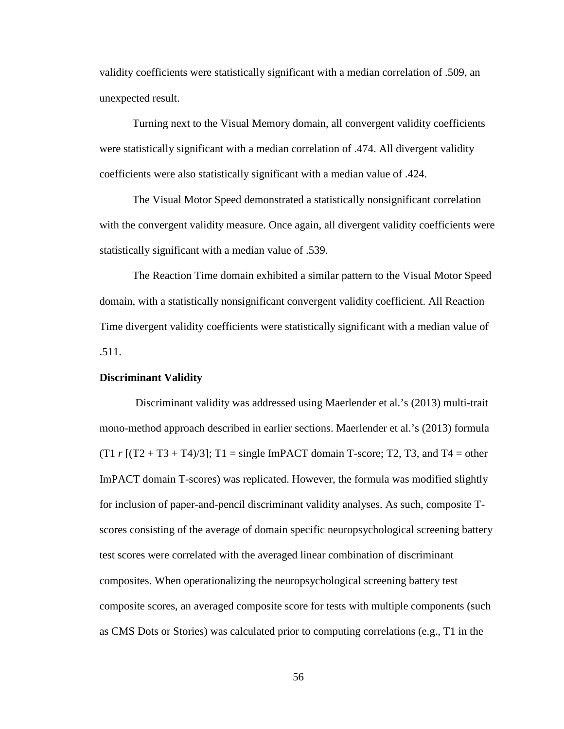validity coefficients were statistically significant with a median correlation of .509, an unexpected result.

Turning next to the Visual Memory domain, all convergent validity coefficients were statistically significant with a median correlation of .474. All divergent validity coefficients were also statistically significant with a median value of .424.

The Visual Motor Speed demonstrated a statistically nonsignificant correlation with the convergent validity measure. Once again, all divergent validity coefficients were statistically significant with a median value of .539.

The Reaction Time domain exhibited a similar pattern to the Visual Motor Speed domain, with a statistically nonsignificant convergent validity coefficient. All Reaction Time divergent validity coefficients were statistically significant with a median value of .511.

**Discriminant Validity**

Discriminant validity was addressed using Maerlender et al.'s (2013) multi-trait mono-method approach described in earlier sections. Maerlender et al.'s (2013) formula (T1 $r$ [(T2 + T3 + T4)/3]; T1 = single ImPACT domain T-score; T2, T3, and T4 = other ImPACT domain T-scores) was replicated. However, the formula was modified slightly for inclusion of paper-and-pencil discriminant validity analyses. As such, composite T-scores consisting of the average of domain specific neuropsychological screening battery test scores were correlated with the averaged linear combination of discriminant composites. When operationalizing the neuropsychological screening battery test composite scores, an averaged composite score for tests with multiple components (such as CMS Dots or Stories) was calculated prior to computing correlations (e.g., T1 in the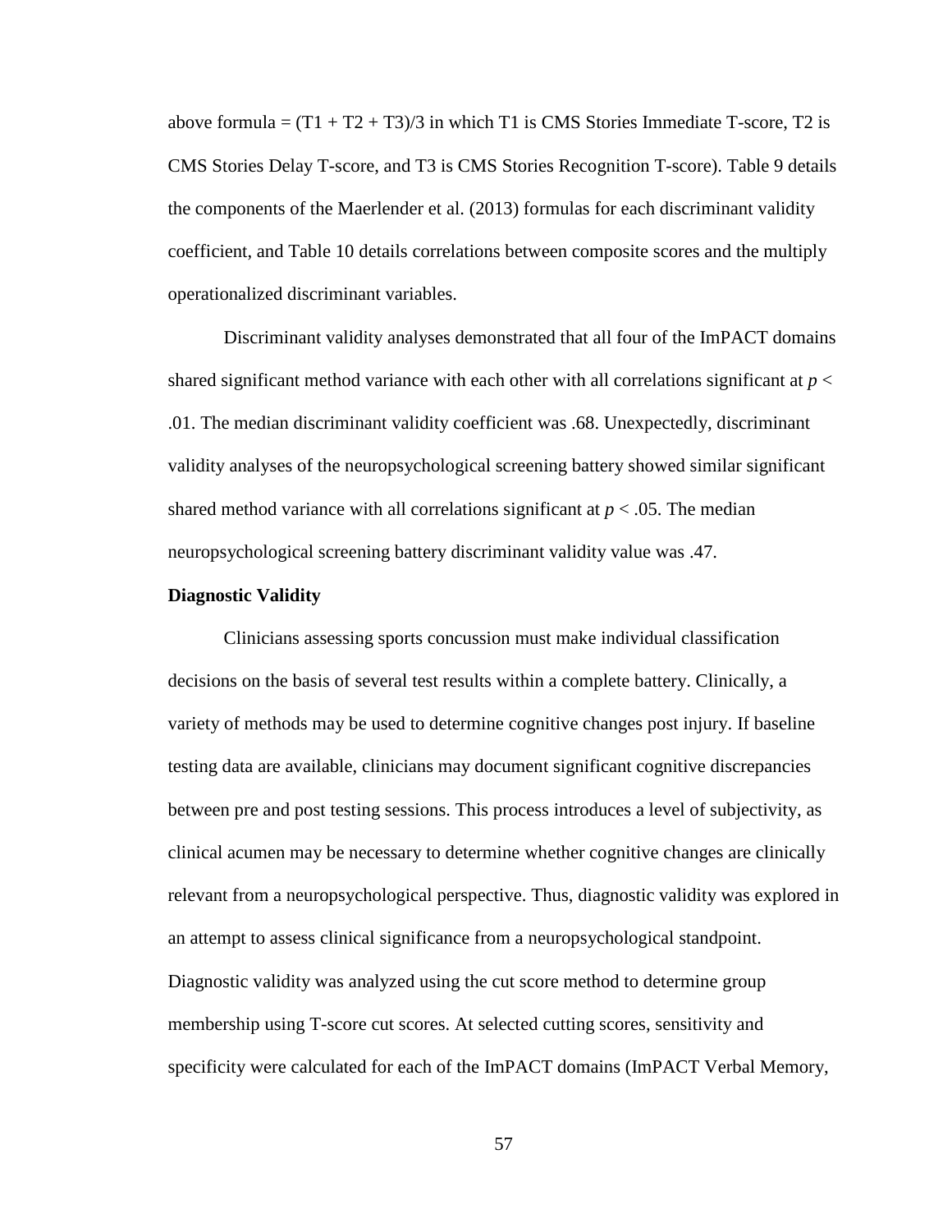above formula = $(T1 + T2 + T3)/3$ in which T1 is CMS Stories Immediate T-score, T2 is CMS Stories Delay T-score, and T3 is CMS Stories Recognition T-score). Table 9 details the components of the Maerlender et al. (2013) formulas for each discriminant validity coefficient, and Table 10 details correlations between composite scores and the multiply operationalized discriminant variables.

Discriminant validity analyses demonstrated that all four of the ImPACT domains shared significant method variance with each other with all correlations significant at $p < .01$. The median discriminant validity coefficient was .68. Unexpectedly, discriminant validity analyses of the neuropsychological screening battery showed similar significant shared method variance with all correlations significant at $p < .05$. The median neuropsychological screening battery discriminant validity value was .47.

**Diagnostic Validity**

Clinicians assessing sports concussion must make individual classification decisions on the basis of several test results within a complete battery. Clinically, a variety of methods may be used to determine cognitive changes post injury. If baseline testing data are available, clinicians may document significant cognitive discrepancies between pre and post testing sessions. This process introduces a level of subjectivity, as clinical acumen may be necessary to determine whether cognitive changes are clinically relevant from a neuropsychological perspective. Thus, diagnostic validity was explored in an attempt to assess clinical significance from a neuropsychological standpoint. Diagnostic validity was analyzed using the cut score method to determine group membership using T-score cut scores. At selected cutting scores, sensitivity and specificity were calculated for each of the ImPACT domains (ImPACT Verbal Memory,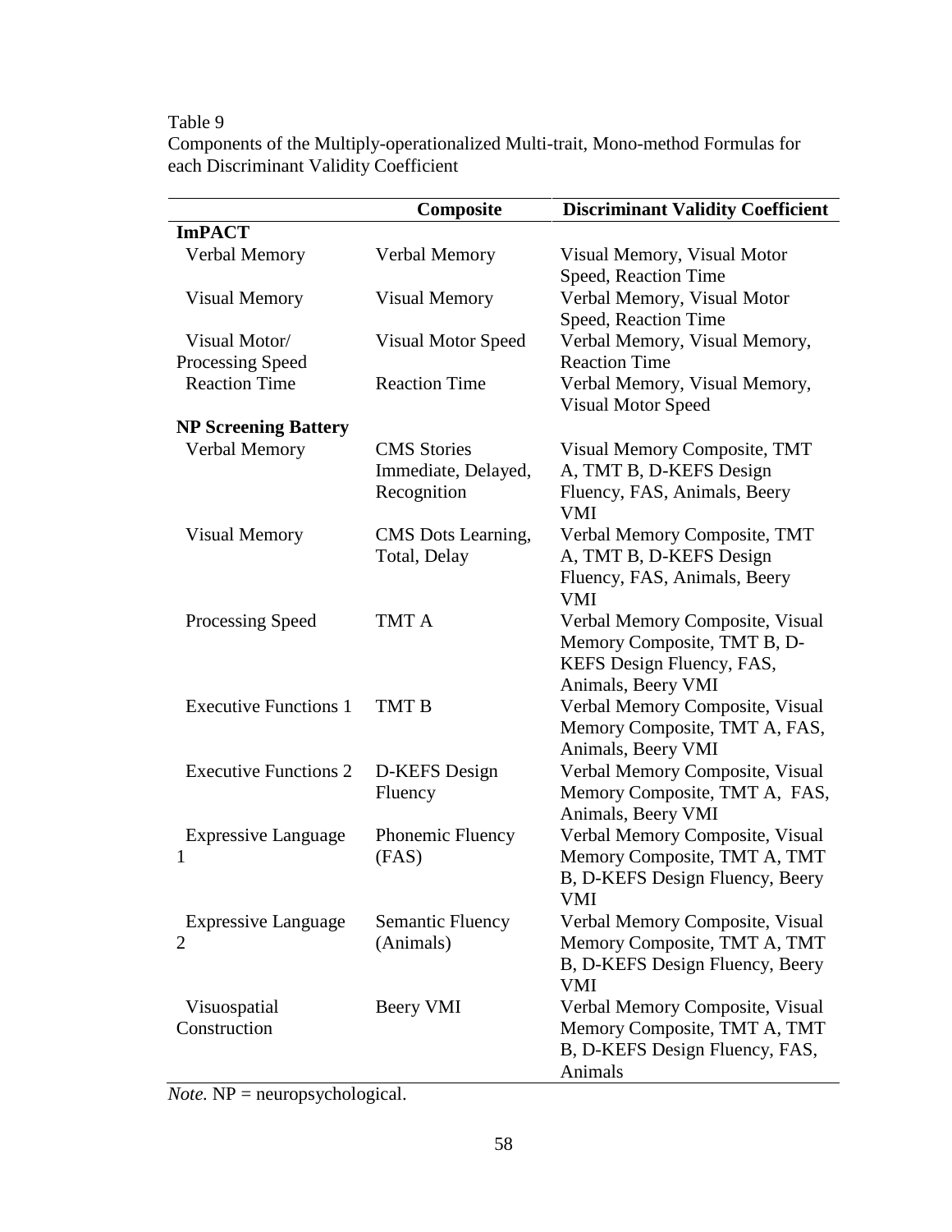Table 9

Components of the Multiply-operationalized Multi-trait, Mono-method Formulas for each Discriminant Validity Coefficient

| | Composite | Discriminant Validity Coefficient |
|---|---|---|
| **ImPACT** | | |
| Verbal Memory | Verbal Memory | Visual Memory, Visual Motor Speed, Reaction Time |
| Visual Memory | Visual Memory | Verbal Memory, Visual Motor Speed, Reaction Time |
| Visual Motor/ Processing Speed | Visual Motor Speed | Verbal Memory, Visual Memory, Reaction Time |
| Reaction Time | Reaction Time | Verbal Memory, Visual Memory, Visual Motor Speed |
| **NP Screening Battery** | | |
| Verbal Memory | CMS Stories Immediate, Delayed, Recognition | Visual Memory Composite, TMT A, TMT B, D-KEFS Design Fluency, FAS, Animals, Beery VMI |
| Visual Memory | CMS Dots Learning, Total, Delay | Verbal Memory Composite, TMT A, TMT B, D-KEFS Design Fluency, FAS, Animals, Beery VMI |
| Processing Speed | TMT A | Verbal Memory Composite, Visual Memory Composite, TMT B, D-KEFS Design Fluency, FAS, Animals, Beery VMI |
| Executive Functions 1 | TMT B | Verbal Memory Composite, Visual Memory Composite, TMT A, FAS, Animals, Beery VMI |
| Executive Functions 2 | D-KEFS Design Fluency | Verbal Memory Composite, Visual Memory Composite, TMT A, FAS, Animals, Beery VMI |
| Expressive Language 1 | Phonemic Fluency (FAS) | Verbal Memory Composite, Visual Memory Composite, TMT A, TMT B, D-KEFS Design Fluency, Beery VMI |
| Expressive Language 2 | Semantic Fluency (Animals) | Verbal Memory Composite, Visual Memory Composite, TMT A, TMT B, D-KEFS Design Fluency, Beery VMI |
| Visuospatial Construction | Beery VMI | Verbal Memory Composite, Visual Memory Composite, TMT A, TMT B, D-KEFS Design Fluency, FAS, Animals |

*Note.* NP = neuropsychological.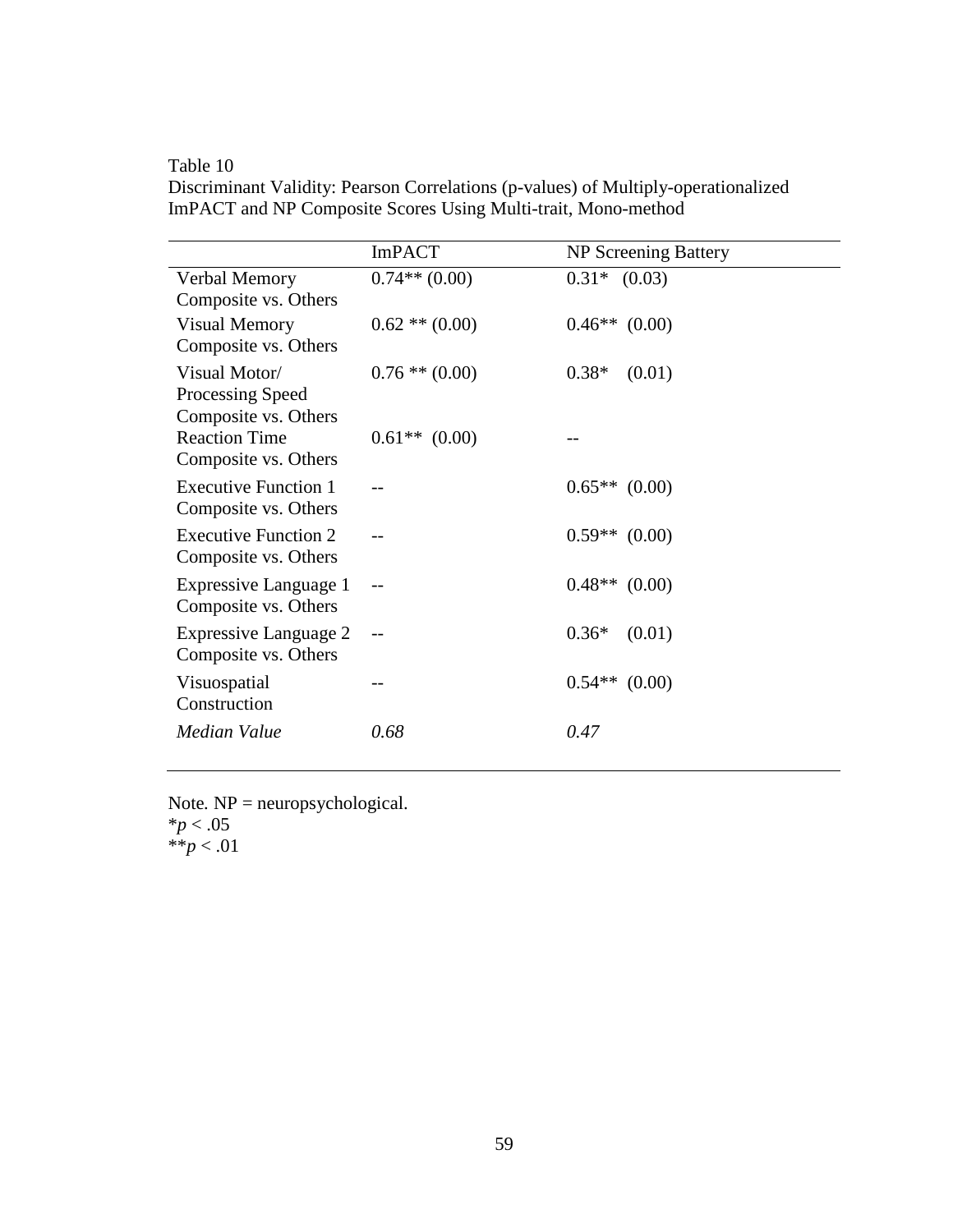Table 10

Discriminant Validity: Pearson Correlations (p-values) of Multiply-operationalized ImPACT and NP Composite Scores Using Multi-trait, Mono-method

| | ImPACT | NP Screening Battery |
|---|---|---|
| Verbal Memory Composite vs. Others | 0.74** (0.00) | 0.31* (0.03) |
| Visual Memory Composite vs. Others | 0.62 ** (0.00) | 0.46** (0.00) |
| Visual Motor/ Processing Speed Composite vs. Others | 0.76 ** (0.00) | 0.38* (0.01) |
| Reaction Time Composite vs. Others | 0.61** (0.00) | -- |
| Executive Function 1 Composite vs. Others | -- | 0.65** (0.00) |
| Executive Function 2 Composite vs. Others | -- | 0.59** (0.00) |
| Expressive Language 1 Composite vs. Others | -- | 0.48** (0.00) |
| Expressive Language 2 Composite vs. Others | -- | 0.36* (0.01) |
| Visuospatial Construction | -- | 0.54** (0.00) |
| *Median Value* | *0.68* | *0.47* |

Note. NP = neuropsychological.
*$p < .05$
**$p < .01$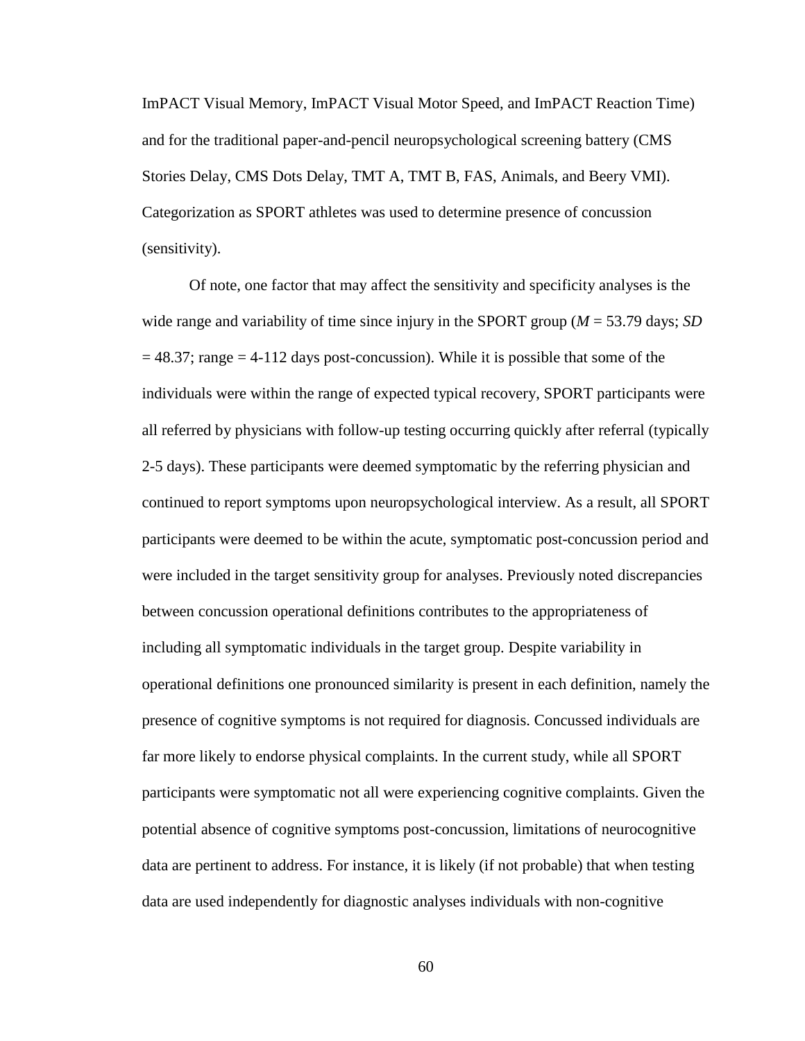ImPACT Visual Memory, ImPACT Visual Motor Speed, and ImPACT Reaction Time) and for the traditional paper-and-pencil neuropsychological screening battery (CMS Stories Delay, CMS Dots Delay, TMT A, TMT B, FAS, Animals, and Beery VMI). Categorization as SPORT athletes was used to determine presence of concussion (sensitivity).

Of note, one factor that may affect the sensitivity and specificity analyses is the wide range and variability of time since injury in the SPORT group ($M$ = 53.79 days; $SD$ = 48.37; range = 4-112 days post-concussion). While it is possible that some of the individuals were within the range of expected typical recovery, SPORT participants were all referred by physicians with follow-up testing occurring quickly after referral (typically 2-5 days). These participants were deemed symptomatic by the referring physician and continued to report symptoms upon neuropsychological interview. As a result, all SPORT participants were deemed to be within the acute, symptomatic post-concussion period and were included in the target sensitivity group for analyses. Previously noted discrepancies between concussion operational definitions contributes to the appropriateness of including all symptomatic individuals in the target group. Despite variability in operational definitions one pronounced similarity is present in each definition, namely the presence of cognitive symptoms is not required for diagnosis. Concussed individuals are far more likely to endorse physical complaints. In the current study, while all SPORT participants were symptomatic not all were experiencing cognitive complaints. Given the potential absence of cognitive symptoms post-concussion, limitations of neurocognitive data are pertinent to address. For instance, it is likely (if not probable) that when testing data are used independently for diagnostic analyses individuals with non-cognitive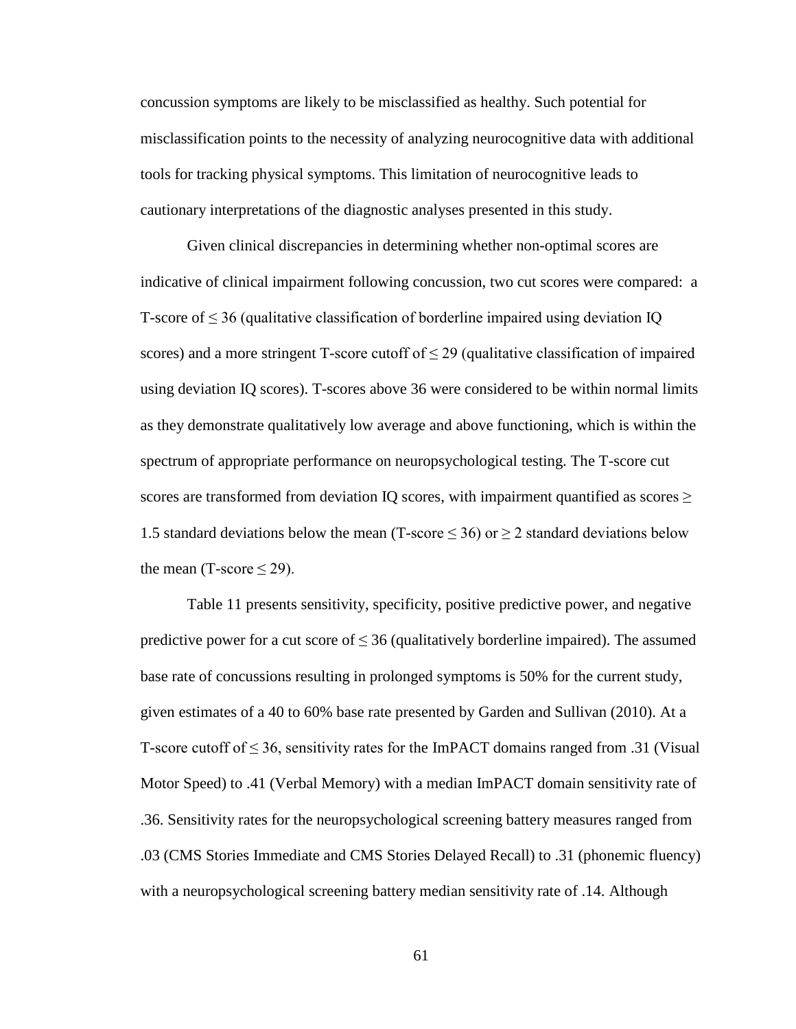concussion symptoms are likely to be misclassified as healthy. Such potential for misclassification points to the necessity of analyzing neurocognitive data with additional tools for tracking physical symptoms. This limitation of neurocognitive leads to cautionary interpretations of the diagnostic analyses presented in this study.

Given clinical discrepancies in determining whether non-optimal scores are indicative of clinical impairment following concussion, two cut scores were compared: a T-score of $\leq 36$ (qualitative classification of borderline impaired using deviation IQ scores) and a more stringent T-score cutoff of $\leq 29$ (qualitative classification of impaired using deviation IQ scores). T-scores above 36 were considered to be within normal limits as they demonstrate qualitatively low average and above functioning, which is within the spectrum of appropriate performance on neuropsychological testing. The T-score cut scores are transformed from deviation IQ scores, with impairment quantified as scores $\geq$ 1.5 standard deviations below the mean (T-score $\leq 36$) or $\geq 2$ standard deviations below the mean (T-score $\leq 29$).

Table 11 presents sensitivity, specificity, positive predictive power, and negative predictive power for a cut score of $\leq 36$ (qualitatively borderline impaired). The assumed base rate of concussions resulting in prolonged symptoms is 50% for the current study, given estimates of a 40 to 60% base rate presented by Garden and Sullivan (2010). At a T-score cutoff of $\leq 36$, sensitivity rates for the ImPACT domains ranged from .31 (Visual Motor Speed) to .41 (Verbal Memory) with a median ImPACT domain sensitivity rate of .36. Sensitivity rates for the neuropsychological screening battery measures ranged from .03 (CMS Stories Immediate and CMS Stories Delayed Recall) to .31 (phonemic fluency) with a neuropsychological screening battery median sensitivity rate of .14. Although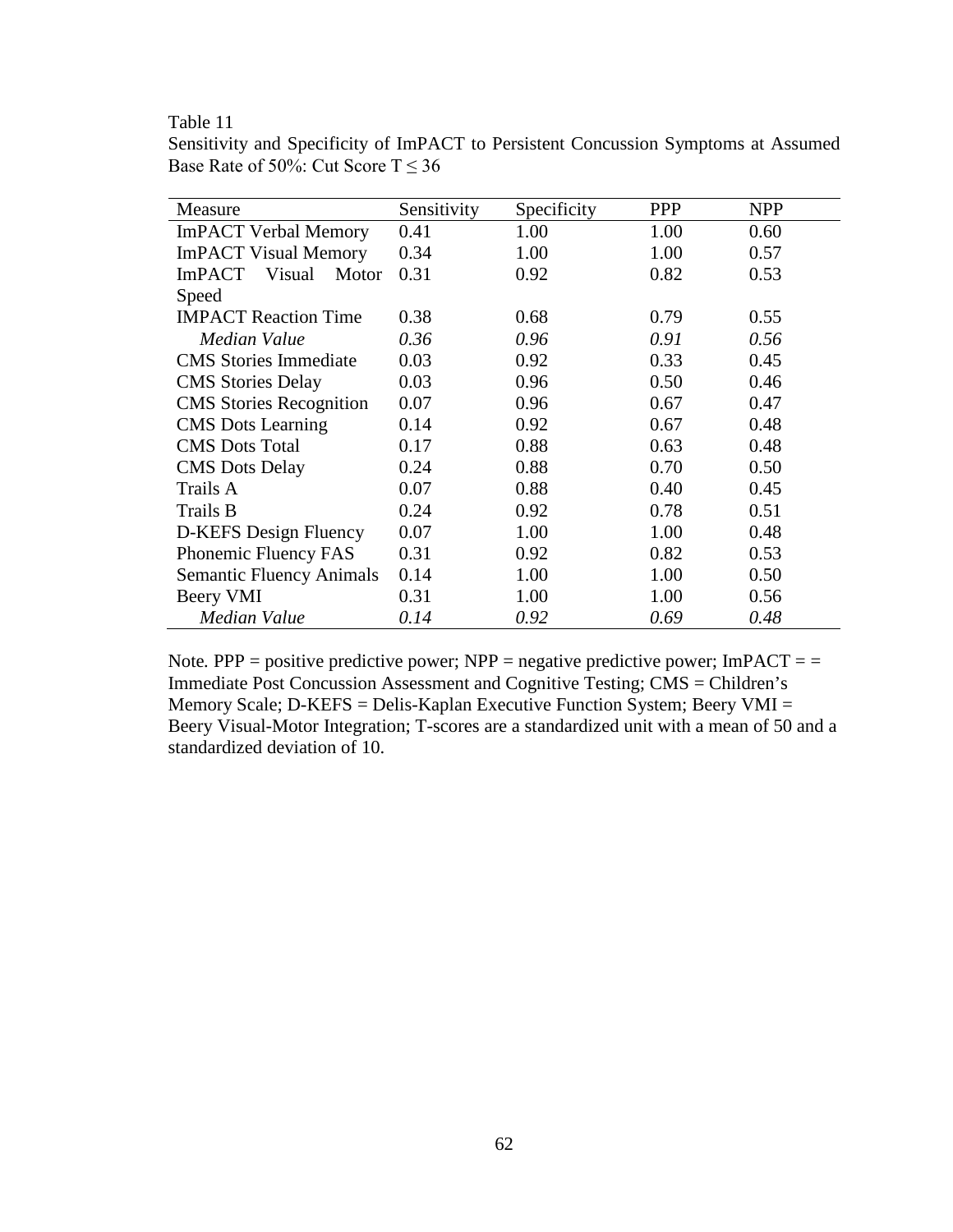Table 11

Sensitivity and Specificity of ImPACT to Persistent Concussion Symptoms at Assumed Base Rate of 50%: Cut Score T ≤ 36

| Measure | Sensitivity | Specificity | PPP | NPP |
|---|---|---|---|---|
| ImPACT Verbal Memory | 0.41 | 1.00 | 1.00 | 0.60 |
| ImPACT Visual Memory | 0.34 | 1.00 | 1.00 | 0.57 |
| ImPACT Visual Motor Speed | 0.31 | 0.92 | 0.82 | 0.53 |
| IMPACT Reaction Time | 0.38 | 0.68 | 0.79 | 0.55 |
| *Median Value* | *0.36* | *0.96* | *0.91* | *0.56* |
| CMS Stories Immediate | 0.03 | 0.92 | 0.33 | 0.45 |
| CMS Stories Delay | 0.03 | 0.96 | 0.50 | 0.46 |
| CMS Stories Recognition | 0.07 | 0.96 | 0.67 | 0.47 |
| CMS Dots Learning | 0.14 | 0.92 | 0.67 | 0.48 |
| CMS Dots Total | 0.17 | 0.88 | 0.63 | 0.48 |
| CMS Dots Delay | 0.24 | 0.88 | 0.70 | 0.50 |
| Trails A | 0.07 | 0.88 | 0.40 | 0.45 |
| Trails B | 0.24 | 0.92 | 0.78 | 0.51 |
| D-KEFS Design Fluency | 0.07 | 1.00 | 1.00 | 0.48 |
| Phonemic Fluency FAS | 0.31 | 0.92 | 0.82 | 0.53 |
| Semantic Fluency Animals | 0.14 | 1.00 | 1.00 | 0.50 |
| Beery VMI | 0.31 | 1.00 | 1.00 | 0.56 |
| *Median Value* | *0.14* | *0.92* | *0.69* | *0.48* |

Note*.* PPP = positive predictive power; NPP = negative predictive power; ImPACT = = Immediate Post Concussion Assessment and Cognitive Testing; CMS = Children's Memory Scale; D-KEFS = Delis-Kaplan Executive Function System; Beery VMI = Beery Visual-Motor Integration; T-scores are a standardized unit with a mean of 50 and a standardized deviation of 10.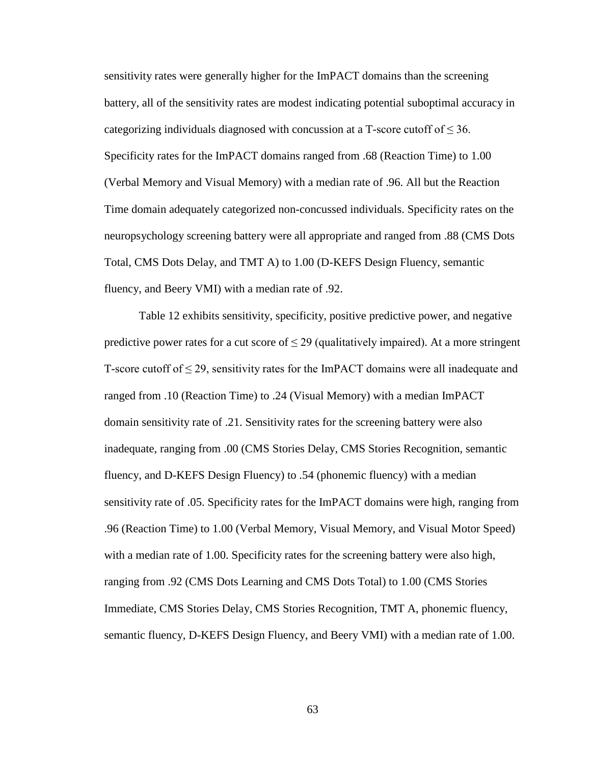sensitivity rates were generally higher for the ImPACT domains than the screening battery, all of the sensitivity rates are modest indicating potential suboptimal accuracy in categorizing individuals diagnosed with concussion at a T-score cutoff of ≤ 36. Specificity rates for the ImPACT domains ranged from .68 (Reaction Time) to 1.00 (Verbal Memory and Visual Memory) with a median rate of .96. All but the Reaction Time domain adequately categorized non-concussed individuals. Specificity rates on the neuropsychology screening battery were all appropriate and ranged from .88 (CMS Dots Total, CMS Dots Delay, and TMT A) to 1.00 (D-KEFS Design Fluency, semantic fluency, and Beery VMI) with a median rate of .92.

Table 12 exhibits sensitivity, specificity, positive predictive power, and negative predictive power rates for a cut score of ≤ 29 (qualitatively impaired). At a more stringent T-score cutoff of ≤ 29, sensitivity rates for the ImPACT domains were all inadequate and ranged from .10 (Reaction Time) to .24 (Visual Memory) with a median ImPACT domain sensitivity rate of .21. Sensitivity rates for the screening battery were also inadequate, ranging from .00 (CMS Stories Delay, CMS Stories Recognition, semantic fluency, and D-KEFS Design Fluency) to .54 (phonemic fluency) with a median sensitivity rate of .05. Specificity rates for the ImPACT domains were high, ranging from .96 (Reaction Time) to 1.00 (Verbal Memory, Visual Memory, and Visual Motor Speed) with a median rate of 1.00. Specificity rates for the screening battery were also high, ranging from .92 (CMS Dots Learning and CMS Dots Total) to 1.00 (CMS Stories Immediate, CMS Stories Delay, CMS Stories Recognition, TMT A, phonemic fluency, semantic fluency, D-KEFS Design Fluency, and Beery VMI) with a median rate of 1.00.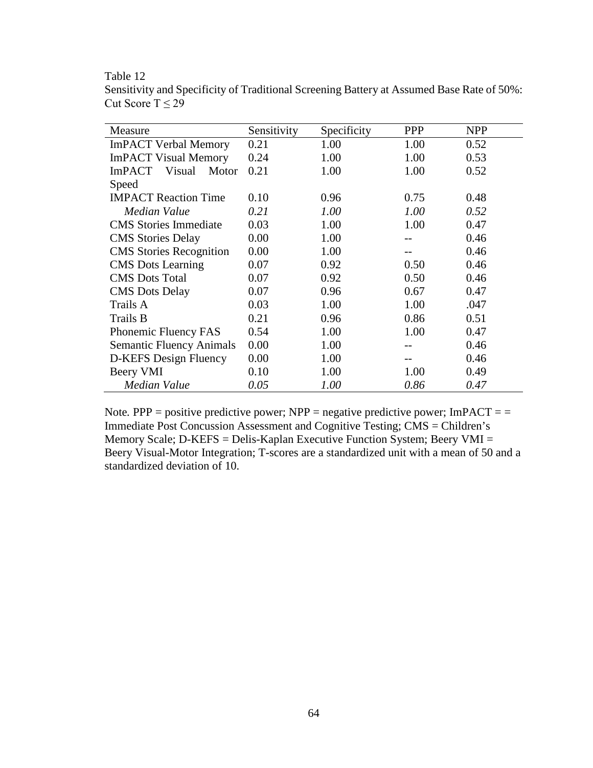Table 12

Sensitivity and Specificity of Traditional Screening Battery at Assumed Base Rate of 50%: Cut Score T ≤ 29

| Measure | Sensitivity | Specificity | PPP | NPP |
|---|---|---|---|---|
| ImPACT Verbal Memory | 0.21 | 1.00 | 1.00 | 0.52 |
| ImPACT Visual Memory | 0.24 | 1.00 | 1.00 | 0.53 |
| ImPACT Visual Motor Speed | 0.21 | 1.00 | 1.00 | 0.52 |
| IMPACT Reaction Time | 0.10 | 0.96 | 0.75 | 0.48 |
| *Median Value* | *0.21* | *1.00* | *1.00* | *0.52* |
| CMS Stories Immediate | 0.03 | 1.00 | 1.00 | 0.47 |
| CMS Stories Delay | 0.00 | 1.00 | -- | 0.46 |
| CMS Stories Recognition | 0.00 | 1.00 | -- | 0.46 |
| CMS Dots Learning | 0.07 | 0.92 | 0.50 | 0.46 |
| CMS Dots Total | 0.07 | 0.92 | 0.50 | 0.46 |
| CMS Dots Delay | 0.07 | 0.96 | 0.67 | 0.47 |
| Trails A | 0.03 | 1.00 | 1.00 | .047 |
| Trails B | 0.21 | 0.96 | 0.86 | 0.51 |
| Phonemic Fluency FAS | 0.54 | 1.00 | 1.00 | 0.47 |
| Semantic Fluency Animals | 0.00 | 1.00 | -- | 0.46 |
| D-KEFS Design Fluency | 0.00 | 1.00 | -- | 0.46 |
| Beery VMI | 0.10 | 1.00 | 1.00 | 0.49 |
| *Median Value* | *0.05* | *1.00* | *0.86* | *0.47* |

Note*.* PPP = positive predictive power; NPP = negative predictive power; ImPACT = = Immediate Post Concussion Assessment and Cognitive Testing; CMS = Children's Memory Scale; D-KEFS = Delis-Kaplan Executive Function System; Beery VMI = Beery Visual-Motor Integration; T-scores are a standardized unit with a mean of 50 and a standardized deviation of 10.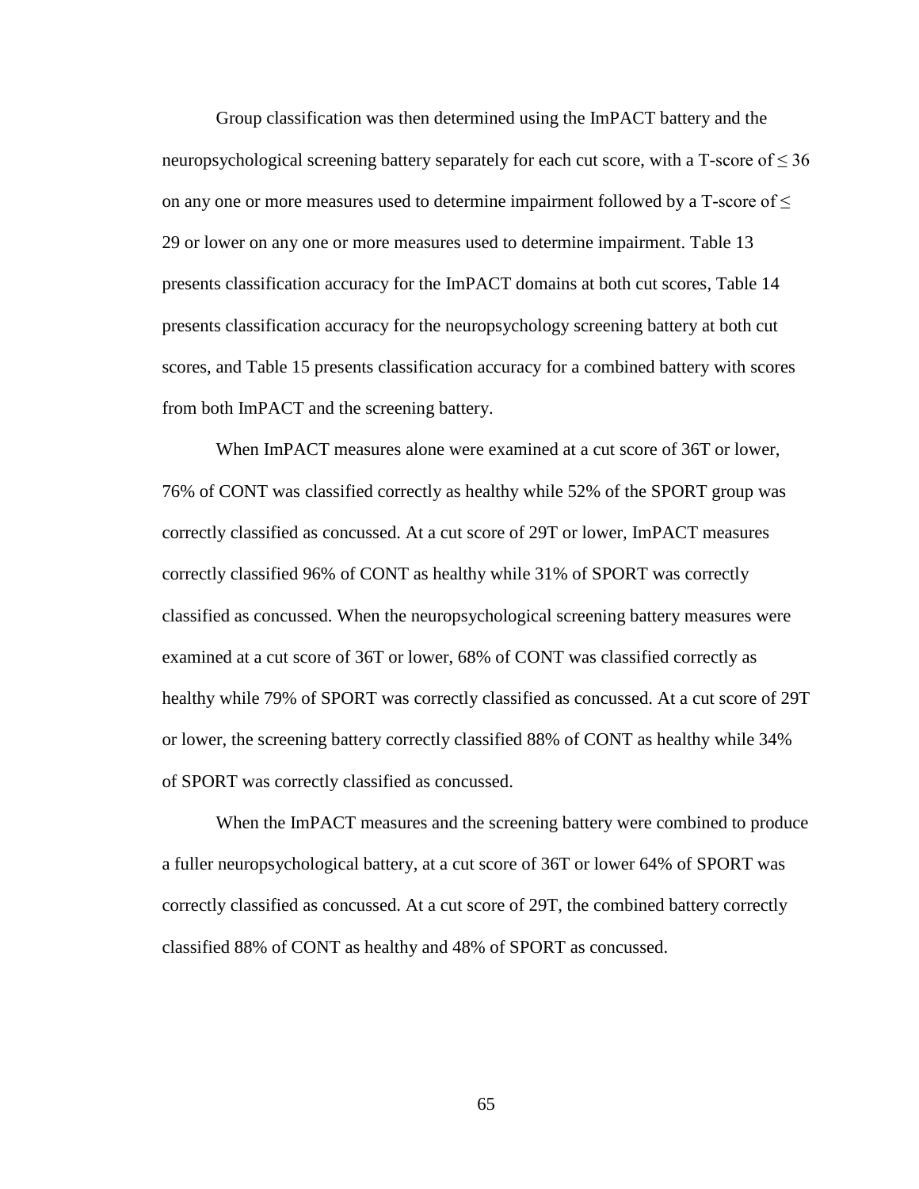Group classification was then determined using the ImPACT battery and the neuropsychological screening battery separately for each cut score, with a T-score of $\leq 36$ on any one or more measures used to determine impairment followed by a T-score of $\leq$ 29 or lower on any one or more measures used to determine impairment. Table 13 presents classification accuracy for the ImPACT domains at both cut scores, Table 14 presents classification accuracy for the neuropsychology screening battery at both cut scores, and Table 15 presents classification accuracy for a combined battery with scores from both ImPACT and the screening battery.

When ImPACT measures alone were examined at a cut score of 36T or lower, 76% of CONT was classified correctly as healthy while 52% of the SPORT group was correctly classified as concussed. At a cut score of 29T or lower, ImPACT measures correctly classified 96% of CONT as healthy while 31% of SPORT was correctly classified as concussed. When the neuropsychological screening battery measures were examined at a cut score of 36T or lower, 68% of CONT was classified correctly as healthy while 79% of SPORT was correctly classified as concussed. At a cut score of 29T or lower, the screening battery correctly classified 88% of CONT as healthy while 34% of SPORT was correctly classified as concussed.

When the ImPACT measures and the screening battery were combined to produce a fuller neuropsychological battery, at a cut score of 36T or lower 64% of SPORT was correctly classified as concussed. At a cut score of 29T, the combined battery correctly classified 88% of CONT as healthy and 48% of SPORT as concussed.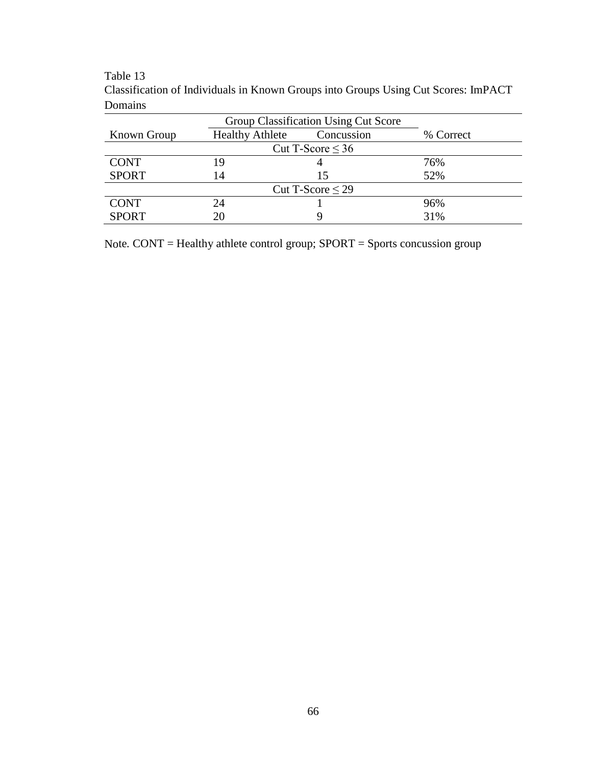Table 13

Classification of Individuals in Known Groups into Groups Using Cut Scores: ImPACT Domains

| | Group Classification Using Cut Score | | |
|---|---|---|---|
| Known Group | Healthy Athlete | Concussion | % Correct |
| | Cut T-Score ≤ 36 | | |
| CONT | 19 | 4 | 76% |
| SPORT | 14 | 15 | 52% |
| | Cut T-Score ≤ 29 | | |
| CONT | 24 | 1 | 96% |
| SPORT | 20 | 9 | 31% |

Note. CONT = Healthy athlete control group; SPORT = Sports concussion group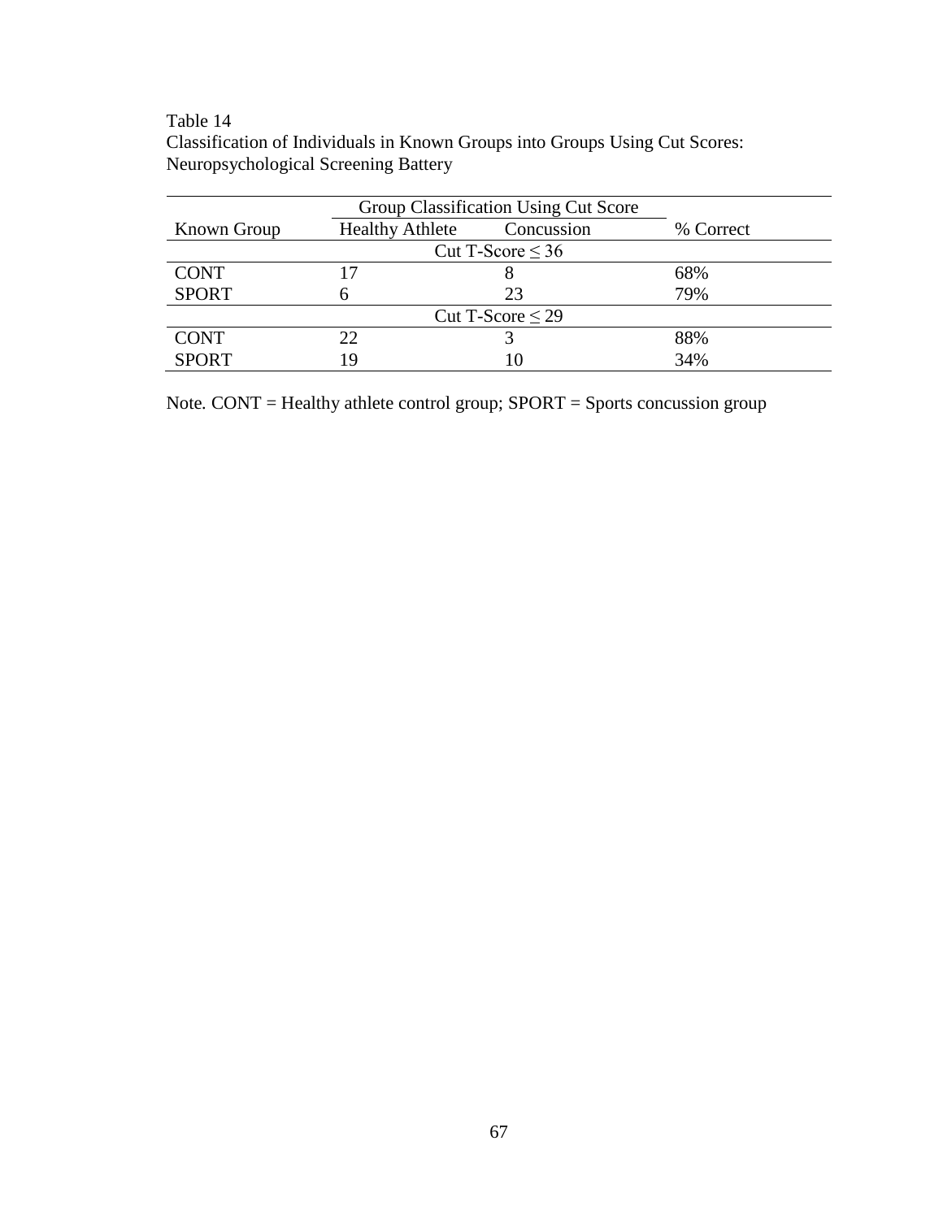Table 14
Classification of Individuals in Known Groups into Groups Using Cut Scores: Neuropsychological Screening Battery

| | Group Classification Using Cut Score | | |
|---|---|---|---|
| Known Group | Healthy Athlete | Concussion | % Correct |
| Cut T-Score ≤ 36 | | | |
| CONT | 17 | 8 | 68% |
| SPORT | 6 | 23 | 79% |
| Cut T-Score ≤ 29 | | | |
| CONT | 22 | 3 | 88% |
| SPORT | 19 | 10 | 34% |

Note. CONT = Healthy athlete control group; SPORT = Sports concussion group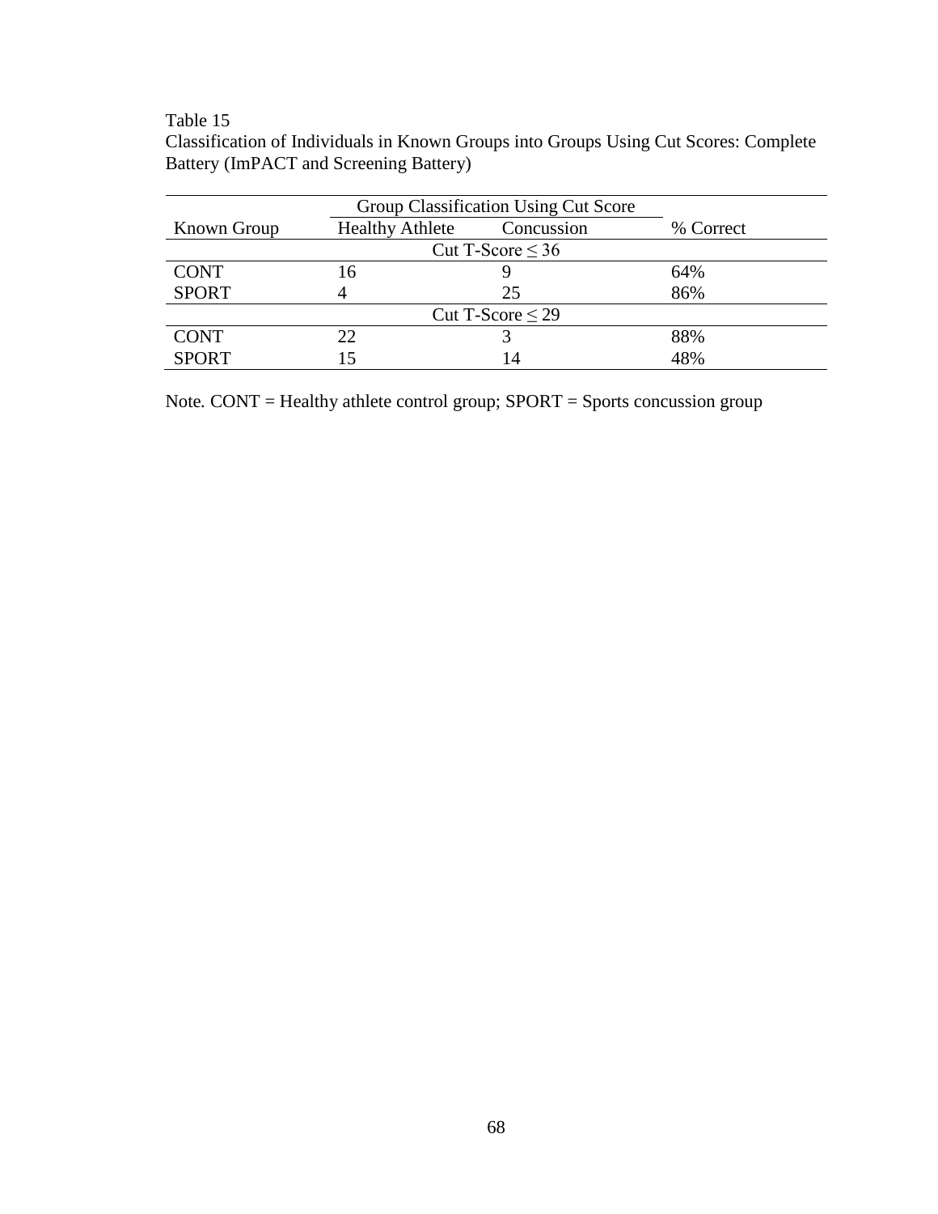Table 15

Classification of Individuals in Known Groups into Groups Using Cut Scores: Complete Battery (ImPACT and Screening Battery)

| Known Group | Group Classification Using Cut Score | | % Correct |
|---|---|---|---|
| | Healthy Athlete | Concussion | |
| | Cut T-Score ≤ 36 | | |
| CONT | 16 | 9 | 64% |
| SPORT | 4 | 25 | 86% |
| | Cut T-Score ≤ 29 | | |
| CONT | 22 | 3 | 88% |
| SPORT | 15 | 14 | 48% |

Note. CONT = Healthy athlete control group; SPORT = Sports concussion group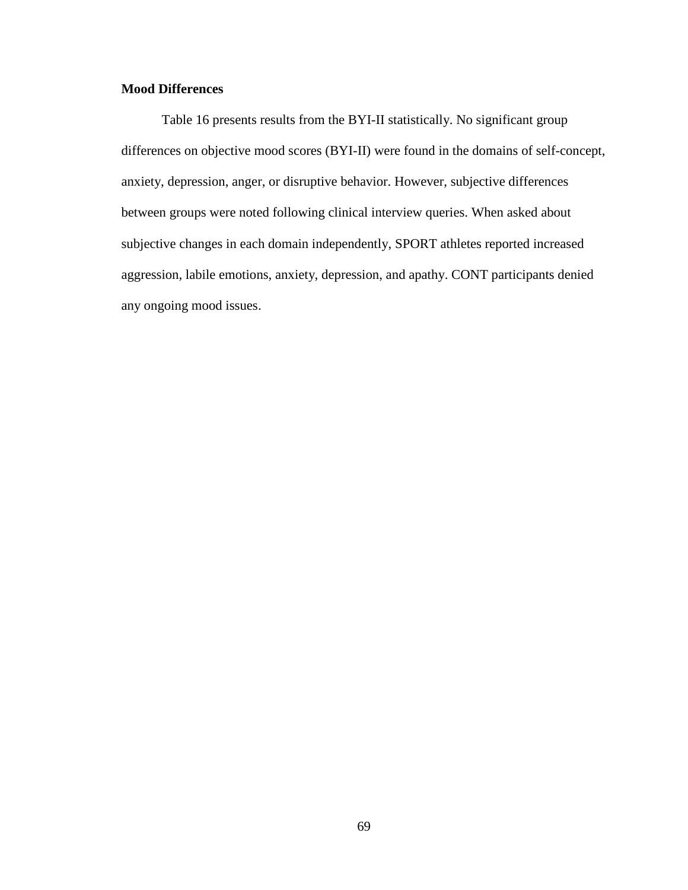**Mood Differences**

Table 16 presents results from the BYI-II statistically. No significant group differences on objective mood scores (BYI-II) were found in the domains of self-concept, anxiety, depression, anger, or disruptive behavior. However, subjective differences between groups were noted following clinical interview queries. When asked about subjective changes in each domain independently, SPORT athletes reported increased aggression, labile emotions, anxiety, depression, and apathy. CONT participants denied any ongoing mood issues.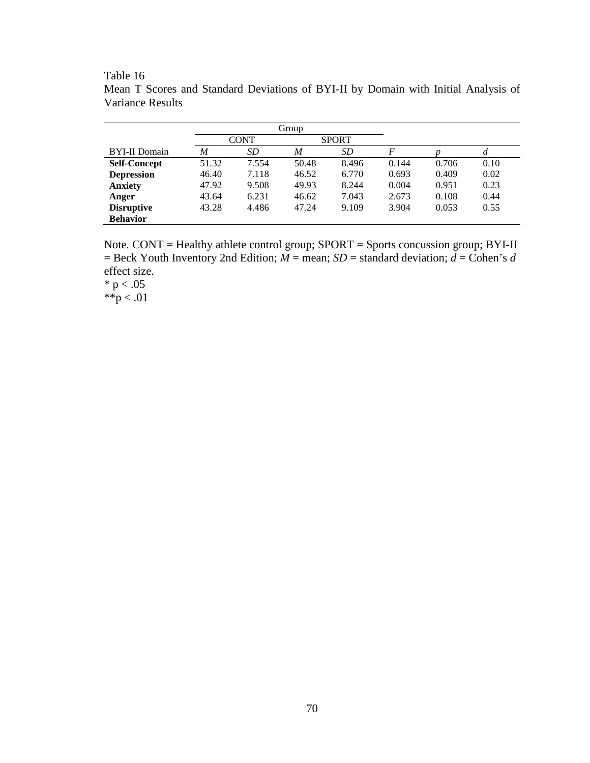Table 16

Mean T Scores and Standard Deviations of BYI-II by Domain with Initial Analysis of Variance Results

| | Group | | | | | | |
|---|---|---|---|---|---|---|---|
| | CONT | | SPORT | | | | |
| BYI-II Domain | *M* | *SD* | *M* | *SD* | *F* | *p* | *d* |
| **Self-Concept** | 51.32 | 7.554 | 50.48 | 8.496 | 0.144 | 0.706 | 0.10 |
| **Depression** | 46.40 | 7.118 | 46.52 | 6.770 | 0.693 | 0.409 | 0.02 |
| **Anxiety** | 47.92 | 9.508 | 49.93 | 8.244 | 0.004 | 0.951 | 0.23 |
| **Anger** | 43.64 | 6.231 | 46.62 | 7.043 | 2.673 | 0.108 | 0.44 |
| **Disruptive Behavior** | 43.28 | 4.486 | 47.24 | 9.109 | 3.904 | 0.053 | 0.55 |

Note. CONT = Healthy athlete control group; SPORT = Sports concussion group; BYI-II = Beck Youth Inventory 2nd Edition; *M* = mean; *SD* = standard deviation; *d* = Cohen's *d* effect size.

* $p < .05$

** $p < .01$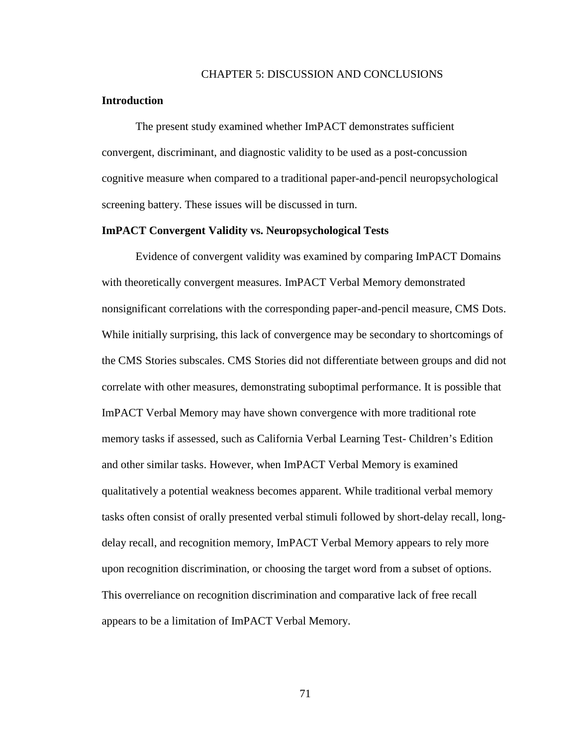# CHAPTER 5: DISCUSSION AND CONCLUSIONS

## Introduction

The present study examined whether ImPACT demonstrates sufficient convergent, discriminant, and diagnostic validity to be used as a post-concussion cognitive measure when compared to a traditional paper-and-pencil neuropsychological screening battery. These issues will be discussed in turn.

## ImPACT Convergent Validity vs. Neuropsychological Tests

Evidence of convergent validity was examined by comparing ImPACT Domains with theoretically convergent measures. ImPACT Verbal Memory demonstrated nonsignificant correlations with the corresponding paper-and-pencil measure, CMS Dots. While initially surprising, this lack of convergence may be secondary to shortcomings of the CMS Stories subscales. CMS Stories did not differentiate between groups and did not correlate with other measures, demonstrating suboptimal performance. It is possible that ImPACT Verbal Memory may have shown convergence with more traditional rote memory tasks if assessed, such as California Verbal Learning Test- Children's Edition and other similar tasks. However, when ImPACT Verbal Memory is examined qualitatively a potential weakness becomes apparent. While traditional verbal memory tasks often consist of orally presented verbal stimuli followed by short-delay recall, long-delay recall, and recognition memory, ImPACT Verbal Memory appears to rely more upon recognition discrimination, or choosing the target word from a subset of options. This overreliance on recognition discrimination and comparative lack of free recall appears to be a limitation of ImPACT Verbal Memory.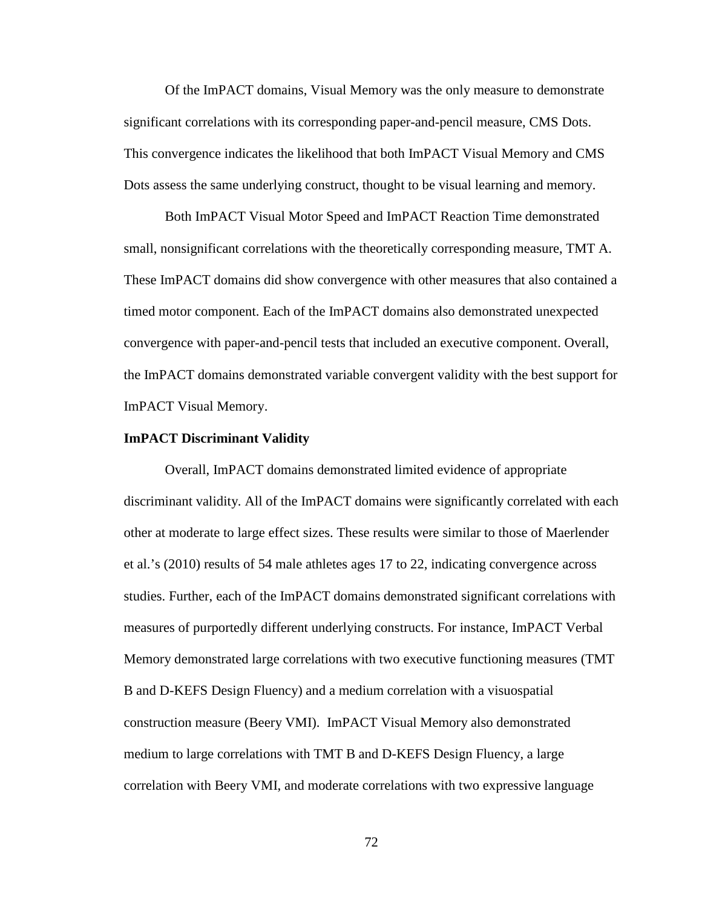Of the ImPACT domains, Visual Memory was the only measure to demonstrate significant correlations with its corresponding paper-and-pencil measure, CMS Dots. This convergence indicates the likelihood that both ImPACT Visual Memory and CMS Dots assess the same underlying construct, thought to be visual learning and memory.

Both ImPACT Visual Motor Speed and ImPACT Reaction Time demonstrated small, nonsignificant correlations with the theoretically corresponding measure, TMT A. These ImPACT domains did show convergence with other measures that also contained a timed motor component. Each of the ImPACT domains also demonstrated unexpected convergence with paper-and-pencil tests that included an executive component. Overall, the ImPACT domains demonstrated variable convergent validity with the best support for ImPACT Visual Memory.

**ImPACT Discriminant Validity**

Overall, ImPACT domains demonstrated limited evidence of appropriate discriminant validity. All of the ImPACT domains were significantly correlated with each other at moderate to large effect sizes. These results were similar to those of Maerlender et al.'s (2010) results of 54 male athletes ages 17 to 22, indicating convergence across studies. Further, each of the ImPACT domains demonstrated significant correlations with measures of purportedly different underlying constructs. For instance, ImPACT Verbal Memory demonstrated large correlations with two executive functioning measures (TMT B and D-KEFS Design Fluency) and a medium correlation with a visuospatial construction measure (Beery VMI). ImPACT Visual Memory also demonstrated medium to large correlations with TMT B and D-KEFS Design Fluency, a large correlation with Beery VMI, and moderate correlations with two expressive language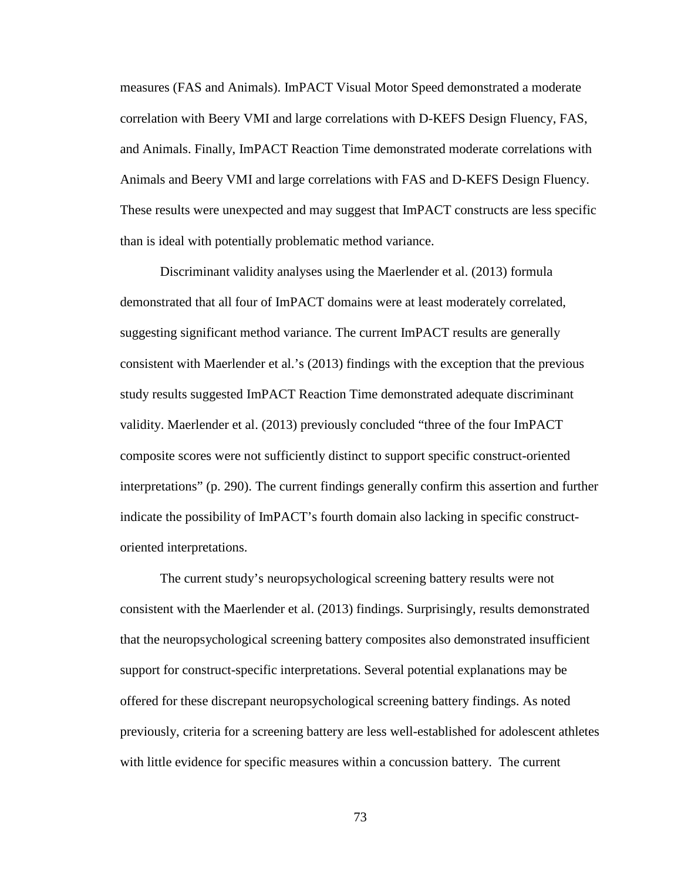measures (FAS and Animals). ImPACT Visual Motor Speed demonstrated a moderate correlation with Beery VMI and large correlations with D-KEFS Design Fluency, FAS, and Animals. Finally, ImPACT Reaction Time demonstrated moderate correlations with Animals and Beery VMI and large correlations with FAS and D-KEFS Design Fluency. These results were unexpected and may suggest that ImPACT constructs are less specific than is ideal with potentially problematic method variance.

Discriminant validity analyses using the Maerlender et al. (2013) formula demonstrated that all four of ImPACT domains were at least moderately correlated, suggesting significant method variance. The current ImPACT results are generally consistent with Maerlender et al.'s (2013) findings with the exception that the previous study results suggested ImPACT Reaction Time demonstrated adequate discriminant validity. Maerlender et al. (2013) previously concluded "three of the four ImPACT composite scores were not sufficiently distinct to support specific construct-oriented interpretations" (p. 290). The current findings generally confirm this assertion and further indicate the possibility of ImPACT's fourth domain also lacking in specific construct-oriented interpretations.

The current study's neuropsychological screening battery results were not consistent with the Maerlender et al. (2013) findings. Surprisingly, results demonstrated that the neuropsychological screening battery composites also demonstrated insufficient support for construct-specific interpretations. Several potential explanations may be offered for these discrepant neuropsychological screening battery findings. As noted previously, criteria for a screening battery are less well-established for adolescent athletes with little evidence for specific measures within a concussion battery. The current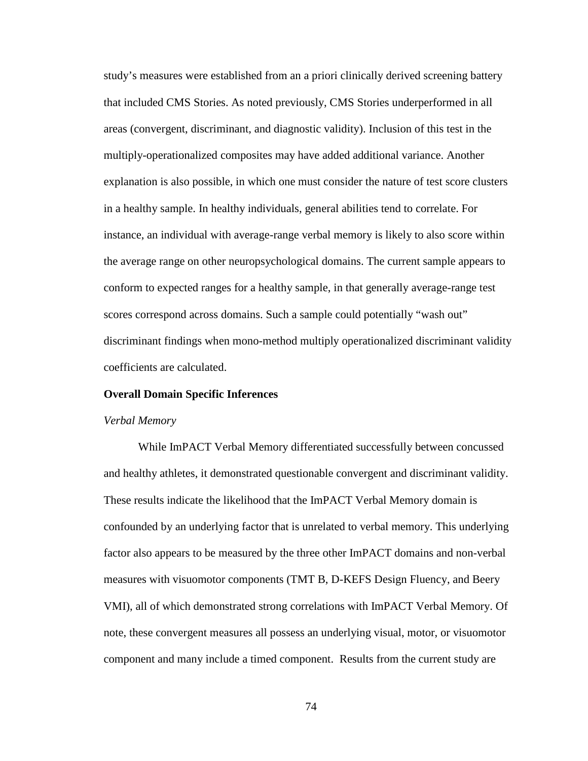study's measures were established from an a priori clinically derived screening battery that included CMS Stories. As noted previously, CMS Stories underperformed in all areas (convergent, discriminant, and diagnostic validity). Inclusion of this test in the multiply-operationalized composites may have added additional variance. Another explanation is also possible, in which one must consider the nature of test score clusters in a healthy sample. In healthy individuals, general abilities tend to correlate. For instance, an individual with average-range verbal memory is likely to also score within the average range on other neuropsychological domains. The current sample appears to conform to expected ranges for a healthy sample, in that generally average-range test scores correspond across domains. Such a sample could potentially "wash out" discriminant findings when mono-method multiply operationalized discriminant validity coefficients are calculated.

**Overall Domain Specific Inferences**

*Verbal Memory*

While ImPACT Verbal Memory differentiated successfully between concussed and healthy athletes, it demonstrated questionable convergent and discriminant validity. These results indicate the likelihood that the ImPACT Verbal Memory domain is confounded by an underlying factor that is unrelated to verbal memory. This underlying factor also appears to be measured by the three other ImPACT domains and non-verbal measures with visuomotor components (TMT B, D-KEFS Design Fluency, and Beery VMI), all of which demonstrated strong correlations with ImPACT Verbal Memory. Of note, these convergent measures all possess an underlying visual, motor, or visuomotor component and many include a timed component. Results from the current study are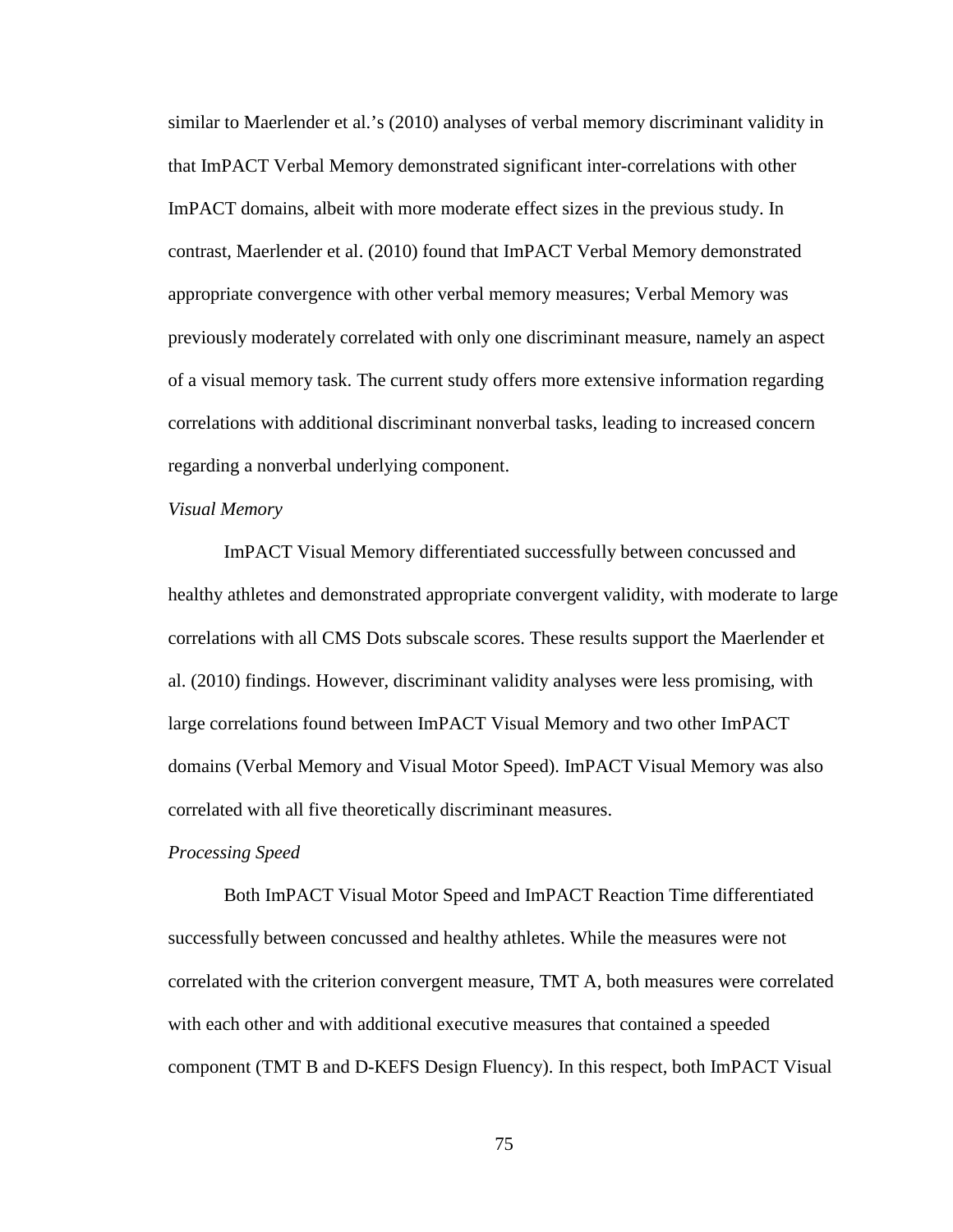similar to Maerlender et al.'s (2010) analyses of verbal memory discriminant validity in that ImPACT Verbal Memory demonstrated significant inter-correlations with other ImPACT domains, albeit with more moderate effect sizes in the previous study. In contrast, Maerlender et al. (2010) found that ImPACT Verbal Memory demonstrated appropriate convergence with other verbal memory measures; Verbal Memory was previously moderately correlated with only one discriminant measure, namely an aspect of a visual memory task. The current study offers more extensive information regarding correlations with additional discriminant nonverbal tasks, leading to increased concern regarding a nonverbal underlying component.

*Visual Memory*

ImPACT Visual Memory differentiated successfully between concussed and healthy athletes and demonstrated appropriate convergent validity, with moderate to large correlations with all CMS Dots subscale scores. These results support the Maerlender et al. (2010) findings. However, discriminant validity analyses were less promising, with large correlations found between ImPACT Visual Memory and two other ImPACT domains (Verbal Memory and Visual Motor Speed). ImPACT Visual Memory was also correlated with all five theoretically discriminant measures.

*Processing Speed*

Both ImPACT Visual Motor Speed and ImPACT Reaction Time differentiated successfully between concussed and healthy athletes. While the measures were not correlated with the criterion convergent measure, TMT A, both measures were correlated with each other and with additional executive measures that contained a speeded component (TMT B and D-KEFS Design Fluency). In this respect, both ImPACT Visual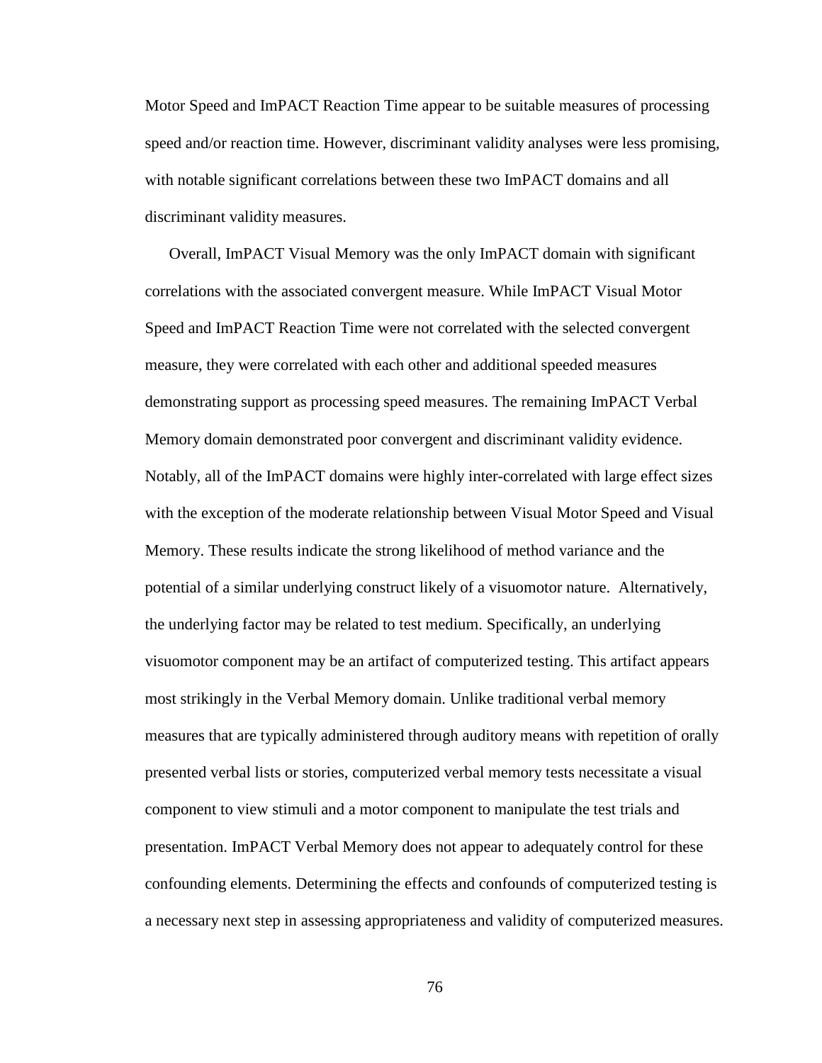Motor Speed and ImPACT Reaction Time appear to be suitable measures of processing speed and/or reaction time. However, discriminant validity analyses were less promising, with notable significant correlations between these two ImPACT domains and all discriminant validity measures.

Overall, ImPACT Visual Memory was the only ImPACT domain with significant correlations with the associated convergent measure. While ImPACT Visual Motor Speed and ImPACT Reaction Time were not correlated with the selected convergent measure, they were correlated with each other and additional speeded measures demonstrating support as processing speed measures. The remaining ImPACT Verbal Memory domain demonstrated poor convergent and discriminant validity evidence. Notably, all of the ImPACT domains were highly inter-correlated with large effect sizes with the exception of the moderate relationship between Visual Motor Speed and Visual Memory. These results indicate the strong likelihood of method variance and the potential of a similar underlying construct likely of a visuomotor nature. Alternatively, the underlying factor may be related to test medium. Specifically, an underlying visuomotor component may be an artifact of computerized testing. This artifact appears most strikingly in the Verbal Memory domain. Unlike traditional verbal memory measures that are typically administered through auditory means with repetition of orally presented verbal lists or stories, computerized verbal memory tests necessitate a visual component to view stimuli and a motor component to manipulate the test trials and presentation. ImPACT Verbal Memory does not appear to adequately control for these confounding elements. Determining the effects and confounds of computerized testing is a necessary next step in assessing appropriateness and validity of computerized measures.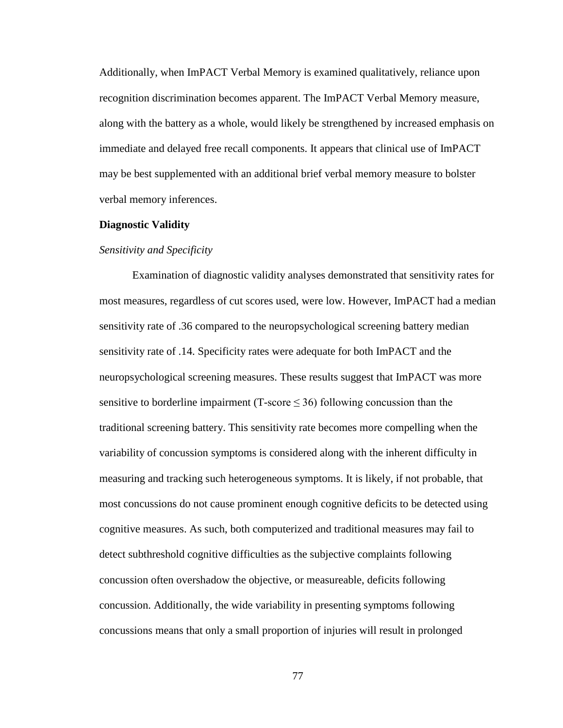Additionally, when ImPACT Verbal Memory is examined qualitatively, reliance upon recognition discrimination becomes apparent. The ImPACT Verbal Memory measure, along with the battery as a whole, would likely be strengthened by increased emphasis on immediate and delayed free recall components. It appears that clinical use of ImPACT may be best supplemented with an additional brief verbal memory measure to bolster verbal memory inferences.

## Diagnostic Validity

### *Sensitivity and Specificity*

Examination of diagnostic validity analyses demonstrated that sensitivity rates for most measures, regardless of cut scores used, were low. However, ImPACT had a median sensitivity rate of .36 compared to the neuropsychological screening battery median sensitivity rate of .14. Specificity rates were adequate for both ImPACT and the neuropsychological screening measures. These results suggest that ImPACT was more sensitive to borderline impairment (T-score $\leq 36$) following concussion than the traditional screening battery. This sensitivity rate becomes more compelling when the variability of concussion symptoms is considered along with the inherent difficulty in measuring and tracking such heterogeneous symptoms. It is likely, if not probable, that most concussions do not cause prominent enough cognitive deficits to be detected using cognitive measures. As such, both computerized and traditional measures may fail to detect subthreshold cognitive difficulties as the subjective complaints following concussion often overshadow the objective, or measureable, deficits following concussion. Additionally, the wide variability in presenting symptoms following concussions means that only a small proportion of injuries will result in prolonged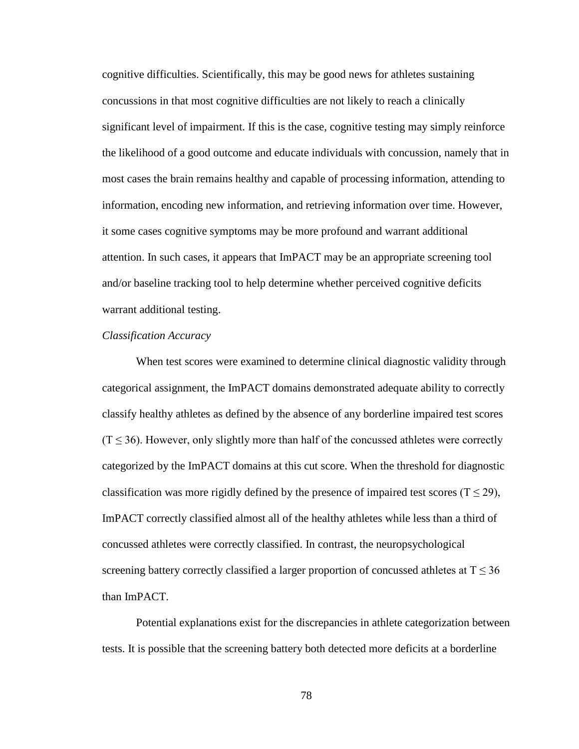cognitive difficulties. Scientifically, this may be good news for athletes sustaining concussions in that most cognitive difficulties are not likely to reach a clinically significant level of impairment. If this is the case, cognitive testing may simply reinforce the likelihood of a good outcome and educate individuals with concussion, namely that in most cases the brain remains healthy and capable of processing information, attending to information, encoding new information, and retrieving information over time. However, it some cases cognitive symptoms may be more profound and warrant additional attention. In such cases, it appears that ImPACT may be an appropriate screening tool and/or baseline tracking tool to help determine whether perceived cognitive deficits warrant additional testing.

*Classification Accuracy*

When test scores were examined to determine clinical diagnostic validity through categorical assignment, the ImPACT domains demonstrated adequate ability to correctly classify healthy athletes as defined by the absence of any borderline impaired test scores ($T \leq 36$). However, only slightly more than half of the concussed athletes were correctly categorized by the ImPACT domains at this cut score. When the threshold for diagnostic classification was more rigidly defined by the presence of impaired test scores ($T \leq 29$), ImPACT correctly classified almost all of the healthy athletes while less than a third of concussed athletes were correctly classified. In contrast, the neuropsychological screening battery correctly classified a larger proportion of concussed athletes at $T \leq 36$ than ImPACT.

Potential explanations exist for the discrepancies in athlete categorization between tests. It is possible that the screening battery both detected more deficits at a borderline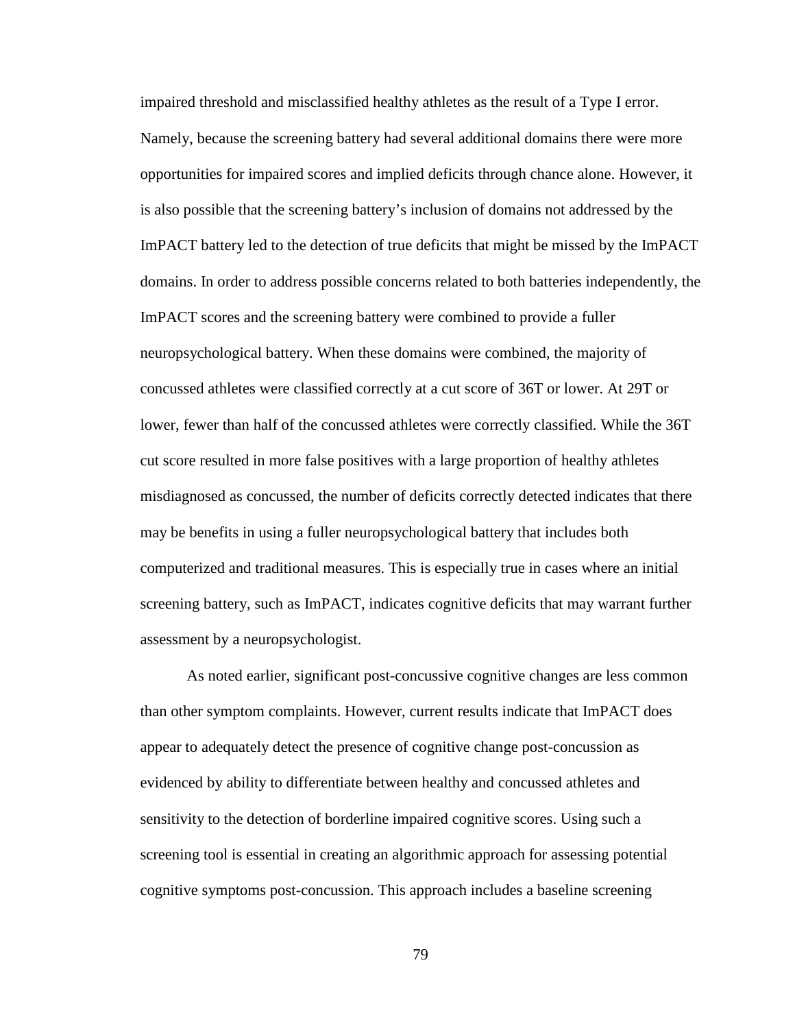impaired threshold and misclassified healthy athletes as the result of a Type I error. Namely, because the screening battery had several additional domains there were more opportunities for impaired scores and implied deficits through chance alone. However, it is also possible that the screening battery's inclusion of domains not addressed by the ImPACT battery led to the detection of true deficits that might be missed by the ImPACT domains. In order to address possible concerns related to both batteries independently, the ImPACT scores and the screening battery were combined to provide a fuller neuropsychological battery. When these domains were combined, the majority of concussed athletes were classified correctly at a cut score of 36T or lower. At 29T or lower, fewer than half of the concussed athletes were correctly classified. While the 36T cut score resulted in more false positives with a large proportion of healthy athletes misdiagnosed as concussed, the number of deficits correctly detected indicates that there may be benefits in using a fuller neuropsychological battery that includes both computerized and traditional measures. This is especially true in cases where an initial screening battery, such as ImPACT, indicates cognitive deficits that may warrant further assessment by a neuropsychologist.

As noted earlier, significant post-concussive cognitive changes are less common than other symptom complaints. However, current results indicate that ImPACT does appear to adequately detect the presence of cognitive change post-concussion as evidenced by ability to differentiate between healthy and concussed athletes and sensitivity to the detection of borderline impaired cognitive scores. Using such a screening tool is essential in creating an algorithmic approach for assessing potential cognitive symptoms post-concussion. This approach includes a baseline screening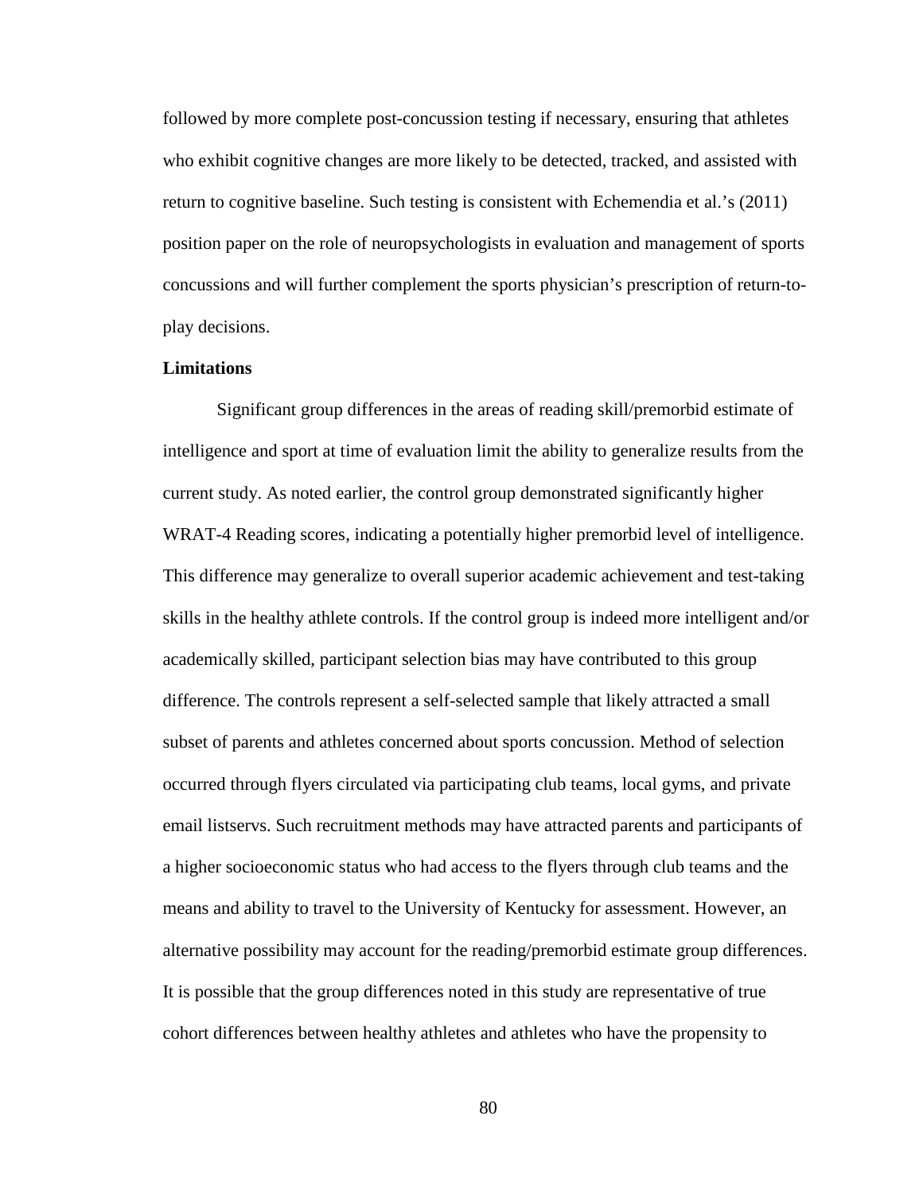followed by more complete post-concussion testing if necessary, ensuring that athletes who exhibit cognitive changes are more likely to be detected, tracked, and assisted with return to cognitive baseline. Such testing is consistent with Echemendia et al.'s (2011) position paper on the role of neuropsychologists in evaluation and management of sports concussions and will further complement the sports physician's prescription of return-to-play decisions.

### Limitations

Significant group differences in the areas of reading skill/premorbid estimate of intelligence and sport at time of evaluation limit the ability to generalize results from the current study. As noted earlier, the control group demonstrated significantly higher WRAT-4 Reading scores, indicating a potentially higher premorbid level of intelligence. This difference may generalize to overall superior academic achievement and test-taking skills in the healthy athlete controls. If the control group is indeed more intelligent and/or academically skilled, participant selection bias may have contributed to this group difference. The controls represent a self-selected sample that likely attracted a small subset of parents and athletes concerned about sports concussion. Method of selection occurred through flyers circulated via participating club teams, local gyms, and private email listservs. Such recruitment methods may have attracted parents and participants of a higher socioeconomic status who had access to the flyers through club teams and the means and ability to travel to the University of Kentucky for assessment. However, an alternative possibility may account for the reading/premorbid estimate group differences. It is possible that the group differences noted in this study are representative of true cohort differences between healthy athletes and athletes who have the propensity to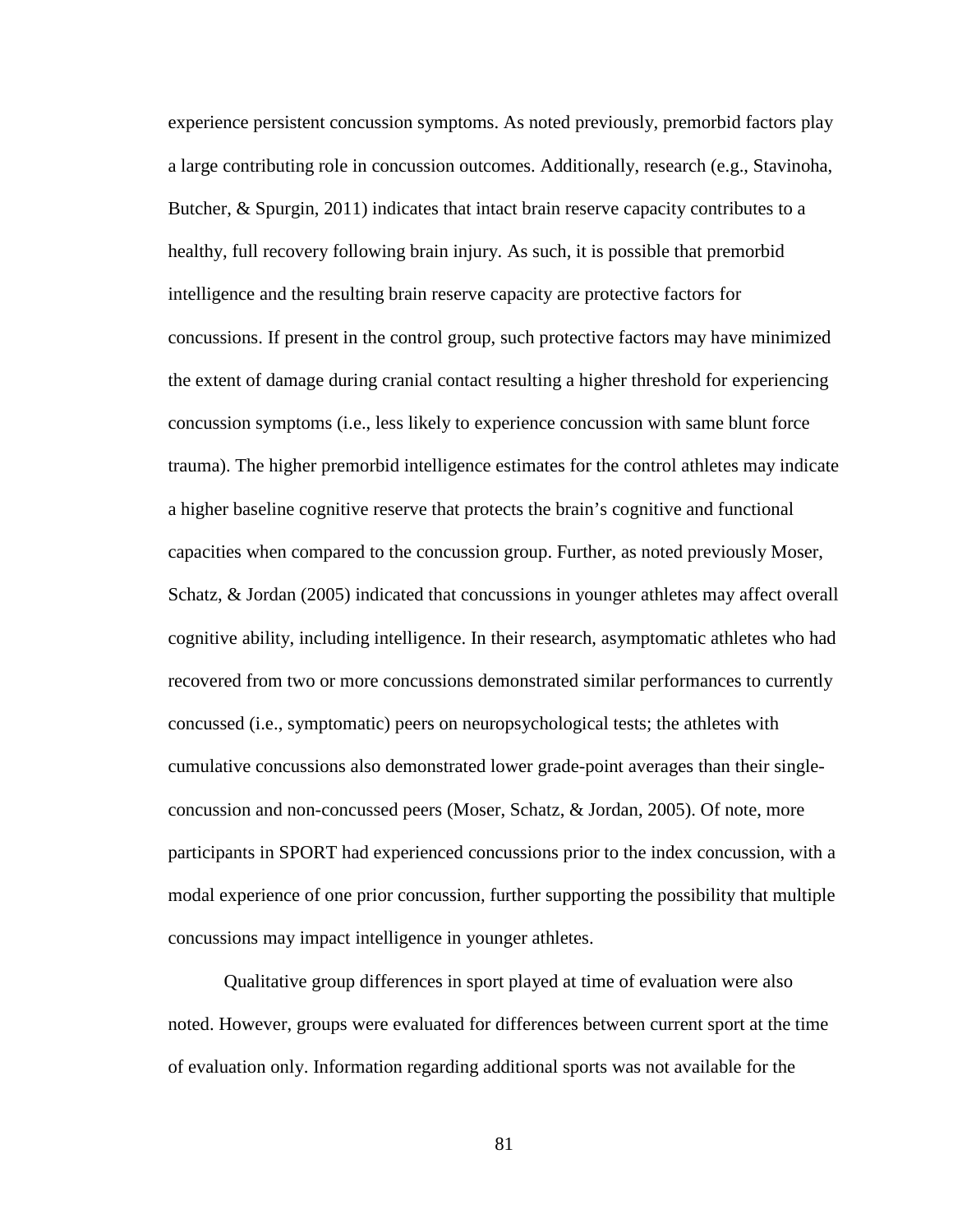experience persistent concussion symptoms. As noted previously, premorbid factors play a large contributing role in concussion outcomes. Additionally, research (e.g., Stavinoha, Butcher, & Spurgin, 2011) indicates that intact brain reserve capacity contributes to a healthy, full recovery following brain injury. As such, it is possible that premorbid intelligence and the resulting brain reserve capacity are protective factors for concussions. If present in the control group, such protective factors may have minimized the extent of damage during cranial contact resulting a higher threshold for experiencing concussion symptoms (i.e., less likely to experience concussion with same blunt force trauma). The higher premorbid intelligence estimates for the control athletes may indicate a higher baseline cognitive reserve that protects the brain's cognitive and functional capacities when compared to the concussion group. Further, as noted previously Moser, Schatz, & Jordan (2005) indicated that concussions in younger athletes may affect overall cognitive ability, including intelligence. In their research, asymptomatic athletes who had recovered from two or more concussions demonstrated similar performances to currently concussed (i.e., symptomatic) peers on neuropsychological tests; the athletes with cumulative concussions also demonstrated lower grade-point averages than their single-concussion and non-concussed peers (Moser, Schatz, & Jordan, 2005). Of note, more participants in SPORT had experienced concussions prior to the index concussion, with a modal experience of one prior concussion, further supporting the possibility that multiple concussions may impact intelligence in younger athletes.

Qualitative group differences in sport played at time of evaluation were also noted. However, groups were evaluated for differences between current sport at the time of evaluation only. Information regarding additional sports was not available for the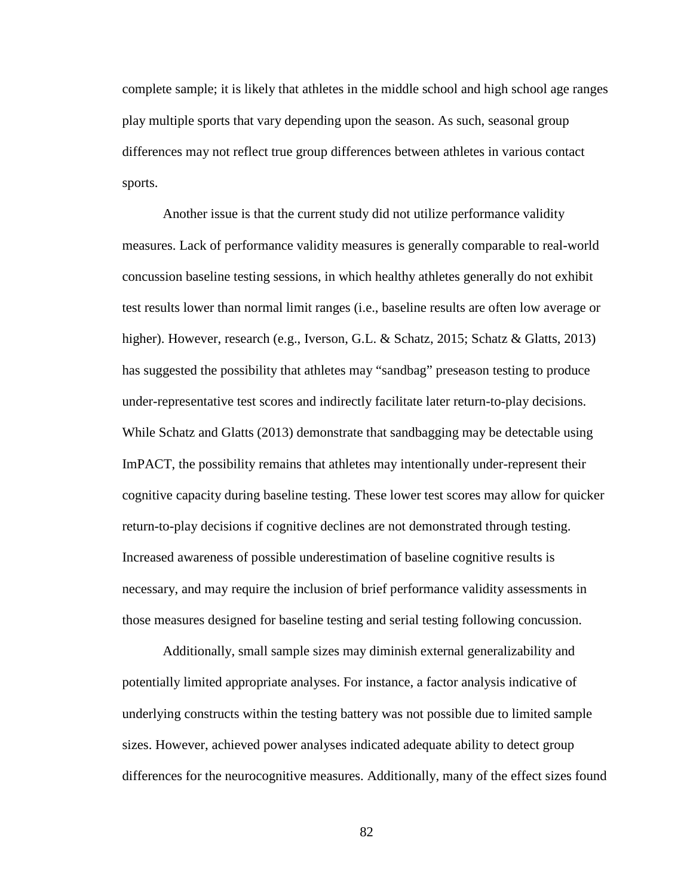complete sample; it is likely that athletes in the middle school and high school age ranges play multiple sports that vary depending upon the season. As such, seasonal group differences may not reflect true group differences between athletes in various contact sports.

Another issue is that the current study did not utilize performance validity measures. Lack of performance validity measures is generally comparable to real-world concussion baseline testing sessions, in which healthy athletes generally do not exhibit test results lower than normal limit ranges (i.e., baseline results are often low average or higher). However, research (e.g., Iverson, G.L. & Schatz, 2015; Schatz & Glatts, 2013) has suggested the possibility that athletes may "sandbag" preseason testing to produce under-representative test scores and indirectly facilitate later return-to-play decisions. While Schatz and Glatts (2013) demonstrate that sandbagging may be detectable using ImPACT, the possibility remains that athletes may intentionally under-represent their cognitive capacity during baseline testing. These lower test scores may allow for quicker return-to-play decisions if cognitive declines are not demonstrated through testing. Increased awareness of possible underestimation of baseline cognitive results is necessary, and may require the inclusion of brief performance validity assessments in those measures designed for baseline testing and serial testing following concussion.

Additionally, small sample sizes may diminish external generalizability and potentially limited appropriate analyses. For instance, a factor analysis indicative of underlying constructs within the testing battery was not possible due to limited sample sizes. However, achieved power analyses indicated adequate ability to detect group differences for the neurocognitive measures. Additionally, many of the effect sizes found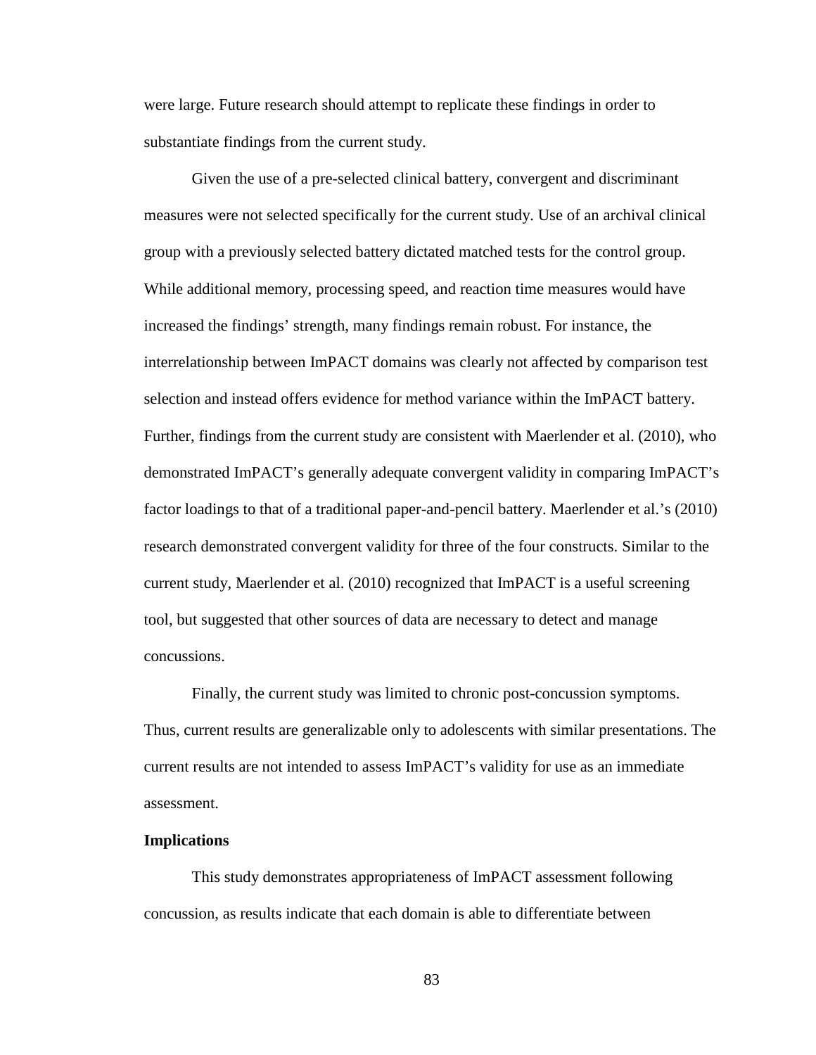were large. Future research should attempt to replicate these findings in order to substantiate findings from the current study.

Given the use of a pre-selected clinical battery, convergent and discriminant measures were not selected specifically for the current study. Use of an archival clinical group with a previously selected battery dictated matched tests for the control group. While additional memory, processing speed, and reaction time measures would have increased the findings' strength, many findings remain robust. For instance, the interrelationship between ImPACT domains was clearly not affected by comparison test selection and instead offers evidence for method variance within the ImPACT battery. Further, findings from the current study are consistent with Maerlender et al. (2010), who demonstrated ImPACT's generally adequate convergent validity in comparing ImPACT's factor loadings to that of a traditional paper-and-pencil battery. Maerlender et al.'s (2010) research demonstrated convergent validity for three of the four constructs. Similar to the current study, Maerlender et al. (2010) recognized that ImPACT is a useful screening tool, but suggested that other sources of data are necessary to detect and manage concussions.

Finally, the current study was limited to chronic post-concussion symptoms. Thus, current results are generalizable only to adolescents with similar presentations. The current results are not intended to assess ImPACT's validity for use as an immediate assessment.

**Implications**

This study demonstrates appropriateness of ImPACT assessment following concussion, as results indicate that each domain is able to differentiate between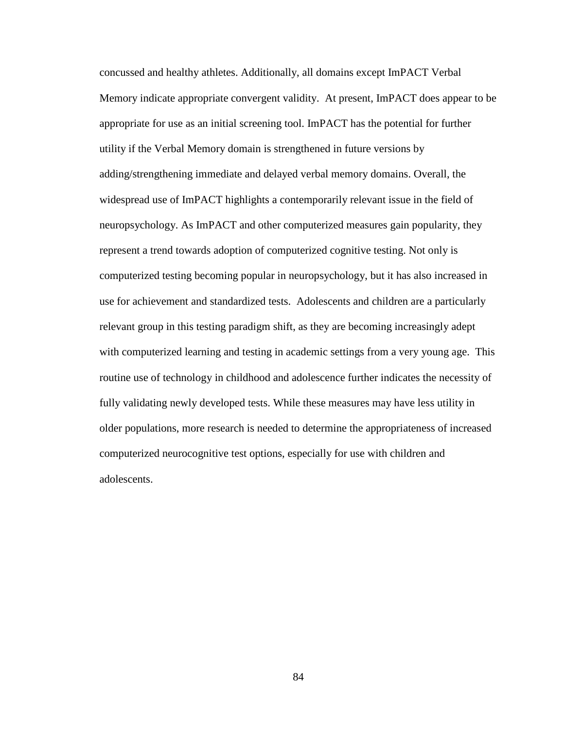concussed and healthy athletes. Additionally, all domains except ImPACT Verbal Memory indicate appropriate convergent validity. At present, ImPACT does appear to be appropriate for use as an initial screening tool. ImPACT has the potential for further utility if the Verbal Memory domain is strengthened in future versions by adding/strengthening immediate and delayed verbal memory domains. Overall, the widespread use of ImPACT highlights a contemporarily relevant issue in the field of neuropsychology. As ImPACT and other computerized measures gain popularity, they represent a trend towards adoption of computerized cognitive testing. Not only is computerized testing becoming popular in neuropsychology, but it has also increased in use for achievement and standardized tests. Adolescents and children are a particularly relevant group in this testing paradigm shift, as they are becoming increasingly adept with computerized learning and testing in academic settings from a very young age. This routine use of technology in childhood and adolescence further indicates the necessity of fully validating newly developed tests. While these measures may have less utility in older populations, more research is needed to determine the appropriateness of increased computerized neurocognitive test options, especially for use with children and adolescents.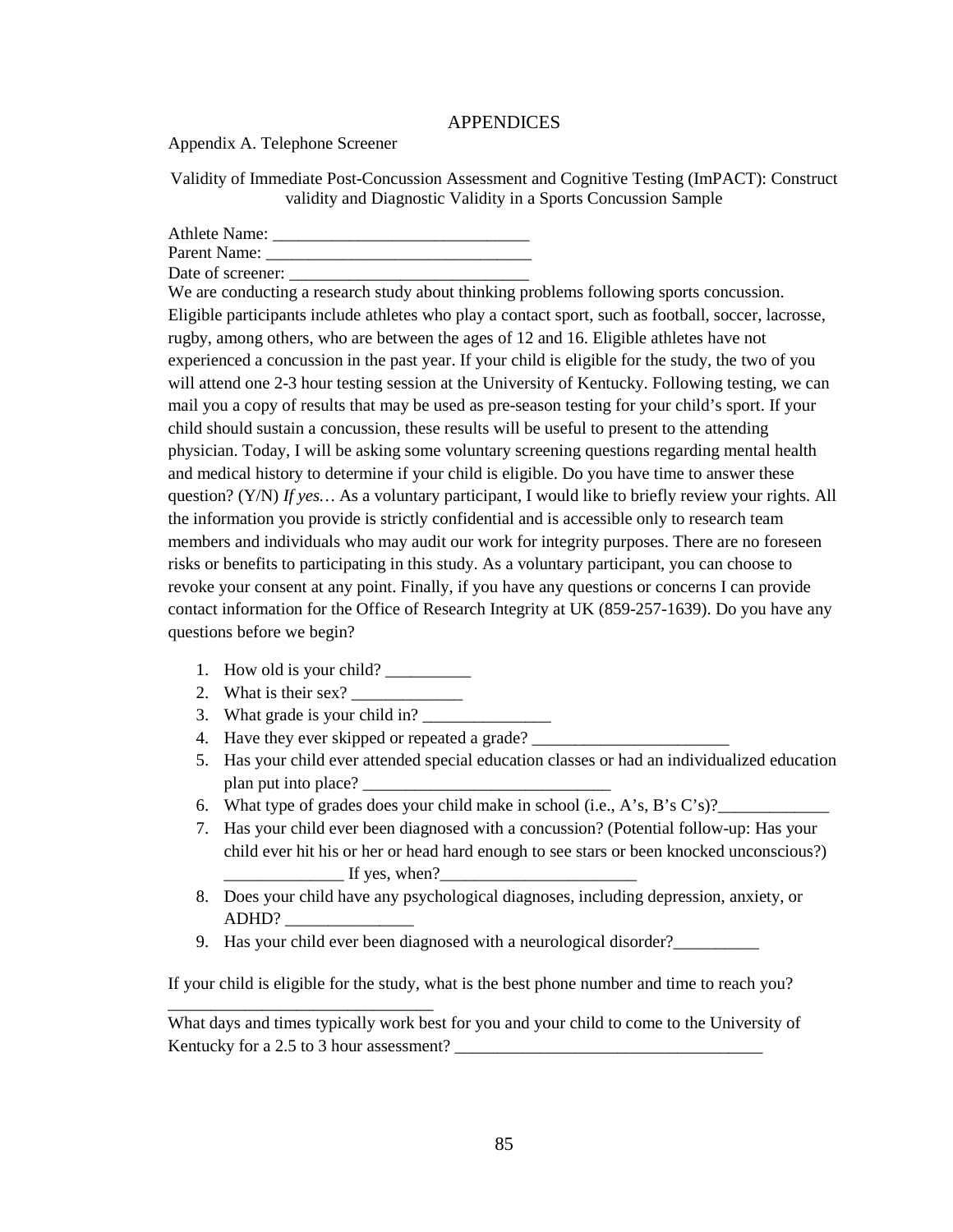# APPENDICES

Appendix A. Telephone Screener

Validity of Immediate Post-Concussion Assessment and Cognitive Testing (ImPACT): Construct validity and Diagnostic Validity in a Sports Concussion Sample

Athlete Name: ______________________________
Parent Name: _______________________________
Date of screener: ____________________________

We are conducting a research study about thinking problems following sports concussion. Eligible participants include athletes who play a contact sport, such as football, soccer, lacrosse, rugby, among others, who are between the ages of 12 and 16. Eligible athletes have not experienced a concussion in the past year. If your child is eligible for the study, the two of you will attend one 2-3 hour testing session at the University of Kentucky. Following testing, we can mail you a copy of results that may be used as pre-season testing for your child's sport. If your child should sustain a concussion, these results will be useful to present to the attending physician. Today, I will be asking some voluntary screening questions regarding mental health and medical history to determine if your child is eligible. Do you have time to answer these question? (Y/N) *If yes…* As a voluntary participant, I would like to briefly review your rights. All the information you provide is strictly confidential and is accessible only to research team members and individuals who may audit our work for integrity purposes. There are no foreseen risks or benefits to participating in this study. As a voluntary participant, you can choose to revoke your consent at any point. Finally, if you have any questions or concerns I can provide contact information for the Office of Research Integrity at UK (859-257-1639). Do you have any questions before we begin?

1. How old is your child? __________
2. What is their sex? _____________
3. What grade is your child in? _______________
4. Have they ever skipped or repeated a grade? _______________________
5. Has your child ever attended special education classes or had an individualized education plan put into place? _____________________________
6. What type of grades does your child make in school (i.e., A's, B's C's)?_____________
7. Has your child ever been diagnosed with a concussion? (Potential follow-up: Has your child ever hit his or her or head hard enough to see stars or been knocked unconscious?) ______________ If yes, when?_______________________
8. Does your child have any psychological diagnoses, including depression, anxiety, or ADHD? _______________
9. Has your child ever been diagnosed with a neurological disorder?__________

If your child is eligible for the study, what is the best phone number and time to reach you? _______________________________

What days and times typically work best for you and your child to come to the University of Kentucky for a 2.5 to 3 hour assessment? ____________________________________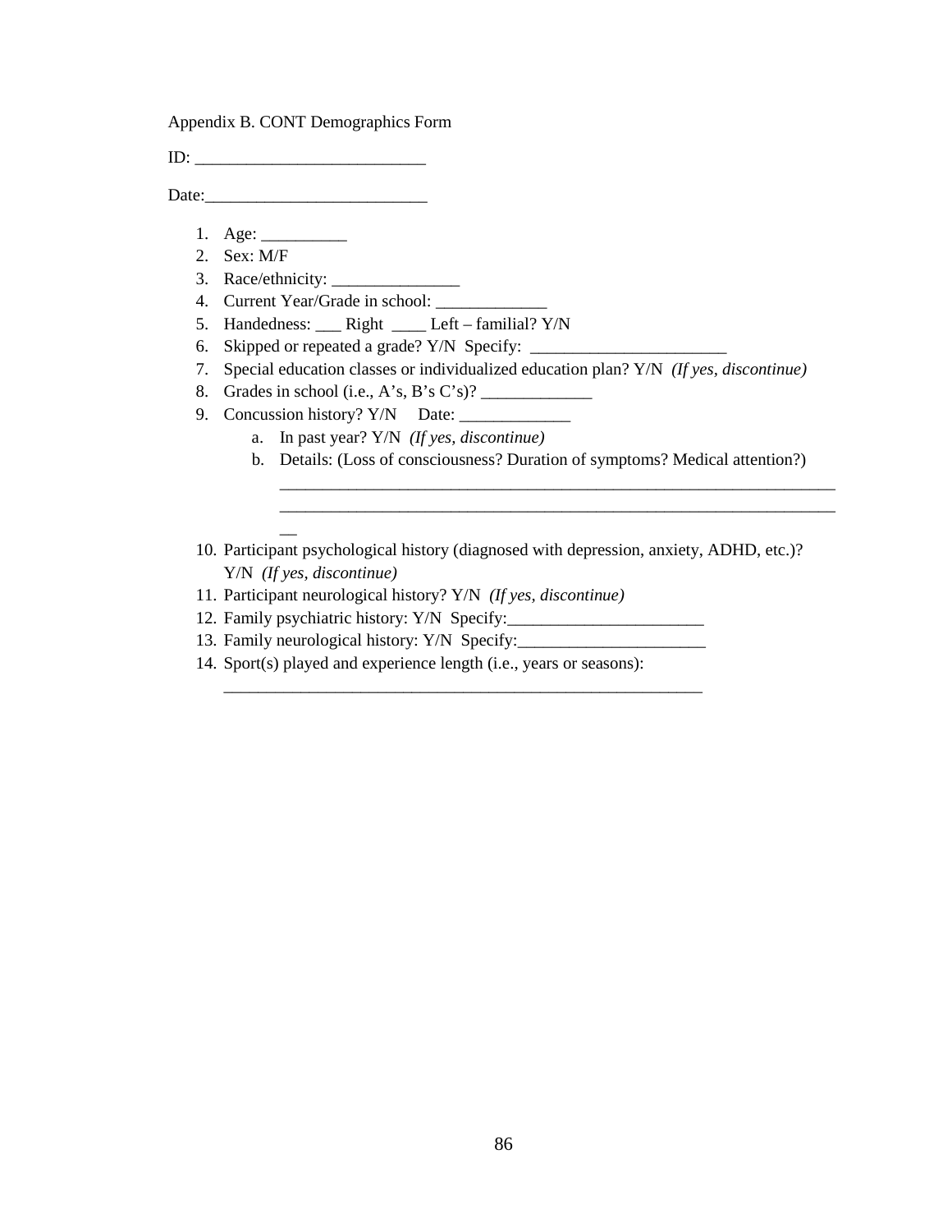Appendix B. CONT Demographics Form

ID: ___________________________

Date:__________________________

1. Age: __________
2. Sex: M/F
3. Race/ethnicity: _______________
4. Current Year/Grade in school: _____________
5. Handedness: ___ Right ____ Left – familial? Y/N
6. Skipped or repeated a grade? Y/N Specify: _______________________
7. Special education classes or individualized education plan? Y/N *(If yes, discontinue)*
8. Grades in school (i.e., A's, B's C's)? _____________
9. Concussion history? Y/N Date: _____________
   a. In past year? Y/N *(If yes, discontinue)*
   b. Details: (Loss of consciousness? Duration of symptoms? Medical attention?) ____________________________________________________________________ ____________________________________________________________________ __
10. Participant psychological history (diagnosed with depression, anxiety, ADHD, etc.)? Y/N *(If yes, discontinue)*
11. Participant neurological history? Y/N *(If yes, discontinue)*
12. Family psychiatric history: Y/N Specify:_______________________
13. Family neurological history: Y/N Specify:______________________
14. Sport(s) played and experience length (i.e., years or seasons): ___________________________________________________________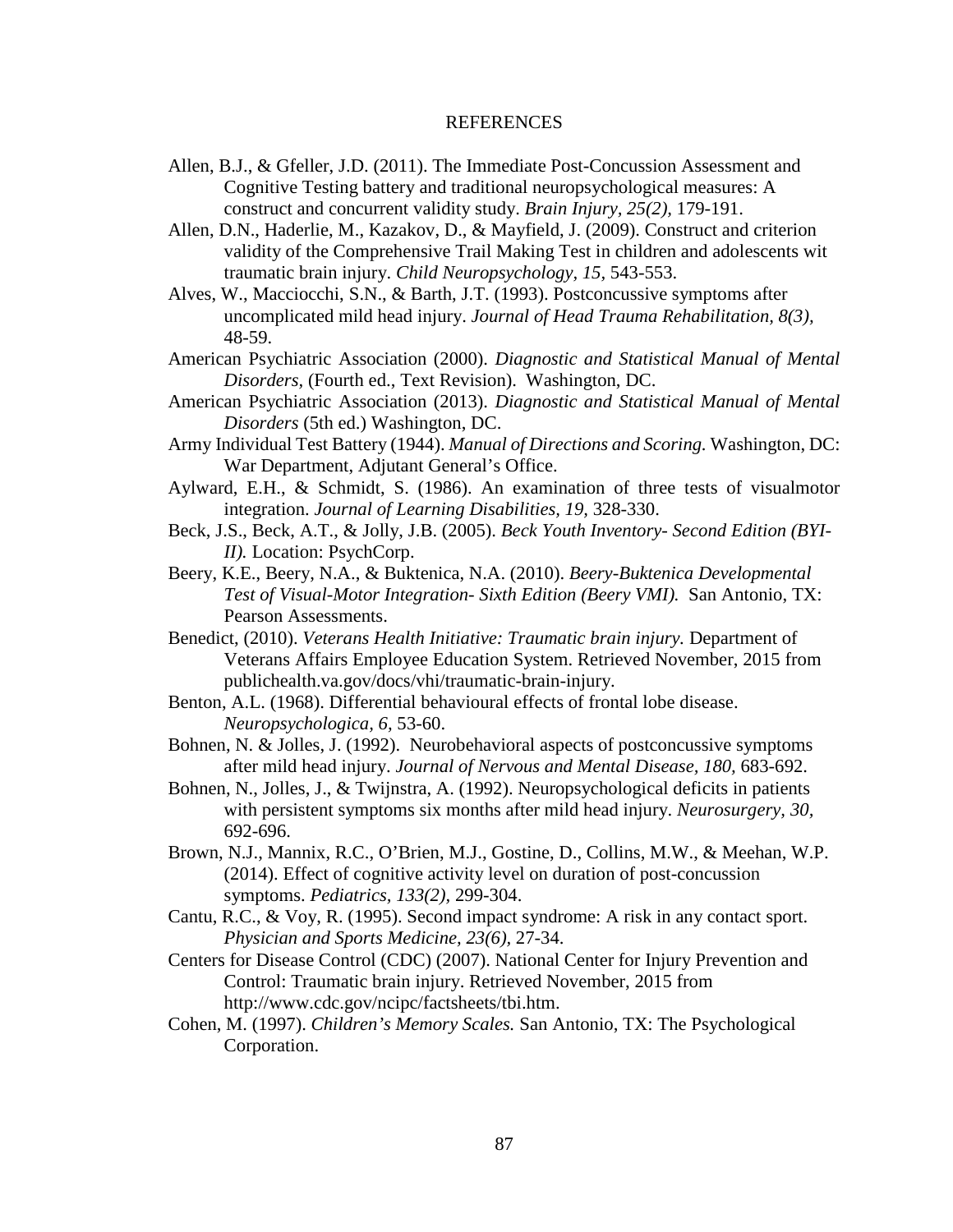# REFERENCES

Allen, B.J., & Gfeller, J.D. (2011). The Immediate Post-Concussion Assessment and Cognitive Testing battery and traditional neuropsychological measures: A construct and concurrent validity study. *Brain Injury, 25(2),* 179-191.

Allen, D.N., Haderlie, M., Kazakov, D., & Mayfield, J. (2009). Construct and criterion validity of the Comprehensive Trail Making Test in children and adolescents wit traumatic brain injury. *Child Neuropsychology, 15,* 543-553.

Alves, W., Macciocchi, S.N., & Barth, J.T. (1993). Postconcussive symptoms after uncomplicated mild head injury. *Journal of Head Trauma Rehabilitation, 8(3),* 48-59.

American Psychiatric Association (2000). *Diagnostic and Statistical Manual of Mental Disorders,* (Fourth ed., Text Revision). Washington, DC.

American Psychiatric Association (2013). *Diagnostic and Statistical Manual of Mental Disorders* (5th ed.) Washington, DC.

Army Individual Test Battery (1944). *Manual of Directions and Scoring.* Washington, DC: War Department, Adjutant General's Office.

Aylward, E.H., & Schmidt, S. (1986). An examination of three tests of visualmotor integration. *Journal of Learning Disabilities, 19,* 328-330.

Beck, J.S., Beck, A.T., & Jolly, J.B. (2005). *Beck Youth Inventory- Second Edition (BYI-II).* Location: PsychCorp.

Beery, K.E., Beery, N.A., & Buktenica, N.A. (2010). *Beery-Buktenica Developmental Test of Visual-Motor Integration- Sixth Edition (Beery VMI).* San Antonio, TX: Pearson Assessments.

Benedict, (2010). *Veterans Health Initiative: Traumatic brain injury.* Department of Veterans Affairs Employee Education System. Retrieved November, 2015 from publichealth.va.gov/docs/vhi/traumatic-brain-injury.

Benton, A.L. (1968). Differential behavioural effects of frontal lobe disease. *Neuropsychologica, 6,* 53-60.

Bohnen, N. & Jolles, J. (1992). Neurobehavioral aspects of postconcussive symptoms after mild head injury. *Journal of Nervous and Mental Disease, 180,* 683-692.

Bohnen, N., Jolles, J., & Twijnstra, A. (1992). Neuropsychological deficits in patients with persistent symptoms six months after mild head injury. *Neurosurgery, 30,* 692-696.

Brown, N.J., Mannix, R.C., O'Brien, M.J., Gostine, D., Collins, M.W., & Meehan, W.P. (2014). Effect of cognitive activity level on duration of post-concussion symptoms. *Pediatrics, 133(2),* 299-304.

Cantu, R.C., & Voy, R. (1995). Second impact syndrome: A risk in any contact sport. *Physician and Sports Medicine, 23(6),* 27-34.

Centers for Disease Control (CDC) (2007). National Center for Injury Prevention and Control: Traumatic brain injury. Retrieved November, 2015 from http://www.cdc.gov/ncipc/factsheets/tbi.htm.

Cohen, M. (1997). *Children's Memory Scales.* San Antonio, TX: The Psychological Corporation.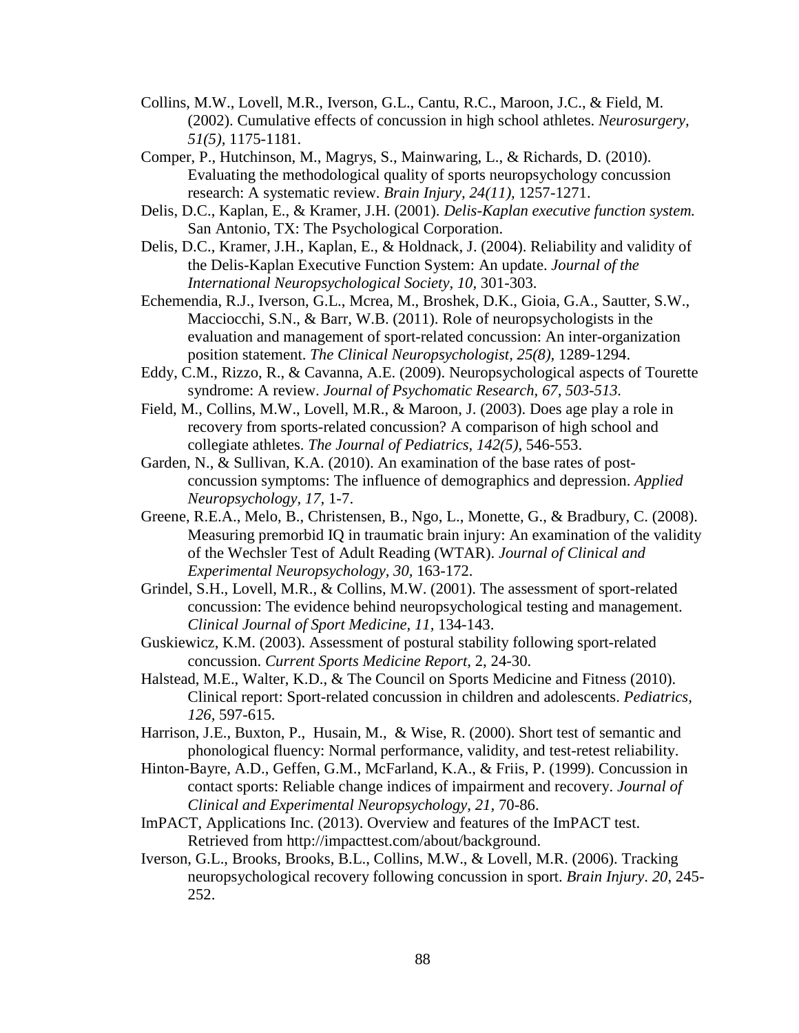Collins, M.W., Lovell, M.R., Iverson, G.L., Cantu, R.C., Maroon, J.C., & Field, M. (2002). Cumulative effects of concussion in high school athletes. *Neurosurgery, 51(5),* 1175-1181.

Comper, P., Hutchinson, M., Magrys, S., Mainwaring, L., & Richards, D. (2010). Evaluating the methodological quality of sports neuropsychology concussion research: A systematic review. *Brain Injury, 24(11),* 1257-1271.

Delis, D.C., Kaplan, E., & Kramer, J.H. (2001). *Delis-Kaplan executive function system.* San Antonio, TX: The Psychological Corporation.

Delis, D.C., Kramer, J.H., Kaplan, E., & Holdnack, J. (2004). Reliability and validity of the Delis-Kaplan Executive Function System: An update. *Journal of the International Neuropsychological Society, 10,* 301-303.

Echemendia, R.J., Iverson, G.L., Mcrea, M., Broshek, D.K., Gioia, G.A., Sautter, S.W., Macciocchi, S.N., & Barr, W.B. (2011). Role of neuropsychologists in the evaluation and management of sport-related concussion: An inter-organization position statement. *The Clinical Neuropsychologist, 25(8),* 1289-1294.

Eddy, C.M., Rizzo, R., & Cavanna, A.E. (2009). Neuropsychological aspects of Tourette syndrome: A review. *Journal of Psychomatic Research, 67, 503-513.*

Field, M., Collins, M.W., Lovell, M.R., & Maroon, J. (2003). Does age play a role in recovery from sports-related concussion? A comparison of high school and collegiate athletes. *The Journal of Pediatrics, 142(5),* 546-553.

Garden, N., & Sullivan, K.A. (2010). An examination of the base rates of post-concussion symptoms: The influence of demographics and depression. *Applied Neuropsychology, 17,* 1-7.

Greene, R.E.A., Melo, B., Christensen, B., Ngo, L., Monette, G., & Bradbury, C. (2008). Measuring premorbid IQ in traumatic brain injury: An examination of the validity of the Wechsler Test of Adult Reading (WTAR). *Journal of Clinical and Experimental Neuropsychology, 30,* 163-172.

Grindel, S.H., Lovell, M.R., & Collins, M.W. (2001). The assessment of sport-related concussion: The evidence behind neuropsychological testing and management. *Clinical Journal of Sport Medicine, 11,* 134-143.

Guskiewicz, K.M. (2003). Assessment of postural stability following sport-related concussion. *Current Sports Medicine Report,* 2, 24-30.

Halstead, M.E., Walter, K.D., & The Council on Sports Medicine and Fitness (2010). Clinical report: Sport-related concussion in children and adolescents. *Pediatrics, 126,* 597-615.

Harrison, J.E., Buxton, P., Husain, M., & Wise, R. (2000). Short test of semantic and phonological fluency: Normal performance, validity, and test-retest reliability.

Hinton-Bayre, A.D., Geffen, G.M., McFarland, K.A., & Friis, P. (1999). Concussion in contact sports: Reliable change indices of impairment and recovery. *Journal of Clinical and Experimental Neuropsychology, 21,* 70-86.

ImPACT, Applications Inc. (2013). Overview and features of the ImPACT test. Retrieved from http://impacttest.com/about/background.

Iverson, G.L., Brooks, Brooks, B.L., Collins, M.W., & Lovell, M.R. (2006). Tracking neuropsychological recovery following concussion in sport. *Brain Injury. 20,* 245-252.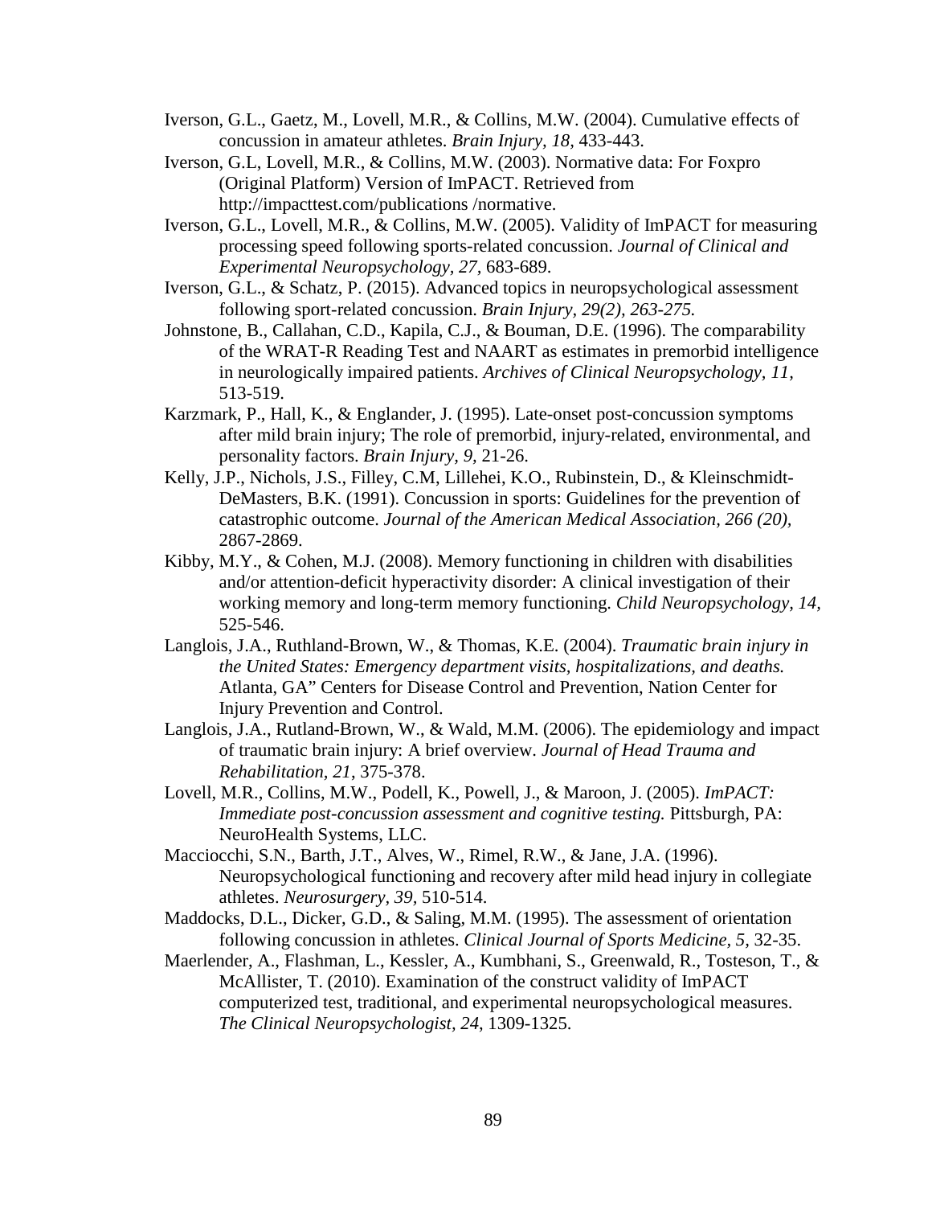Iverson, G.L., Gaetz, M., Lovell, M.R., & Collins, M.W. (2004). Cumulative effects of concussion in amateur athletes. *Brain Injury, 18*, 433-443.

Iverson, G.L, Lovell, M.R., & Collins, M.W. (2003). Normative data: For Foxpro (Original Platform) Version of ImPACT. Retrieved from http://impacttest.com/publications /normative.

Iverson, G.L., Lovell, M.R., & Collins, M.W. (2005). Validity of ImPACT for measuring processing speed following sports-related concussion. *Journal of Clinical and Experimental Neuropsychology, 27,* 683-689.

Iverson, G.L., & Schatz, P. (2015). Advanced topics in neuropsychological assessment following sport-related concussion. *Brain Injury, 29(2), 263-275.*

Johnstone, B., Callahan, C.D., Kapila, C.J., & Bouman, D.E. (1996). The comparability of the WRAT-R Reading Test and NAART as estimates in premorbid intelligence in neurologically impaired patients. *Archives of Clinical Neuropsychology, 11*, 513-519.

Karzmark, P., Hall, K., & Englander, J. (1995). Late-onset post-concussion symptoms after mild brain injury; The role of premorbid, injury-related, environmental, and personality factors. *Brain Injury, 9,* 21-26.

Kelly, J.P., Nichols, J.S., Filley, C.M, Lillehei, K.O., Rubinstein, D., & Kleinschmidt-DeMasters, B.K. (1991). Concussion in sports: Guidelines for the prevention of catastrophic outcome. *Journal of the American Medical Association, 266 (20),* 2867-2869.

Kibby, M.Y., & Cohen, M.J. (2008). Memory functioning in children with disabilities and/or attention-deficit hyperactivity disorder: A clinical investigation of their working memory and long-term memory functioning. *Child Neuropsychology, 14,* 525-546.

Langlois, J.A., Ruthland-Brown, W., & Thomas, K.E. (2004). *Traumatic brain injury in the United States: Emergency department visits, hospitalizations, and deaths.* Atlanta, GA" Centers for Disease Control and Prevention, Nation Center for Injury Prevention and Control.

Langlois, J.A., Rutland-Brown, W., & Wald, M.M. (2006). The epidemiology and impact of traumatic brain injury: A brief overview. *Journal of Head Trauma and Rehabilitation, 21*, 375-378.

Lovell, M.R., Collins, M.W., Podell, K., Powell, J., & Maroon, J. (2005). *ImPACT: Immediate post-concussion assessment and cognitive testing.* Pittsburgh, PA: NeuroHealth Systems, LLC.

Macciocchi, S.N., Barth, J.T., Alves, W., Rimel, R.W., & Jane, J.A. (1996). Neuropsychological functioning and recovery after mild head injury in collegiate athletes. *Neurosurgery, 39,* 510-514.

Maddocks, D.L., Dicker, G.D., & Saling, M.M. (1995). The assessment of orientation following concussion in athletes. *Clinical Journal of Sports Medicine, 5,* 32-35.

Maerlender, A., Flashman, L., Kessler, A., Kumbhani, S., Greenwald, R., Tosteson, T., & McAllister, T. (2010). Examination of the construct validity of ImPACT computerized test, traditional, and experimental neuropsychological measures. *The Clinical Neuropsychologist, 24*, 1309-1325.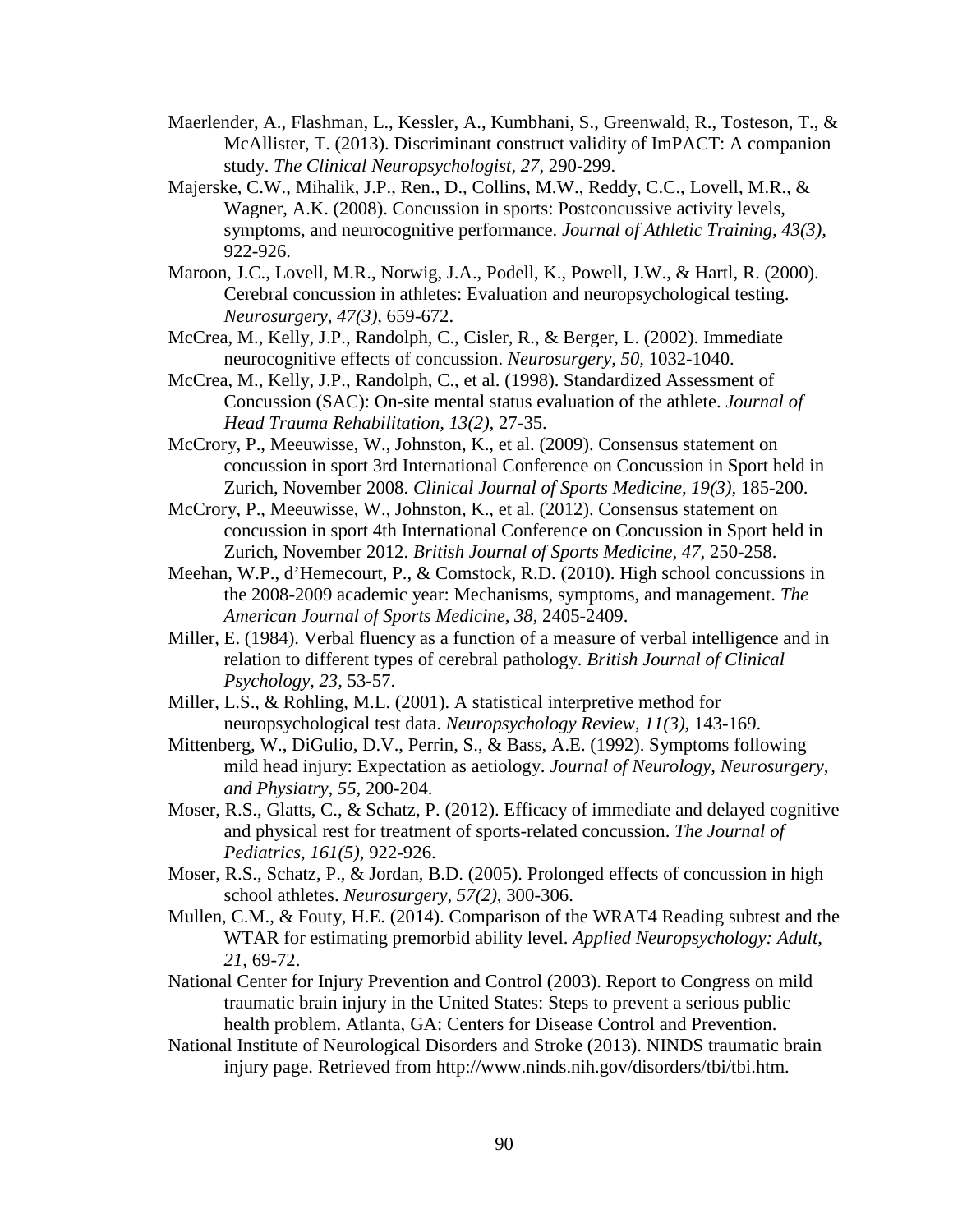Maerlender, A., Flashman, L., Kessler, A., Kumbhani, S., Greenwald, R., Tosteson, T., & McAllister, T. (2013). Discriminant construct validity of ImPACT: A companion study. *The Clinical Neuropsychologist, 27*, 290-299.

Majerske, C.W., Mihalik, J.P., Ren., D., Collins, M.W., Reddy, C.C., Lovell, M.R., & Wagner, A.K. (2008). Concussion in sports: Postconcussive activity levels, symptoms, and neurocognitive performance. *Journal of Athletic Training, 43(3),* 922-926.

Maroon, J.C., Lovell, M.R., Norwig, J.A., Podell, K., Powell, J.W., & Hartl, R. (2000). Cerebral concussion in athletes: Evaluation and neuropsychological testing. *Neurosurgery, 47(3),* 659-672.

McCrea, M., Kelly, J.P., Randolph, C., Cisler, R., & Berger, L. (2002). Immediate neurocognitive effects of concussion. *Neurosurgery, 50,* 1032-1040.

McCrea, M., Kelly, J.P., Randolph, C., et al. (1998). Standardized Assessment of Concussion (SAC): On-site mental status evaluation of the athlete. *Journal of Head Trauma Rehabilitation, 13(2),* 27-35.

McCrory, P., Meeuwisse, W., Johnston, K., et al. (2009). Consensus statement on concussion in sport 3rd International Conference on Concussion in Sport held in Zurich, November 2008. *Clinical Journal of Sports Medicine, 19(3),* 185-200.

McCrory, P., Meeuwisse, W., Johnston, K., et al. (2012). Consensus statement on concussion in sport 4th International Conference on Concussion in Sport held in Zurich, November 2012. *British Journal of Sports Medicine, 47,* 250-258.

Meehan, W.P., d'Hemecourt, P., & Comstock, R.D. (2010). High school concussions in the 2008-2009 academic year: Mechanisms, symptoms, and management. *The American Journal of Sports Medicine, 38,* 2405-2409.

Miller, E. (1984). Verbal fluency as a function of a measure of verbal intelligence and in relation to different types of cerebral pathology. *British Journal of Clinical Psychology, 23,* 53-57.

Miller, L.S., & Rohling, M.L. (2001). A statistical interpretive method for neuropsychological test data. *Neuropsychology Review, 11(3),* 143-169.

Mittenberg, W., DiGulio, D.V., Perrin, S., & Bass, A.E. (1992). Symptoms following mild head injury: Expectation as aetiology. *Journal of Neurology, Neurosurgery, and Physiatry, 55,* 200-204.

Moser, R.S., Glatts, C., & Schatz, P. (2012). Efficacy of immediate and delayed cognitive and physical rest for treatment of sports-related concussion. *The Journal of Pediatrics, 161(5)*, 922-926.

Moser, R.S., Schatz, P., & Jordan, B.D. (2005). Prolonged effects of concussion in high school athletes. *Neurosurgery, 57(2),* 300-306.

Mullen, C.M., & Fouty, H.E. (2014). Comparison of the WRAT4 Reading subtest and the WTAR for estimating premorbid ability level. *Applied Neuropsychology: Adult, 21*, 69-72.

National Center for Injury Prevention and Control (2003). Report to Congress on mild traumatic brain injury in the United States: Steps to prevent a serious public health problem. Atlanta, GA: Centers for Disease Control and Prevention.

National Institute of Neurological Disorders and Stroke (2013). NINDS traumatic brain injury page. Retrieved from http://www.ninds.nih.gov/disorders/tbi/tbi.htm.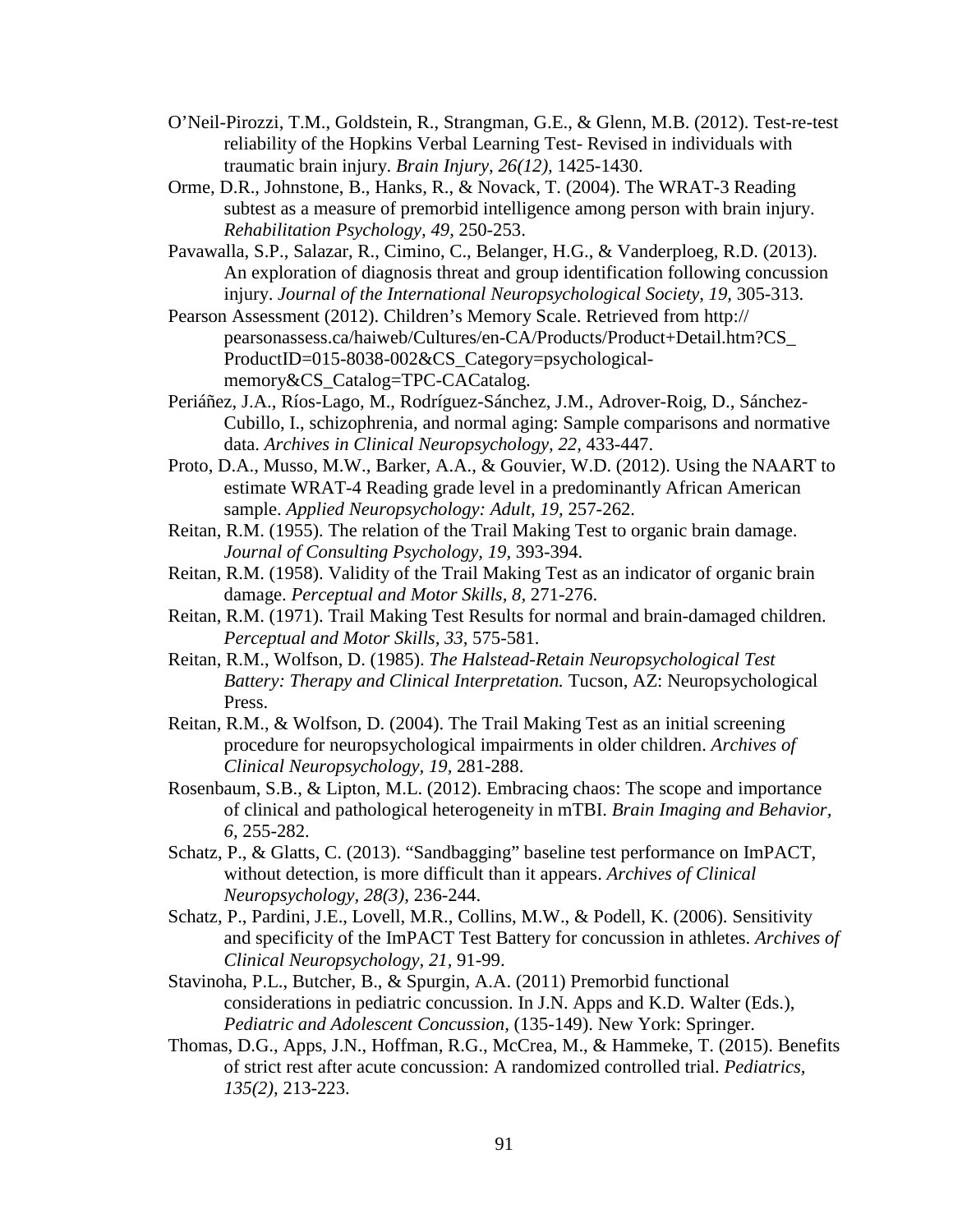O'Neil-Pirozzi, T.M., Goldstein, R., Strangman, G.E., & Glenn, M.B. (2012). Test-re-test reliability of the Hopkins Verbal Learning Test- Revised in individuals with traumatic brain injury. *Brain Injury, 26(12),* 1425-1430.

Orme, D.R., Johnstone, B., Hanks, R., & Novack, T. (2004). The WRAT-3 Reading subtest as a measure of premorbid intelligence among person with brain injury. *Rehabilitation Psychology, 49,* 250-253.

Pavawalla, S.P., Salazar, R., Cimino, C., Belanger, H.G., & Vanderploeg, R.D. (2013). An exploration of diagnosis threat and group identification following concussion injury. *Journal of the International Neuropsychological Society, 19,* 305-313.

Pearson Assessment (2012). Children's Memory Scale. Retrieved from http:// pearsonassess.ca/haiweb/Cultures/en-CA/Products/Product+Detail.htm?CS_ ProductID=015-8038-002&CS_Category=psychological-memory&CS_Catalog=TPC-CACatalog.

Periáñez, J.A., Ríos-Lago, M., Rodríguez-Sánchez, J.M., Adrover-Roig, D., Sánchez-Cubillo, I., schizophrenia, and normal aging: Sample comparisons and normative data. *Archives in Clinical Neuropsychology, 22,* 433-447.

Proto, D.A., Musso, M.W., Barker, A.A., & Gouvier, W.D. (2012). Using the NAART to estimate WRAT-4 Reading grade level in a predominantly African American sample. *Applied Neuropsychology: Adult, 19,* 257-262.

Reitan, R.M. (1955). The relation of the Trail Making Test to organic brain damage. *Journal of Consulting Psychology, 19,* 393-394.

Reitan, R.M. (1958). Validity of the Trail Making Test as an indicator of organic brain damage. *Perceptual and Motor Skills, 8,* 271-276.

Reitan, R.M. (1971). Trail Making Test Results for normal and brain-damaged children. *Perceptual and Motor Skills, 33,* 575-581.

Reitan, R.M., Wolfson, D. (1985). *The Halstead-Retain Neuropsychological Test Battery: Therapy and Clinical Interpretation.* Tucson, AZ: Neuropsychological Press.

Reitan, R.M., & Wolfson, D. (2004). The Trail Making Test as an initial screening procedure for neuropsychological impairments in older children. *Archives of Clinical Neuropsychology, 19,* 281-288.

Rosenbaum, S.B., & Lipton, M.L. (2012). Embracing chaos: The scope and importance of clinical and pathological heterogeneity in mTBI. *Brain Imaging and Behavior, 6,* 255-282.

Schatz, P., & Glatts, C. (2013). "Sandbagging" baseline test performance on ImPACT, without detection, is more difficult than it appears. *Archives of Clinical Neuropsychology, 28(3),* 236-244.

Schatz, P., Pardini, J.E., Lovell, M.R., Collins, M.W., & Podell, K. (2006). Sensitivity and specificity of the ImPACT Test Battery for concussion in athletes. *Archives of Clinical Neuropsychology, 21,* 91-99.

Stavinoha, P.L., Butcher, B., & Spurgin, A.A. (2011) Premorbid functional considerations in pediatric concussion. In J.N. Apps and K.D. Walter (Eds.), *Pediatric and Adolescent Concussion,* (135-149). New York: Springer.

Thomas, D.G., Apps, J.N., Hoffman, R.G., McCrea, M., & Hammeke, T. (2015). Benefits of strict rest after acute concussion: A randomized controlled trial. *Pediatrics, 135(2),* 213-223.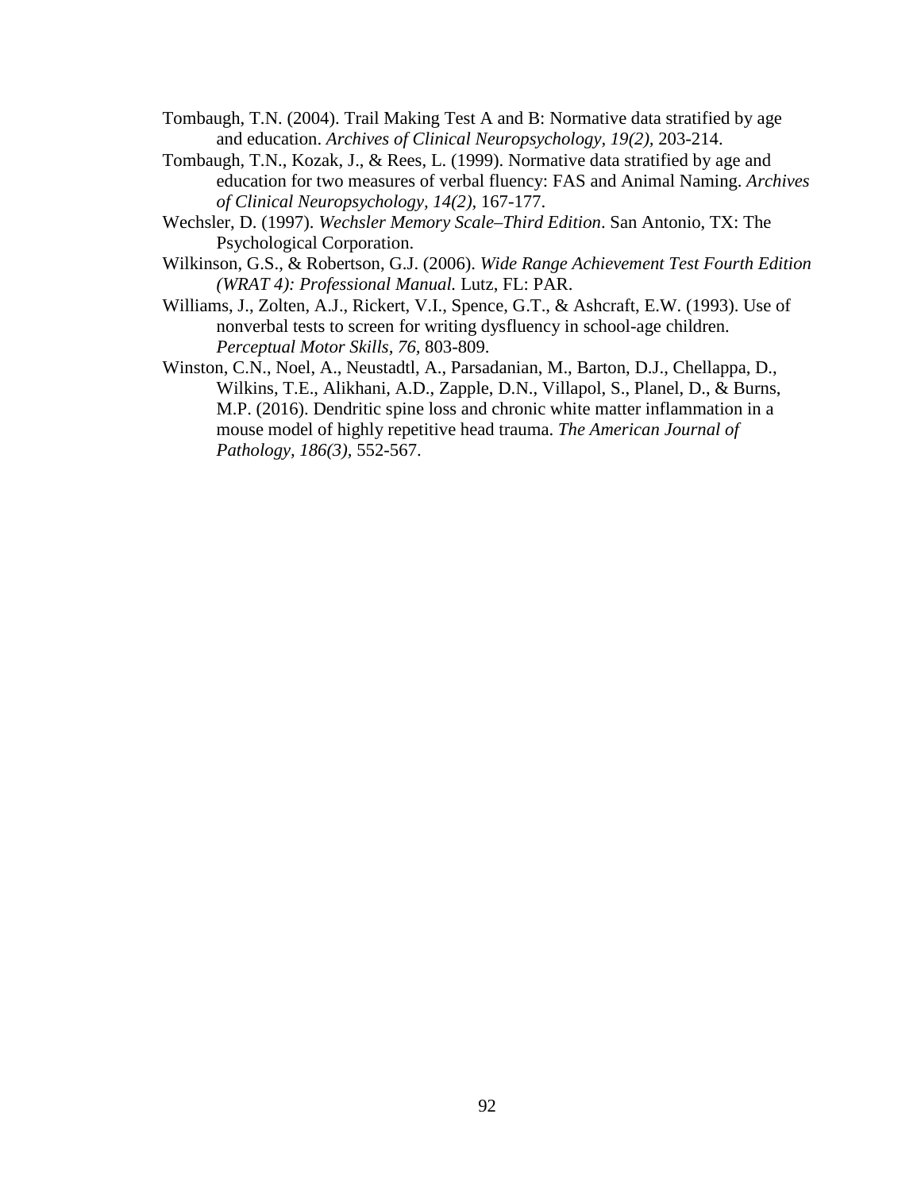Tombaugh, T.N. (2004). Trail Making Test A and B: Normative data stratified by age and education. *Archives of Clinical Neuropsychology, 19(2),* 203-214.

Tombaugh, T.N., Kozak, J., & Rees, L. (1999). Normative data stratified by age and education for two measures of verbal fluency: FAS and Animal Naming. *Archives of Clinical Neuropsychology, 14(2)*, 167-177.

Wechsler, D. (1997). *Wechsler Memory Scale–Third Edition*. San Antonio, TX: The Psychological Corporation.

Wilkinson, G.S., & Robertson, G.J. (2006). *Wide Range Achievement Test Fourth Edition (WRAT 4): Professional Manual.* Lutz, FL: PAR.

Williams, J., Zolten, A.J., Rickert, V.I., Spence, G.T., & Ashcraft, E.W. (1993). Use of nonverbal tests to screen for writing dysfluency in school-age children. *Perceptual Motor Skills, 76*, 803-809.

Winston, C.N., Noel, A., Neustadtl, A., Parsadanian, M., Barton, D.J., Chellappa, D., Wilkins, T.E., Alikhani, A.D., Zapple, D.N., Villapol, S., Planel, D., & Burns, M.P. (2016). Dendritic spine loss and chronic white matter inflammation in a mouse model of highly repetitive head trauma. *The American Journal of Pathology, 186(3),* 552-567.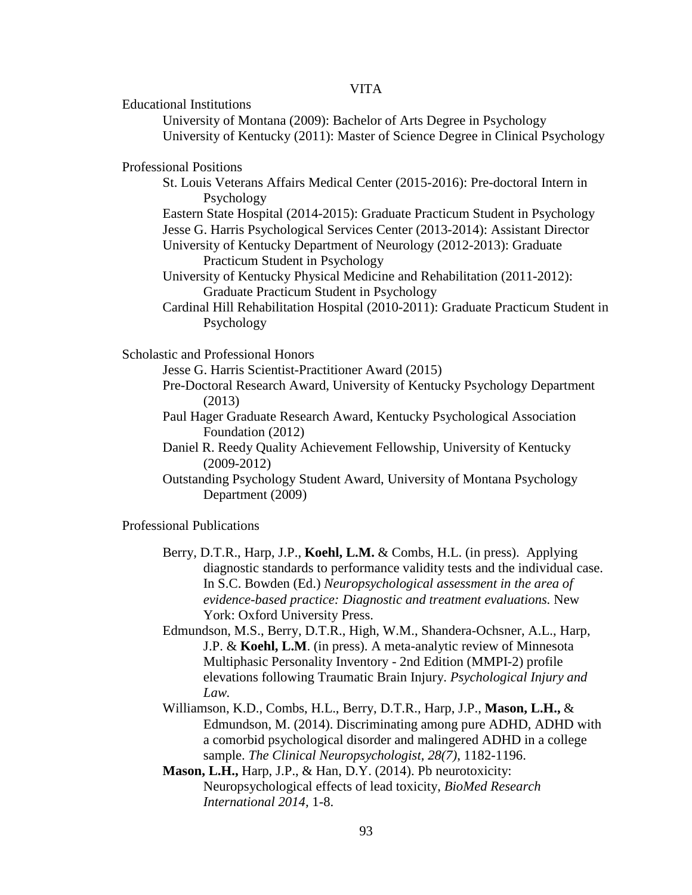# VITA

Educational Institutions

University of Montana (2009): Bachelor of Arts Degree in Psychology
University of Kentucky (2011): Master of Science Degree in Clinical Psychology

Professional Positions

St. Louis Veterans Affairs Medical Center (2015-2016): Pre-doctoral Intern in Psychology
Eastern State Hospital (2014-2015): Graduate Practicum Student in Psychology
Jesse G. Harris Psychological Services Center (2013-2014): Assistant Director
University of Kentucky Department of Neurology (2012-2013): Graduate Practicum Student in Psychology
University of Kentucky Physical Medicine and Rehabilitation (2011-2012): Graduate Practicum Student in Psychology
Cardinal Hill Rehabilitation Hospital (2010-2011): Graduate Practicum Student in Psychology

Scholastic and Professional Honors

Jesse G. Harris Scientist-Practitioner Award (2015)
Pre-Doctoral Research Award, University of Kentucky Psychology Department (2013)
Paul Hager Graduate Research Award, Kentucky Psychological Association Foundation (2012)
Daniel R. Reedy Quality Achievement Fellowship, University of Kentucky (2009-2012)
Outstanding Psychology Student Award, University of Montana Psychology Department (2009)

Professional Publications

Berry, D.T.R., Harp, J.P., **Koehl, L.M.** & Combs, H.L. (in press). Applying diagnostic standards to performance validity tests and the individual case. In S.C. Bowden (Ed.) *Neuropsychological assessment in the area of evidence-based practice: Diagnostic and treatment evaluations.* New York: Oxford University Press.

Edmundson, M.S., Berry, D.T.R., High, W.M., Shandera-Ochsner, A.L., Harp, J.P. & **Koehl, L.M**. (in press). A meta-analytic review of Minnesota Multiphasic Personality Inventory - 2nd Edition (MMPI-2) profile elevations following Traumatic Brain Injury. *Psychological Injury and Law.*

Williamson, K.D., Combs, H.L., Berry, D.T.R., Harp, J.P., **Mason, L.H.,** & Edmundson, M. (2014). Discriminating among pure ADHD, ADHD with a comorbid psychological disorder and malingered ADHD in a college sample. *The Clinical Neuropsychologist, 28(7),* 1182-1196.

**Mason, L.H.,** Harp, J.P., & Han, D.Y. (2014). Pb neurotoxicity: Neuropsychological effects of lead toxicity, *BioMed Research International 2014*, 1-8.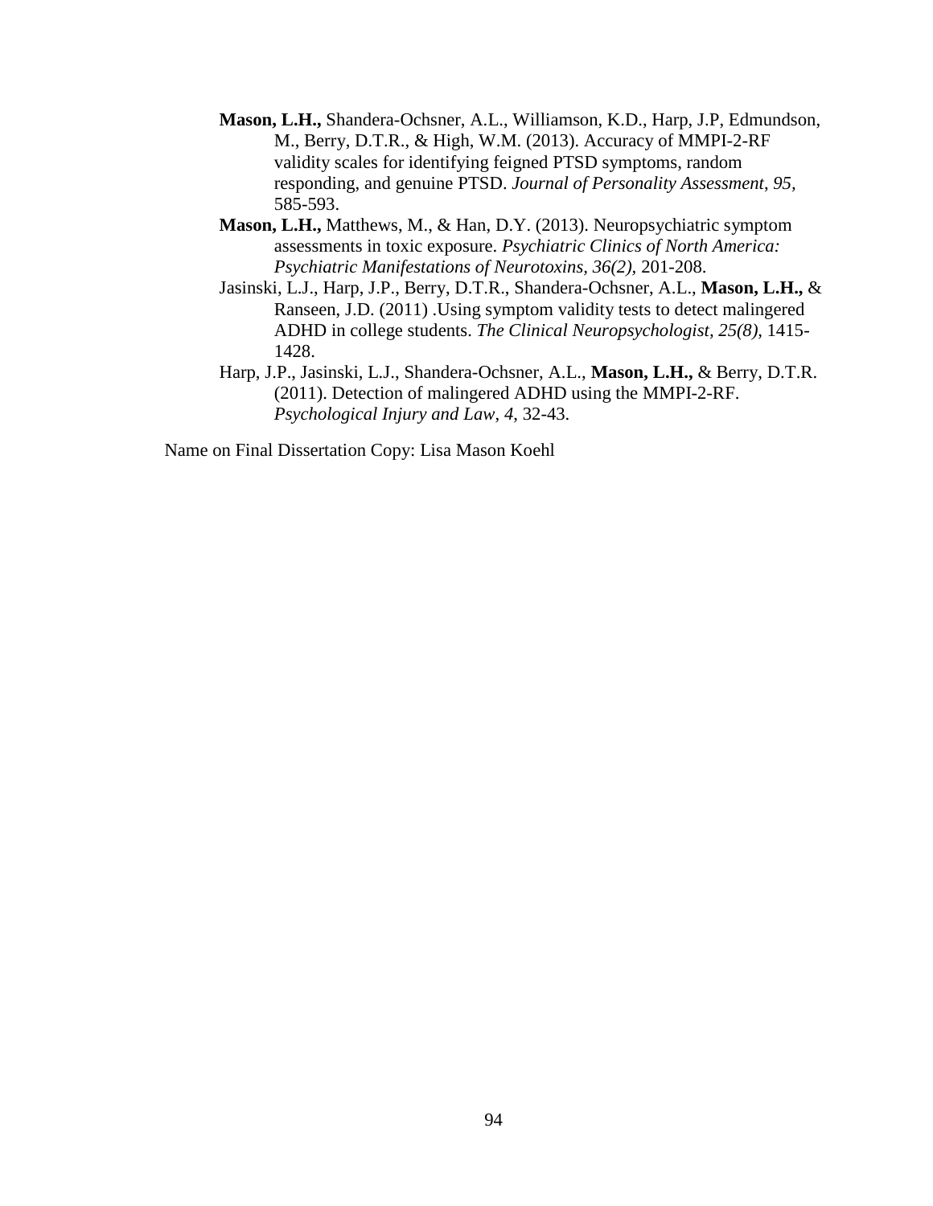**Mason, L.H.,** Shandera-Ochsner, A.L., Williamson, K.D., Harp, J.P, Edmundson, M., Berry, D.T.R., & High, W.M. (2013). Accuracy of MMPI-2-RF validity scales for identifying feigned PTSD symptoms, random responding, and genuine PTSD. *Journal of Personality Assessment, 95*, 585-593.

**Mason, L.H.,** Matthews, M., & Han, D.Y. (2013). Neuropsychiatric symptom assessments in toxic exposure. *Psychiatric Clinics of North America: Psychiatric Manifestations of Neurotoxins, 36(2)*, 201-208.

Jasinski, L.J., Harp, J.P., Berry, D.T.R., Shandera-Ochsner, A.L., **Mason, L.H.,** & Ranseen, J.D. (2011) .Using symptom validity tests to detect malingered ADHD in college students. *The Clinical Neuropsychologist*, *25(8)*, 1415-1428.

Harp, J.P., Jasinski, L.J., Shandera-Ochsner, A.L., **Mason, L.H.,** & Berry, D.T.R. (2011). Detection of malingered ADHD using the MMPI-2-RF. *Psychological Injury and Law*, *4*, 32-43.

Name on Final Dissertation Copy: Lisa Mason Koehl